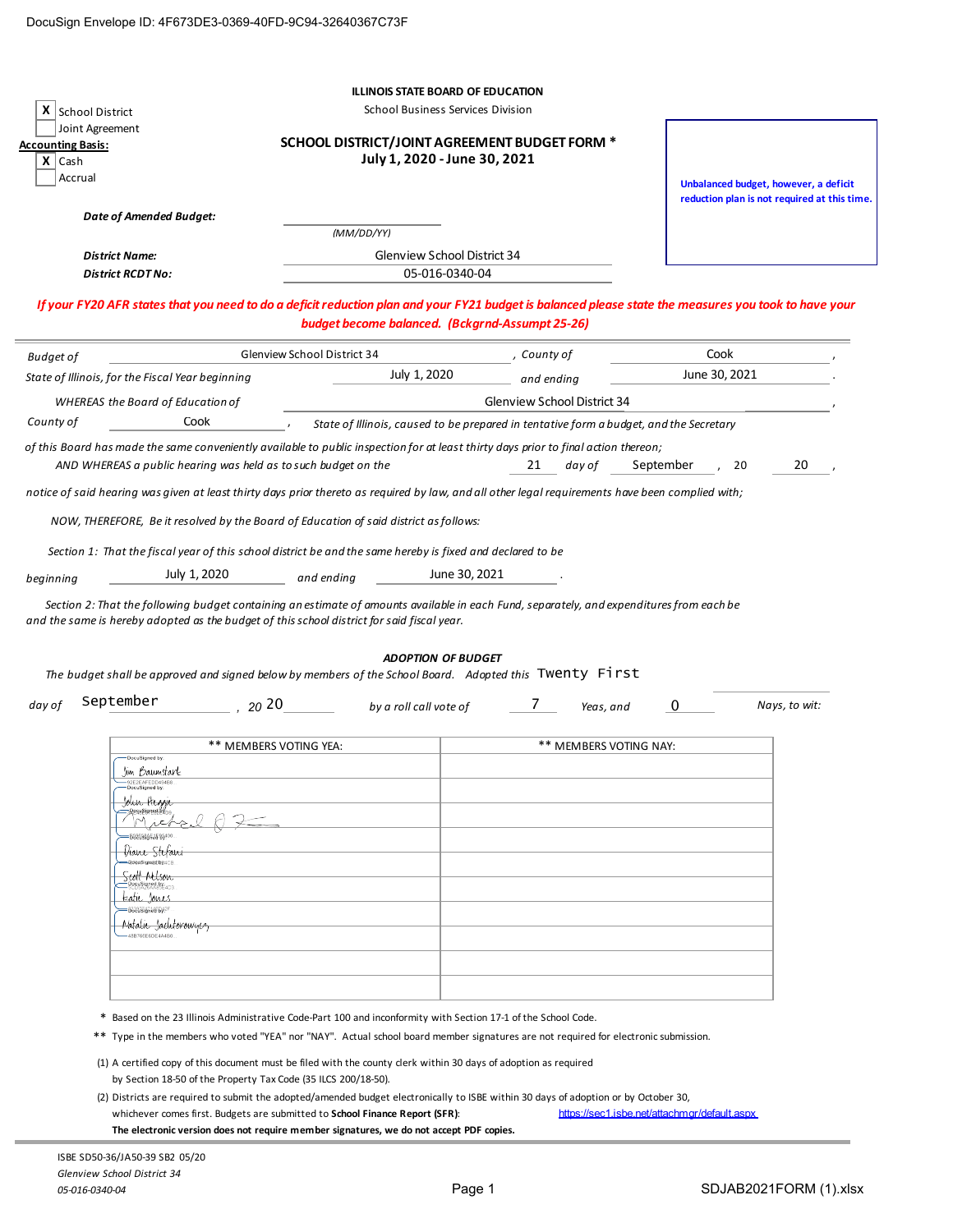DocuSign Envelope ID: 4F673DE3-0369-40FD-9C94-32640367C73F

**ILLINOIS STATE BOARD OF EDUCATION**
School Business Services Division

[X] School District
[ ] Joint Agreement

**Accounting Basis:**
[X] Cash
[ ] Accrual

## SCHOOL DISTRICT/JOINT AGREEMENT BUDGET FORM *
**July 1, 2020 - June 30, 2021**

**Unbalanced budget, however, a deficit reduction plan is not required at this time.**

***Date of Amended Budget:*** ______________ *(MM/DD/YY)*

***District Name:*** Glenview School District 34
***District RCDT No:*** 05-016-0340-04

***If your FY20 AFR states that you need to do a deficit reduction plan and your FY21 budget is balanced please state the measures you took to have your budget become balanced. (Bckgrnd-Assumpt 25-26)***

*Budget of* Glenview School District 34 *, County of* Cook ,
*State of Illinois, for the Fiscal Year beginning* July 1, 2020 *and ending* June 30, 2021 .

*WHEREAS the Board of Education of* Glenview School District 34 ,
*County of* Cook , *State of Illinois, caused to be prepared in tentative form a budget, and the Secretary of this Board has made the same conveniently available to public inspection for at least thirty days prior to final action thereon;*
*AND WHEREAS a public hearing was held as to such budget on the* 21 *day of* September , 20 20 ,
*notice of said hearing was given at least thirty days prior thereto as required by law, and all other legal requirements have been complied with;*

*NOW, THEREFORE, Be it resolved by the Board of Education of said district as follows:*

*Section 1: That the fiscal year of this school district be and the same hereby is fixed and declared to be*
*beginning* July 1, 2020 *and ending* June 30, 2021 .

*Section 2: That the following budget containing an estimate of amounts available in each Fund, separately, and expenditures from each be and the same is hereby adopted as the budget of this school district for said fiscal year.*

***ADOPTION OF BUDGET***

*The budget shall be approved and signed below by members of the School Board. Adopted this* Twenty First
*day of* September , *20* 20 *by a roll call vote of* 7 *Yeas, and* 0 *Nays, to wit:*

| ** MEMBERS VOTING YEA: | ** MEMBERS VOTING NAY: |
|---|---|
| Jim Baumstark | |
| John Heggie | |
| Michael O | |
| Diane Stefani | |
| Scott Nelson | |
| Katie Jones | |
| Natalie Jachtorowycz | |
| | |
| | |
| | |

\* Based on the 23 Illinois Administrative Code-Part 100 and inconformity with Section 17-1 of the School Code.

\** Type in the members who voted "YEA" nor "NAY". Actual school board member signatures are not required for electronic submission.

(1) A certified copy of this document must be filed with the county clerk within 30 days of adoption as required by Section 18-50 of the Property Tax Code (35 ILCS 200/18-50).

(2) Districts are required to submit the adopted/amended budget electronically to ISBE within 30 days of adoption or by October 30, whichever comes first. Budgets are submitted to **School Finance Report (SFR)**: https://sec1.isbe.net/attachmgr/default.aspx
**The electronic version does not require member signatures, we do not accept PDF copies.**

ISBE SD50-36/JA50-39 SB2 05/20
*Glenview School District 34*
*05-016-0340-04*
SDJAB2021FORM (1).xlsx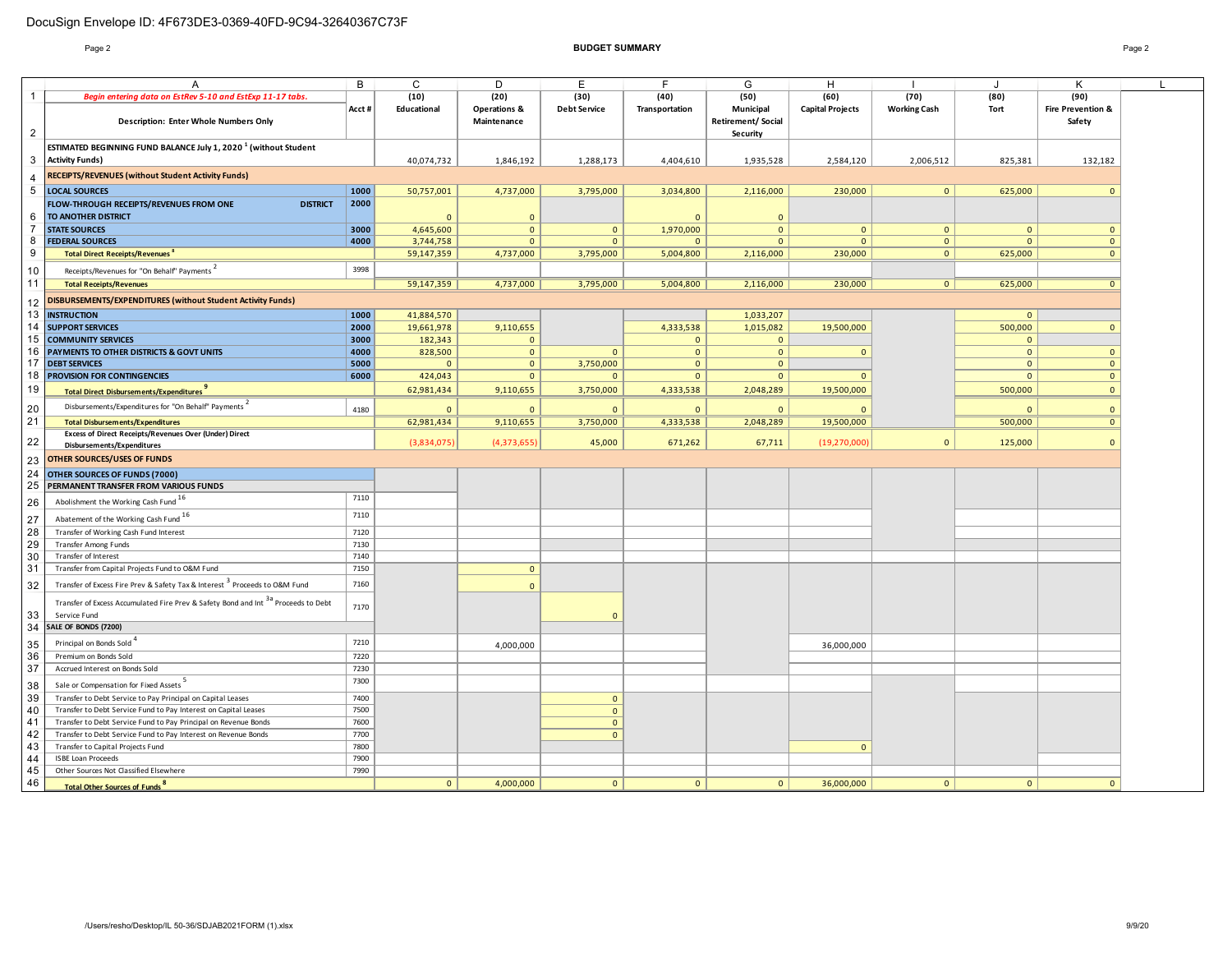DocuSign Envelope ID: 4F673DE3-0369-40FD-9C94-32640367C73F

## BUDGET SUMMARY

| | A | B | C | D | E | F | G | H | I | J | K |
|---|---|---|---|---|---|---|---|---|---|---|---|
| 1 | *Begin entering data on EstRev 5-10 and EstExp 11-17 tabs.* | | (10) | (20) | (30) | (40) | (50) | (60) | (70) | (80) | (90) |
| 2 | Description: Enter Whole Numbers Only | Acct # | Educational | Operations & Maintenance | Debt Service | Transportation | Municipal Retirement/ Social Security | Capital Projects | Working Cash | Tort | Fire Prevention & Safety |
| 3 | **ESTIMATED BEGINNING FUND BALANCE July 1, 2020 [1] (without Student Activity Funds)** | | 40,074,732 | 1,846,192 | 1,288,173 | 4,404,610 | 1,935,528 | 2,584,120 | 2,006,512 | 825,381 | 132,182 |
| 4 | **RECEIPTS/REVENUES (without Student Activity Funds)** | | | | | | | | | | |
| 5 | **LOCAL SOURCES** | 1000 | 50,757,001 | 4,737,000 | 3,795,000 | 3,034,800 | 2,116,000 | 230,000 | 0 | 625,000 | 0 |
| 6 | **FLOW-THROUGH RECEIPTS/REVENUES FROM ONE DISTRICT TO ANOTHER DISTRICT** | 2000 | 0 | 0 | | 0 | 0 | | | | |
| 7 | **STATE SOURCES** | 3000 | 4,645,600 | 0 | 0 | 1,970,000 | 0 | 0 | 0 | 0 | 0 |
| 8 | **FEDERAL SOURCES** | 4000 | 3,744,758 | 0 | 0 | 0 | 0 | 0 | 0 | 0 | 0 |
| 9 | **Total Direct Receipts/Revenues [8]** | | 59,147,359 | 4,737,000 | 3,795,000 | 5,004,800 | 2,116,000 | 230,000 | 0 | 625,000 | 0 |
| 10 | Receipts/Revenues for "On Behalf" Payments [2] | 3998 | | | | | | | | | |
| 11 | **Total Receipts/Revenues** | | 59,147,359 | 4,737,000 | 3,795,000 | 5,004,800 | 2,116,000 | 230,000 | 0 | 625,000 | 0 |
| 12 | **DISBURSEMENTS/EXPENDITURES (without Student Activity Funds)** | | | | | | | | | | |
| 13 | **INSTRUCTION** | 1000 | 41,884,570 | | | | 1,033,207 | | | 0 | |
| 14 | **SUPPORT SERVICES** | 2000 | 19,661,978 | 9,110,655 | | 4,333,538 | 1,015,082 | 19,500,000 | | 500,000 | 0 |
| 15 | **COMMUNITY SERVICES** | 3000 | 182,343 | 0 | | 0 | 0 | | | 0 | |
| 16 | **PAYMENTS TO OTHER DISTRICTS & GOVT UNITS** | 4000 | 828,500 | 0 | 0 | 0 | 0 | 0 | | 0 | 0 |
| 17 | **DEBT SERVICES** | 5000 | 0 | 0 | 3,750,000 | 0 | 0 | | | 0 | 0 |
| 18 | **PROVISION FOR CONTINGENCIES** | 6000 | 424,043 | 0 | 0 | 0 | 0 | 0 | | 0 | 0 |
| 19 | **Total Direct Disbursements/Expenditures [9]** | | 62,981,434 | 9,110,655 | 3,750,000 | 4,333,538 | 2,048,289 | 19,500,000 | | 500,000 | 0 |
| 20 | Disbursements/Expenditures for "On Behalf" Payments [2] | 4180 | 0 | 0 | 0 | 0 | 0 | 0 | | 0 | 0 |
| 21 | **Total Disbursements/Expenditures** | | 62,981,434 | 9,110,655 | 3,750,000 | 4,333,538 | 2,048,289 | 19,500,000 | | 500,000 | 0 |
| 22 | **Excess of Direct Receipts/Revenues Over (Under) Direct Disbursements/Expenditures** | | (3,834,075) | (4,373,655) | 45,000 | 671,262 | 67,711 | (19,270,000) | 0 | 125,000 | 0 |
| 23 | **OTHER SOURCES/USES OF FUNDS** | | | | | | | | | | |
| 24 | **OTHER SOURCES OF FUNDS (7000)** | | | | | | | | | | |
| 25 | **PERMANENT TRANSFER FROM VARIOUS FUNDS** | | | | | | | | | | |
| 26 | Abolishment the Working Cash Fund [16] | 7110 | | | | | | | | | |
| 27 | Abatement of the Working Cash Fund [16] | 7110 | | | | | | | | | |
| 28 | Transfer of Working Cash Fund Interest | 7120 | | | | | | | | | |
| 29 | Transfer Among Funds | 7130 | | | | | | | | | |
| 30 | Transfer of Interest | 7140 | | | | | | | | | |
| 31 | Transfer from Capital Projects Fund to O&M Fund | 7150 | | 0 | | | | | | | |
| 32 | Transfer of Excess Fire Prev & Safety Tax & Interest [3] Proceeds to O&M Fund | 7160 | | 0 | | | | | | | |
| 33 | Transfer of Excess Accumulated Fire Prev & Safety Bond and Int [3a] Proceeds to Debt Service Fund | 7170 | | | 0 | | | | | | |
| 34 | **SALE OF BONDS (7200)** | | | | | | | | | | |
| 35 | Principal on Bonds Sold [4] | 7210 | | 4,000,000 | | | | 36,000,000 | | | |
| 36 | Premium on Bonds Sold | 7220 | | | | | | | | | |
| 37 | Accrued Interest on Bonds Sold | 7230 | | | | | | | | | |
| 38 | Sale or Compensation for Fixed Assets [5] | 7300 | | | | | | | | | |
| 39 | Transfer to Debt Service to Pay Principal on Capital Leases | 7400 | | | 0 | | | | | | |
| 40 | Transfer to Debt Service Fund to Pay Interest on Capital Leases | 7500 | | | 0 | | | | | | |
| 41 | Transfer to Debt Service Fund to Pay Principal on Revenue Bonds | 7600 | | | 0 | | | | | | |
| 42 | Transfer to Debt Service Fund to Pay Interest on Revenue Bonds | 7700 | | | 0 | | | | | | |
| 43 | Transfer to Capital Projects Fund | 7800 | | | | | | 0 | | | |
| 44 | ISBE Loan Proceeds | 7900 | | | | | | | | | |
| 45 | Other Sources Not Classified Elsewhere | 7990 | | | | | | | | | |
| 46 | **Total Other Sources of Funds [8]** | | 0 | 4,000,000 | 0 | 0 | 0 | 36,000,000 | 0 | 0 | 0 |

/Users/resho/Desktop/IL 50-36/SDJAB2021FORM (1).xlsx

9/9/20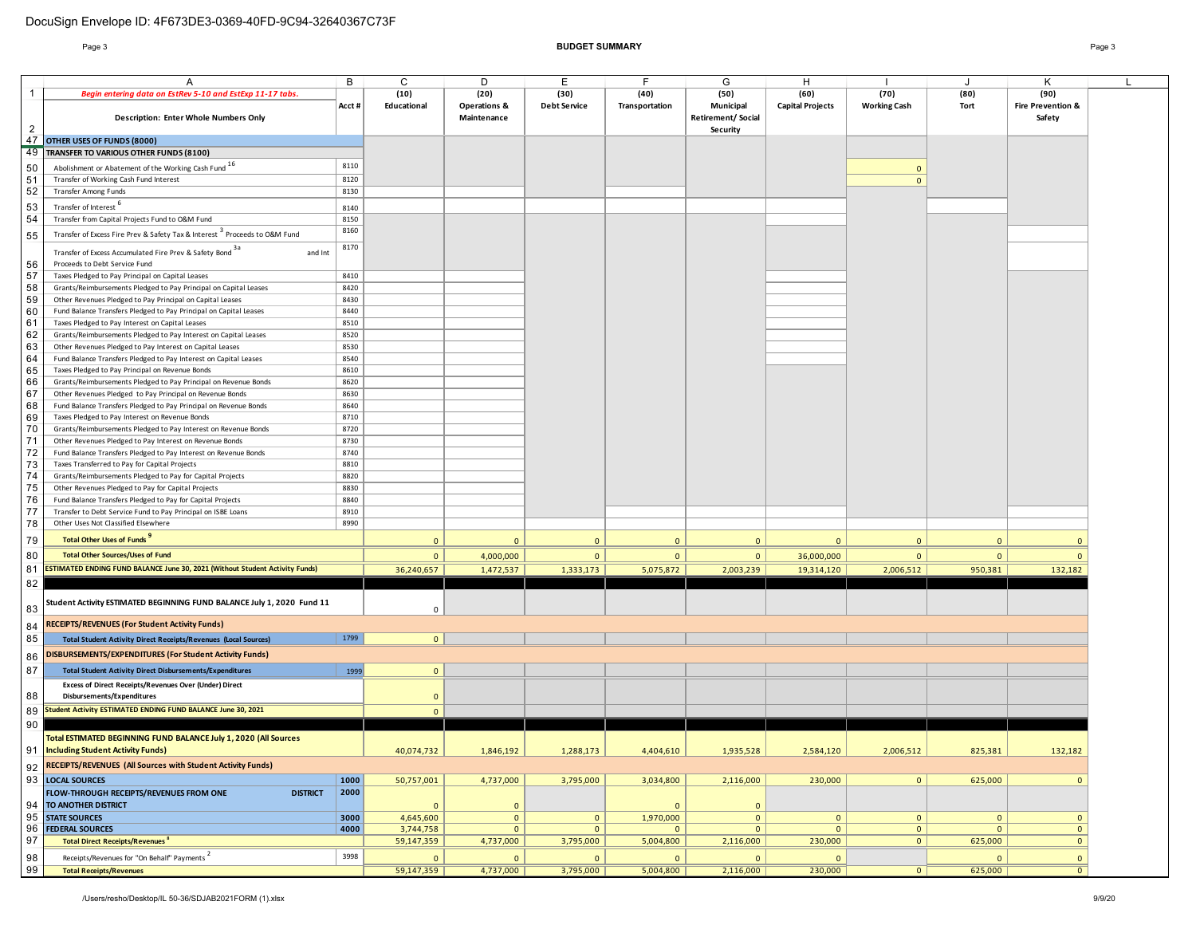DocuSign Envelope ID: 4F673DE3-0369-40FD-9C94-32640367C73F

## BUDGET SUMMARY

| | A | B | C | D | E | F | G | H | I | J | K |
|---|---|---|---|---|---|---|---|---|---|---|---|
| 1 | *Begin entering data on EstRev 5-10 and EstExp 11-17 tabs.* | | (10) | (20) | (30) | (40) | (50) | (60) | (70) | (80) | (90) |
| 2 | **Description: Enter Whole Numbers Only** | Acct # | Educational | Operations & Maintenance | Debt Service | Transportation | Municipal Retirement/ Social Security | Capital Projects | Working Cash | Tort | Fire Prevention & Safety |
| 47 | **OTHER USES OF FUNDS (8000)** | | | | | | | | | | |
| 49 | **TRANSFER TO VARIOUS OTHER FUNDS (8100)** | | | | | | | | | | |
| 50 | Abolishment or Abatement of the Working Cash Fund [16] | 8110 | | | | | | | 0 | | |
| 51 | Transfer of Working Cash Fund Interest | 8120 | | | | | | | 0 | | |
| 52 | Transfer Among Funds | 8130 | | | | | | | | | |
| 53 | Transfer of Interest [6] | 8140 | | | | | | | | | |
| 54 | Transfer from Capital Projects Fund to O&M Fund | 8150 | | | | | | | | | |
| 55 | Transfer of Excess Fire Prev & Safety Tax & Interest [3] Proceeds to O&M Fund | 8160 | | | | | | | | | |
| 56 | Transfer of Excess Accumulated Fire Prev & Safety Bond [3a] and Int Proceeds to Debt Service Fund | 8170 | | | | | | | | | |
| 57 | Taxes Pledged to Pay Principal on Capital Leases | 8410 | | | | | | | | | |
| 58 | Grants/Reimbursements Pledged to Pay Principal on Capital Leases | 8420 | | | | | | | | | |
| 59 | Other Revenues Pledged to Pay Principal on Capital Leases | 8430 | | | | | | | | | |
| 60 | Fund Balance Transfers Pledged to Pay Principal on Capital Leases | 8440 | | | | | | | | | |
| 61 | Taxes Pledged to Pay Interest on Capital Leases | 8510 | | | | | | | | | |
| 62 | Grants/Reimbursements Pledged to Pay Interest on Capital Leases | 8520 | | | | | | | | | |
| 63 | Other Revenues Pledged to Pay Interest on Capital Leases | 8530 | | | | | | | | | |
| 64 | Fund Balance Transfers Pledged to Pay Interest on Capital Leases | 8540 | | | | | | | | | |
| 65 | Taxes Pledged to Pay Principal on Revenue Bonds | 8610 | | | | | | | | | |
| 66 | Grants/Reimbursements Pledged to Pay Principal on Revenue Bonds | 8620 | | | | | | | | | |
| 67 | Other Revenues Pledged to Pay Principal on Revenue Bonds | 8630 | | | | | | | | | |
| 68 | Fund Balance Transfers Pledged to Pay Principal on Revenue Bonds | 8640 | | | | | | | | | |
| 69 | Taxes Pledged to Pay Interest on Revenue Bonds | 8710 | | | | | | | | | |
| 70 | Grants/Reimbursements Pledged to Pay Interest on Revenue Bonds | 8720 | | | | | | | | | |
| 71 | Other Revenues Pledged to Pay Interest on Revenue Bonds | 8730 | | | | | | | | | |
| 72 | Fund Balance Transfers Pledged to Pay Interest on Revenue Bonds | 8740 | | | | | | | | | |
| 73 | Taxes Transferred to Pay for Capital Projects | 8810 | | | | | | | | | |
| 74 | Grants/Reimbursements Pledged to Pay for Capital Projects | 8820 | | | | | | | | | |
| 75 | Other Revenues Pledged to Pay for Capital Projects | 8830 | | | | | | | | | |
| 76 | Fund Balance Transfers Pledged to Pay for Capital Projects | 8840 | | | | | | | | | |
| 77 | Transfer to Debt Service Fund to Pay Principal on ISBE Loans | 8910 | | | | | | | | | |
| 78 | Other Uses Not Classified Elsewhere | 8990 | | | | | | | | | |
| 79 | **Total Other Uses of Funds [9]** | | 0 | 0 | 0 | 0 | 0 | 0 | 0 | 0 | 0 |
| 80 | **Total Other Sources/Uses of Fund** | | 0 | 4,000,000 | 0 | 0 | 0 | 36,000,000 | 0 | 0 | 0 |
| 81 | **ESTIMATED ENDING FUND BALANCE June 30, 2021 (Without Student Activity Funds)** | | 36,240,657 | 1,472,537 | 1,333,173 | 5,075,872 | 2,003,239 | 19,314,120 | 2,006,512 | 950,381 | 132,182 |
| 82 | | | | | | | | | | | |
| 83 | **Student Activity ESTIMATED BEGINNING FUND BALANCE July 1, 2020 Fund 11** | | 0 | | | | | | | | |
| 84 | **RECEIPTS/REVENUES (For Student Activity Funds)** | | | | | | | | | | |
| 85 | **Total Student Activity Direct Receipts/Revenues (Local Sources)** | 1799 | 0 | | | | | | | | |
| 86 | **DISBURSEMENTS/EXPENDITURES (For Student Activity Funds)** | | | | | | | | | | |
| 87 | **Total Student Activity Direct Disbursements/Expenditures** | 1999 | 0 | | | | | | | | |
| 88 | **Excess of Direct Receipts/Revenues Over (Under) Direct Disbursements/Expenditures** | | 0 | | | | | | | | |
| 89 | **Student Activity ESTIMATED ENDING FUND BALANCE June 30, 2021** | | 0 | | | | | | | | |
| 90 | | | | | | | | | | | |
| 91 | **Total ESTIMATED BEGINNING FUND BALANCE July 1, 2020 (All Sources Including Student Activity Funds)** | | 40,074,732 | 1,846,192 | 1,288,173 | 4,404,610 | 1,935,528 | 2,584,120 | 2,006,512 | 825,381 | 132,182 |
| 92 | **RECEIPTS/REVENUES (All Sources with Student Activity Funds)** | | | | | | | | | | |
| 93 | **LOCAL SOURCES** | 1000 | 50,757,001 | 4,737,000 | 3,795,000 | 3,034,800 | 2,116,000 | 230,000 | 0 | 625,000 | 0 |
| 94 | **FLOW-THROUGH RECEIPTS/REVENUES FROM ONE DISTRICT TO ANOTHER DISTRICT** | 2000 | 0 | 0 | | 0 | 0 | | | | |
| 95 | **STATE SOURCES** | 3000 | 4,645,600 | 0 | 0 | 1,970,000 | 0 | 0 | 0 | 0 | 0 |
| 96 | **FEDERAL SOURCES** | 4000 | 3,744,758 | 0 | 0 | 0 | 0 | 0 | 0 | 0 | 0 |
| 97 | **Total Direct Receipts/Revenues [8]** | | 59,147,359 | 4,737,000 | 3,795,000 | 5,004,800 | 2,116,000 | 230,000 | 0 | 625,000 | 0 |
| 98 | Receipts/Revenues for "On Behalf" Payments [2] | 3998 | 0 | 0 | 0 | 0 | 0 | 0 | | 0 | 0 |
| 99 | **Total Receipts/Revenues** | | 59,147,359 | 4,737,000 | 3,795,000 | 5,004,800 | 2,116,000 | 230,000 | 0 | 625,000 | 0 |

/Users/resho/Desktop/IL 50-36/SDJAB2021FORM (1).xlsx 9/9/20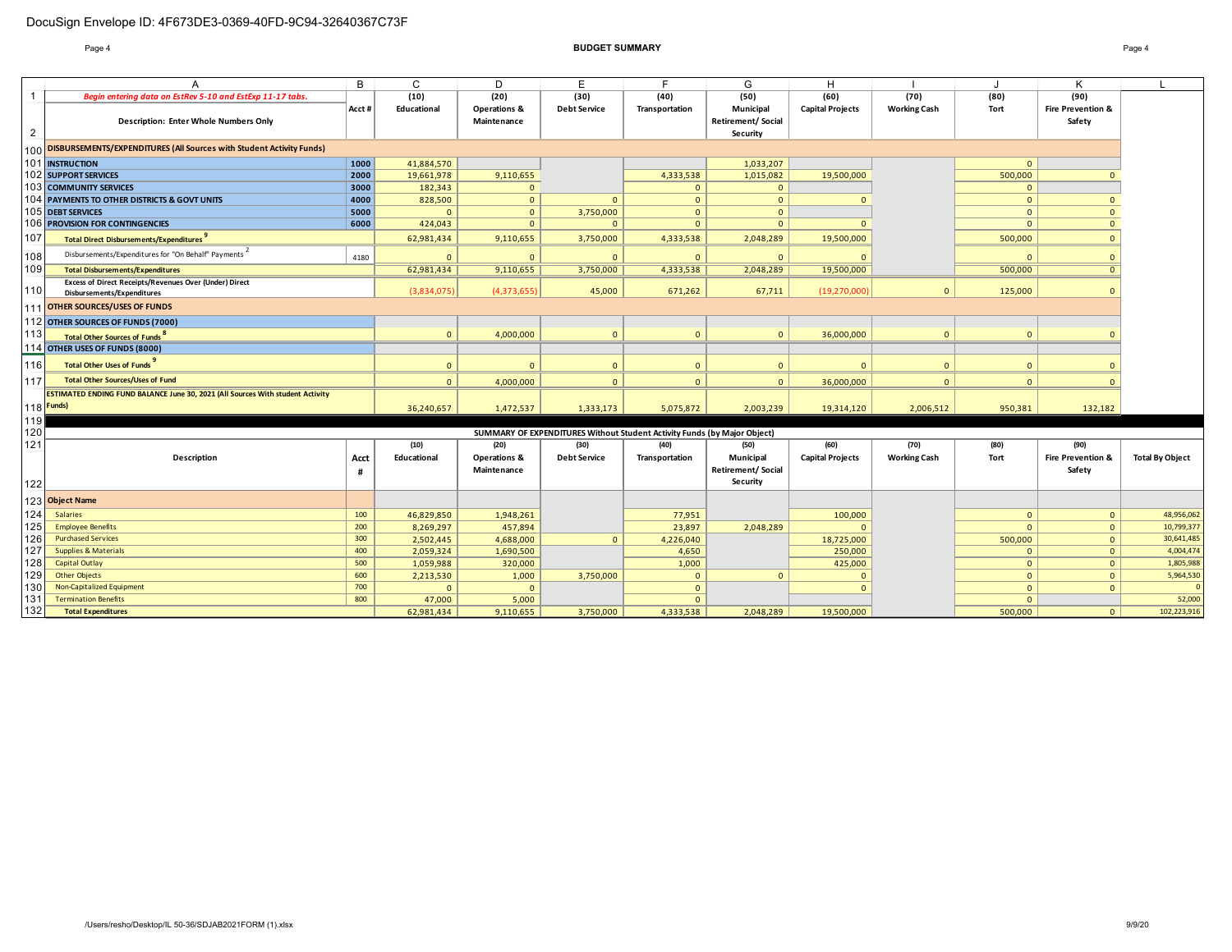DocuSign Envelope ID: 4F673DE3-0369-40FD-9C94-32640367C73F

# BUDGET SUMMARY

| | A | B | C | D | E | F | G | H | I | J | K |
|---|---|---|---|---|---|---|---|---|---|---|---|
| 1 | *Begin entering data on EstRev 5-10 and EstExp 11-17 tabs.* | Acct # | (10) Educational | (20) Operations & Maintenance | (30) Debt Service | (40) Transportation | (50) Municipal Retirement/ Social Security | (60) Capital Projects | (70) Working Cash | (80) Tort | (90) Fire Prevention & Safety |
| 2 | Description: Enter Whole Numbers Only | | | | | | | | | | |
| 100 | **DISBURSEMENTS/EXPENDITURES (All Sources with Student Activity Funds)** | | | | | | | | | | |
| 101 | **INSTRUCTION** | 1000 | 41,884,570 | | | | 1,033,207 | | | 0 | |
| 102 | **SUPPORT SERVICES** | 2000 | 19,661,978 | 9,110,655 | | 4,333,538 | 1,015,082 | 19,500,000 | | 500,000 | 0 |
| 103 | **COMMUNITY SERVICES** | 3000 | 182,343 | 0 | | 0 | 0 | | | 0 | |
| 104 | **PAYMENTS TO OTHER DISTRICTS & GOVT UNITS** | 4000 | 828,500 | 0 | 0 | 0 | 0 | 0 | | 0 | 0 |
| 105 | **DEBT SERVICES** | 5000 | 0 | 0 | 3,750,000 | 0 | 0 | | | 0 | 0 |
| 106 | **PROVISION FOR CONTINGENCIES** | 6000 | 424,043 | 0 | 0 | 0 | 0 | 0 | | 0 | 0 |
| 107 | **Total Direct Disbursements/Expenditures** [9] | | 62,981,434 | 9,110,655 | 3,750,000 | 4,333,538 | 2,048,289 | 19,500,000 | | 500,000 | 0 |
| 108 | Disbursements/Expenditures for "On Behalf" Payments [2] | 4180 | 0 | 0 | 0 | 0 | 0 | 0 | | 0 | 0 |
| 109 | **Total Disbursements/Expenditures** | | 62,981,434 | 9,110,655 | 3,750,000 | 4,333,538 | 2,048,289 | 19,500,000 | | 500,000 | 0 |
| 110 | **Excess of Direct Receipts/Revenues Over (Under) Direct Disbursements/Expenditures** | | (3,834,075) | (4,373,655) | 45,000 | 671,262 | 67,711 | (19,270,000) | 0 | 125,000 | 0 |
| 111 | **OTHER SOURCES/USES OF FUNDS** | | | | | | | | | | |
| 112 | **OTHER SOURCES OF FUNDS (7000)** | | | | | | | | | | |
| 113 | **Total Other Sources of Funds** [8] | | 0 | 4,000,000 | 0 | 0 | 0 | 36,000,000 | 0 | 0 | 0 |
| 114 | **OTHER USES OF FUNDS (8000)** | | | | | | | | | | |
| 116 | **Total Other Uses of Funds** [9] | | 0 | 0 | 0 | 0 | 0 | 0 | 0 | 0 | 0 |
| 117 | **Total Other Sources/Uses of Fund** | | 0 | 4,000,000 | 0 | 0 | 0 | 36,000,000 | 0 | 0 | 0 |
| 118 | **ESTIMATED ENDING FUND BALANCE June 30, 2021 (All Sources With student Activity Funds)** | | 36,240,657 | 1,472,537 | 1,333,173 | 5,075,872 | 2,003,239 | 19,314,120 | 2,006,512 | 950,381 | 132,182 |

## SUMMARY OF EXPENDITURES Without Student Activity Funds (by Major Object)

| | Description | Acct # | (10) Educational | (20) Operations & Maintenance | (30) Debt Service | (40) Transportation | (50) Municipal Retirement/ Social Security | (60) Capital Projects | (70) Working Cash | (80) Tort | (90) Fire Prevention & Safety | Total By Object |
|---|---|---|---|---|---|---|---|---|---|---|---|---|
| 123 | **Object Name** | | | | | | | | | | | |
| 124 | Salaries | 100 | 46,829,850 | 1,948,261 | | 77,951 | | 100,000 | | 0 | 0 | 48,956,062 |
| 125 | Employee Benefits | 200 | 8,269,297 | 457,894 | | 23,897 | 2,048,289 | 0 | | 0 | 0 | 10,799,377 |
| 126 | Purchased Services | 300 | 2,502,445 | 4,688,000 | 0 | 4,226,040 | | 18,725,000 | | 500,000 | 0 | 30,641,485 |
| 127 | Supplies & Materials | 400 | 2,059,324 | 1,690,500 | | 4,650 | | 250,000 | | 0 | 0 | 4,004,474 |
| 128 | Capital Outlay | 500 | 1,059,988 | 320,000 | | 1,000 | | 425,000 | | 0 | 0 | 1,805,988 |
| 129 | Other Objects | 600 | 2,213,530 | 1,000 | 3,750,000 | 0 | 0 | 0 | | 0 | 0 | 5,964,530 |
| 130 | Non-Capitalized Equipment | 700 | 0 | 0 | | 0 | | 0 | | 0 | 0 | 0 |
| 131 | Termination Benefits | 800 | 47,000 | 5,000 | | 0 | | | | 0 | | 52,000 |
| 132 | **Total Expenditures** | | 62,981,434 | 9,110,655 | 3,750,000 | 4,333,538 | 2,048,289 | 19,500,000 | | 500,000 | 0 | 102,223,916 |

/Users/resho/Desktop/IL 50-36/SDJAB2021FORM (1).xlsx 9/9/20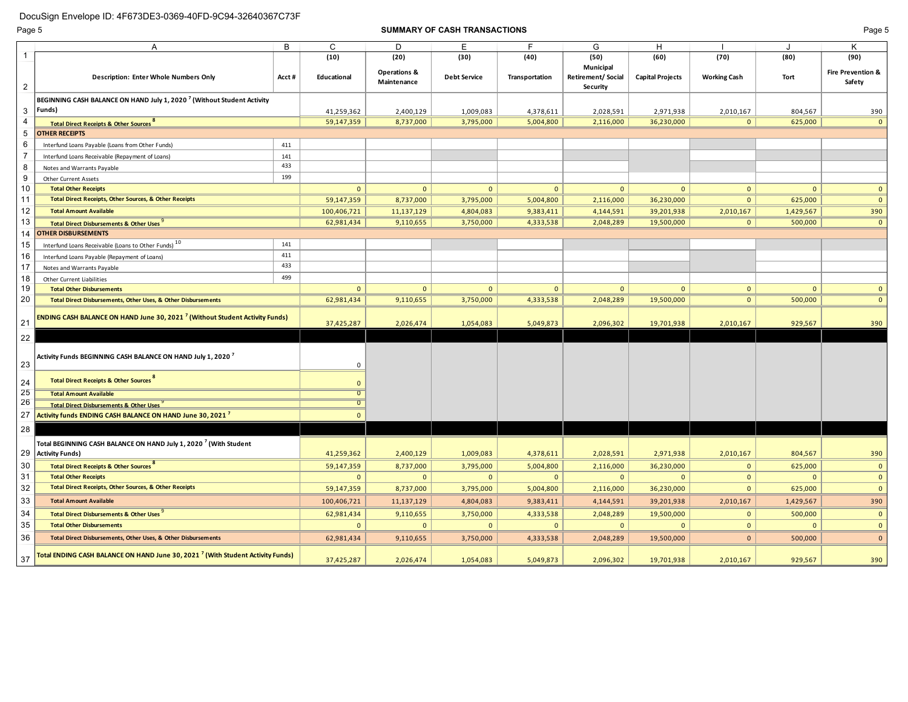DocuSign Envelope ID: 4F673DE3-0369-40FD-9C94-32640367C73F

## SUMMARY OF CASH TRANSACTIONS

| | A | B | C | D | E | F | G | H | I | J | K |
|---|---|---|---|---|---|---|---|---|---|---|---|
| 1 | | | (10) | (20) | (30) | (40) | (50) | (60) | (70) | (80) | (90) |
| 2 | Description: Enter Whole Numbers Only | Acct # | Educational | Operations & Maintenance | Debt Service | Transportation | Municipal Retirement/ Social Security | Capital Projects | Working Cash | Tort | Fire Prevention & Safety |
| 3 | BEGINNING CASH BALANCE ON HAND July 1, 2020 [7] (Without Student Activity Funds) | | 41,259,362 | 2,400,129 | 1,009,083 | 4,378,611 | 2,028,591 | 2,971,938 | 2,010,167 | 804,567 | 390 |
| 4 | Total Direct Receipts & Other Sources [8] | | 59,147,359 | 8,737,000 | 3,795,000 | 5,004,800 | 2,116,000 | 36,230,000 | 0 | 625,000 | 0 |
| 5 | OTHER RECEIPTS | | | | | | | | | | |
| 6 | Interfund Loans Payable (Loans from Other Funds) | 411 | | | | | | | | | |
| 7 | Interfund Loans Receivable (Repayment of Loans) | 141 | | | | | | | | | |
| 8 | Notes and Warrants Payable | 433 | | | | | | | | | |
| 9 | Other Current Assets | 199 | | | | | | | | | |
| 10 | Total Other Receipts | | 0 | 0 | 0 | 0 | 0 | 0 | 0 | 0 | 0 |
| 11 | Total Direct Receipts, Other Sources, & Other Receipts | | 59,147,359 | 8,737,000 | 3,795,000 | 5,004,800 | 2,116,000 | 36,230,000 | 0 | 625,000 | 0 |
| 12 | Total Amount Available | | 100,406,721 | 11,137,129 | 4,804,083 | 9,383,411 | 4,144,591 | 39,201,938 | 2,010,167 | 1,429,567 | 390 |
| 13 | Total Direct Disbursements & Other Uses [9] | | 62,981,434 | 9,110,655 | 3,750,000 | 4,333,538 | 2,048,289 | 19,500,000 | 0 | 500,000 | 0 |
| 14 | OTHER DISBURSEMENTS | | | | | | | | | | |
| 15 | Interfund Loans Receivable (Loans to Other Funds) [10] | 141 | | | | | | | | | |
| 16 | Interfund Loans Payable (Repayment of Loans) | 411 | | | | | | | | | |
| 17 | Notes and Warrants Payable | 433 | | | | | | | | | |
| 18 | Other Current Liabilities | 499 | | | | | | | | | |
| 19 | Total Other Disbursements | | 0 | 0 | 0 | 0 | 0 | 0 | 0 | 0 | 0 |
| 20 | Total Direct Disbursements, Other Uses, & Other Disbursements | | 62,981,434 | 9,110,655 | 3,750,000 | 4,333,538 | 2,048,289 | 19,500,000 | 0 | 500,000 | 0 |
| 21 | ENDING CASH BALANCE ON HAND June 30, 2021 [7] (Without Student Activity Funds) | | 37,425,287 | 2,026,474 | 1,054,083 | 5,049,873 | 2,096,302 | 19,701,938 | 2,010,167 | 929,567 | 390 |
| 22 | | | | | | | | | | | |
| 23 | Activity Funds BEGINNING CASH BALANCE ON HAND July 1, 2020 [7] | | 0 | | | | | | | | |
| 24 | Total Direct Receipts & Other Sources [8] | | 0 | | | | | | | | |
| 25 | Total Amount Available | | 0 | | | | | | | | |
| 26 | Total Direct Disbursements & Other Uses [9] | | 0 | | | | | | | | |
| 27 | Activity funds ENDING CASH BALANCE ON HAND June 30, 2021 [7] | | 0 | | | | | | | | |
| 28 | | | | | | | | | | | |
| 29 | Total BEGINNING CASH BALANCE ON HAND July 1, 2020 [7] (With Student Activity Funds) | | 41,259,362 | 2,400,129 | 1,009,083 | 4,378,611 | 2,028,591 | 2,971,938 | 2,010,167 | 804,567 | 390 |
| 30 | Total Direct Receipts & Other Sources [8] | | 59,147,359 | 8,737,000 | 3,795,000 | 5,004,800 | 2,116,000 | 36,230,000 | 0 | 625,000 | 0 |
| 31 | Total Other Receipts | | 0 | 0 | 0 | 0 | 0 | 0 | 0 | 0 | 0 |
| 32 | Total Direct Receipts, Other Sources, & Other Receipts | | 59,147,359 | 8,737,000 | 3,795,000 | 5,004,800 | 2,116,000 | 36,230,000 | 0 | 625,000 | 0 |
| 33 | Total Amount Available | | 100,406,721 | 11,137,129 | 4,804,083 | 9,383,411 | 4,144,591 | 39,201,938 | 2,010,167 | 1,429,567 | 390 |
| 34 | Total Direct Disbursements & Other Uses [9] | | 62,981,434 | 9,110,655 | 3,750,000 | 4,333,538 | 2,048,289 | 19,500,000 | 0 | 500,000 | 0 |
| 35 | Total Other Disbursements | | 0 | 0 | 0 | 0 | 0 | 0 | 0 | 0 | 0 |
| 36 | Total Direct Disbursements, Other Uses, & Other Disbursements | | 62,981,434 | 9,110,655 | 3,750,000 | 4,333,538 | 2,048,289 | 19,500,000 | 0 | 500,000 | 0 |
| 37 | Total ENDING CASH BALANCE ON HAND June 30, 2021 [7] (With Student Activity Funds) | | 37,425,287 | 2,026,474 | 1,054,083 | 5,049,873 | 2,096,302 | 19,701,938 | 2,010,167 | 929,567 | 390 |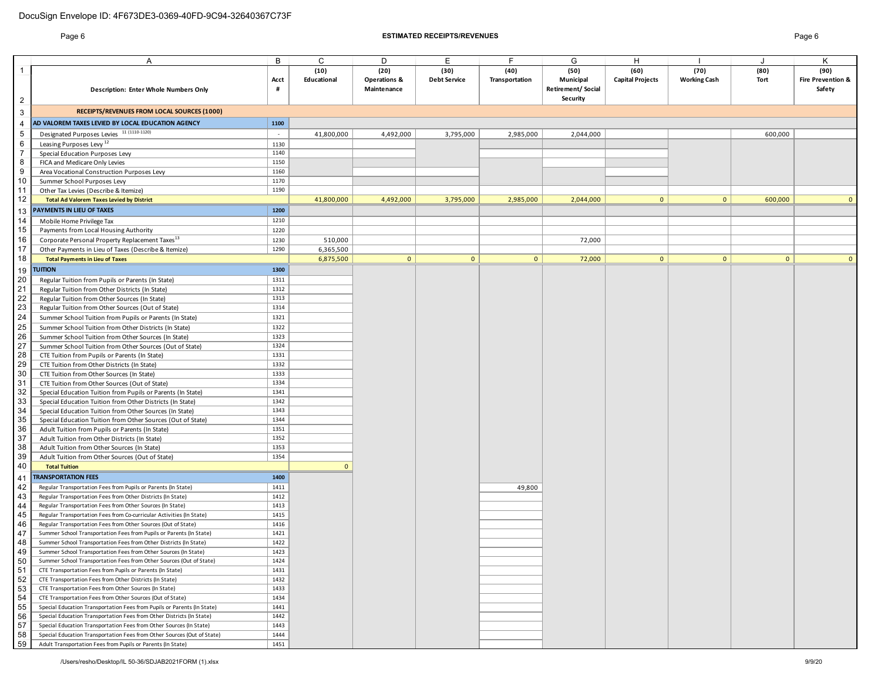## ESTIMATED RECEIPTS/REVENUES

| | A | B | C | D | E | F | G | H | I | J | K |
|---|---|---|---|---|---|---|---|---|---|---|---|
| 1 | | | (10) | (20) | (30) | (40) | (50) | (60) | (70) | (80) | (90) |
| 2 | Description: Enter Whole Numbers Only | Acct # | Educational | Operations & Maintenance | Debt Service | Transportation | Municipal Retirement/ Social Security | Capital Projects | Working Cash | Tort | Fire Prevention & Safety |
| 3 | **RECEIPTS/REVENUES FROM LOCAL SOURCES (1000)** | | | | | | | | | | |
| 4 | **AD VALOREM TAXES LEVIED BY LOCAL EDUCATION AGENCY** | 1100 | | | | | | | | | |
| 5 | Designated Purposes Levies [11] (1110-1120) | - | 41,800,000 | 4,492,000 | 3,795,000 | 2,985,000 | 2,044,000 | | | 600,000 | |
| 6 | Leasing Purposes Levy [12] | 1130 | | | | | | | | | |
| 7 | Special Education Purposes Levy | 1140 | | | | | | | | | |
| 8 | FICA and Medicare Only Levies | 1150 | | | | | | | | | |
| 9 | Area Vocational Construction Purposes Levy | 1160 | | | | | | | | | |
| 10 | Summer School Purposes Levy | 1170 | | | | | | | | | |
| 11 | Other Tax Levies (Describe & Itemize) | 1190 | | | | | | | | | |
| 12 | **Total Ad Valorem Taxes Levied by District** | | 41,800,000 | 4,492,000 | 3,795,000 | 2,985,000 | 2,044,000 | 0 | 0 | 600,000 | 0 |
| 13 | **PAYMENTS IN LIEU OF TAXES** | 1200 | | | | | | | | | |
| 14 | Mobile Home Privilege Tax | 1210 | | | | | | | | | |
| 15 | Payments from Local Housing Authority | 1220 | | | | | | | | | |
| 16 | Corporate Personal Property Replacement Taxes [13] | 1230 | 510,000 | | | | 72,000 | | | | |
| 17 | Other Payments in Lieu of Taxes (Describe & Itemize) | 1290 | 6,365,500 | | | | | | | | |
| 18 | **Total Payments in Lieu of Taxes** | | 6,875,500 | 0 | 0 | 0 | 72,000 | 0 | 0 | 0 | 0 |
| 19 | **TUITION** | 1300 | | | | | | | | | |
| 20 | Regular Tuition from Pupils or Parents (In State) | 1311 | | | | | | | | | |
| 21 | Regular Tuition from Other Districts (In State) | 1312 | | | | | | | | | |
| 22 | Regular Tuition from Other Sources (In State) | 1313 | | | | | | | | | |
| 23 | Regular Tuition from Other Sources (Out of State) | 1314 | | | | | | | | | |
| 24 | Summer School Tuition from Pupils or Parents (In State) | 1321 | | | | | | | | | |
| 25 | Summer School Tuition from Other Districts (In State) | 1322 | | | | | | | | | |
| 26 | Summer School Tuition from Other Sources (In State) | 1323 | | | | | | | | | |
| 27 | Summer School Tuition from Other Sources (Out of State) | 1324 | | | | | | | | | |
| 28 | CTE Tuition from Pupils or Parents (In State) | 1331 | | | | | | | | | |
| 29 | CTE Tuition from Other Districts (In State) | 1332 | | | | | | | | | |
| 30 | CTE Tuition from Other Sources (In State) | 1333 | | | | | | | | | |
| 31 | CTE Tuition from Other Sources (Out of State) | 1334 | | | | | | | | | |
| 32 | Special Education Tuition from Pupils or Parents (In State) | 1341 | | | | | | | | | |
| 33 | Special Education Tuition from Other Districts (In State) | 1342 | | | | | | | | | |
| 34 | Special Education Tuition from Other Sources (In State) | 1343 | | | | | | | | | |
| 35 | Special Education Tuition from Other Sources (Out of State) | 1344 | | | | | | | | | |
| 36 | Adult Tuition from Pupils or Parents (In State) | 1351 | | | | | | | | | |
| 37 | Adult Tuition from Other Districts (In State) | 1352 | | | | | | | | | |
| 38 | Adult Tuition from Other Sources (In State) | 1353 | | | | | | | | | |
| 39 | Adult Tuition from Other Sources (Out of State) | 1354 | | | | | | | | | |
| 40 | **Total Tuition** | | 0 | | | | | | | | |
| 41 | **TRANSPORTATION FEES** | 1400 | | | | | | | | | |
| 42 | Regular Transportation Fees from Pupils or Parents (In State) | 1411 | | | | 49,800 | | | | | |
| 43 | Regular Transportation Fees from Other Districts (In State) | 1412 | | | | | | | | | |
| 44 | Regular Transportation Fees from Other Sources (In State) | 1413 | | | | | | | | | |
| 45 | Regular Transportation Fees from Co-curricular Activities (In State) | 1415 | | | | | | | | | |
| 46 | Regular Transportation Fees from Other Sources (Out of State) | 1416 | | | | | | | | | |
| 47 | Summer School Transportation Fees from Pupils or Parents (In State) | 1421 | | | | | | | | | |
| 48 | Summer School Transportation Fees from Other Districts (In State) | 1422 | | | | | | | | | |
| 49 | Summer School Transportation Fees from Other Sources (In State) | 1423 | | | | | | | | | |
| 50 | Summer School Transportation Fees from Other Sources (Out of State) | 1424 | | | | | | | | | |
| 51 | CTE Transportation Fees from Pupils or Parents (In State) | 1431 | | | | | | | | | |
| 52 | CTE Transportation Fees from Other Districts (In State) | 1432 | | | | | | | | | |
| 53 | CTE Transportation Fees from Other Sources (In State) | 1433 | | | | | | | | | |
| 54 | CTE Transportation Fees from Other Sources (Out of State) | 1434 | | | | | | | | | |
| 55 | Special Education Transportation Fees from Pupils or Parents (In State) | 1441 | | | | | | | | | |
| 56 | Special Education Transportation Fees from Other Districts (In State) | 1442 | | | | | | | | | |
| 57 | Special Education Transportation Fees from Other Sources (In State) | 1443 | | | | | | | | | |
| 58 | Special Education Transportation Fees from Other Sources (Out of State) | 1444 | | | | | | | | | |
| 59 | Adult Transportation Fees from Pupils or Parents (In State) | 1451 | | | | | | | | | |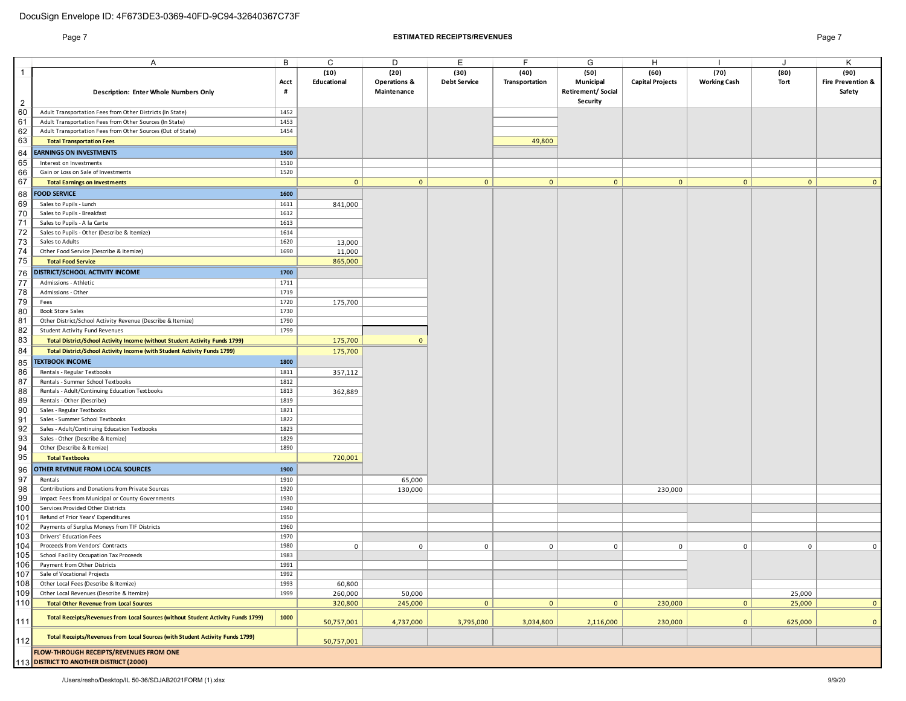# ESTIMATED RECEIPTS/REVENUES

| | A | B | C | D | E | F | G | H | I | J | K |
|---|---|---|---|---|---|---|---|---|---|---|---|
| 1-2 | Description: Enter Whole Numbers Only | Acct # | (10) Educational | (20) Operations & Maintenance | (30) Debt Service | (40) Transportation | (50) Municipal Retirement/ Social Security | (60) Capital Projects | (70) Working Cash | (80) Tort | (90) Fire Prevention & Safety |
| 60 | Adult Transportation Fees from Other Districts (In State) | 1452 | | | | | | | | | |
| 61 | Adult Transportation Fees from Other Sources (In State) | 1453 | | | | | | | | | |
| 62 | Adult Transportation Fees from Other Sources (Out of State) | 1454 | | | | | | | | | |
| 63 | **Total Transportation Fees** | | | | | 49,800 | | | | | |
| 64 | **EARNINGS ON INVESTMENTS** | **1500** | | | | | | | | | |
| 65 | Interest on Investments | 1510 | | | | | | | | | |
| 66 | Gain or Loss on Sale of Investments | 1520 | | | | | | | | | |
| 67 | **Total Earnings on Investments** | | 0 | 0 | 0 | 0 | 0 | 0 | 0 | 0 | 0 |
| 68 | **FOOD SERVICE** | **1600** | | | | | | | | | |
| 69 | Sales to Pupils - Lunch | 1611 | 841,000 | | | | | | | | |
| 70 | Sales to Pupils - Breakfast | 1612 | | | | | | | | | |
| 71 | Sales to Pupils - A la Carte | 1613 | | | | | | | | | |
| 72 | Sales to Pupils - Other (Describe & Itemize) | 1614 | | | | | | | | | |
| 73 | Sales to Adults | 1620 | 13,000 | | | | | | | | |
| 74 | Other Food Service (Describe & Itemize) | 1690 | 11,000 | | | | | | | | |
| 75 | **Total Food Service** | | 865,000 | | | | | | | | |
| 76 | **DISTRICT/SCHOOL ACTIVITY INCOME** | **1700** | | | | | | | | | |
| 77 | Admissions - Athletic | 1711 | | | | | | | | | |
| 78 | Admissions - Other | 1719 | | | | | | | | | |
| 79 | Fees | 1720 | 175,700 | | | | | | | | |
| 80 | Book Store Sales | 1730 | | | | | | | | | |
| 81 | Other District/School Activity Revenue (Describe & Itemize) | 1790 | | | | | | | | | |
| 82 | Student Activity Fund Revenues | 1799 | | | | | | | | | |
| 83 | **Total District/School Activity Income (without Student Activity Funds 1799)** | | 175,700 | 0 | | | | | | | |
| 84 | **Total District/School Activity Income (with Student Activity Funds 1799)** | | 175,700 | | | | | | | | |
| 85 | **TEXTBOOK INCOME** | **1800** | | | | | | | | | |
| 86 | Rentals - Regular Textbooks | 1811 | 357,112 | | | | | | | | |
| 87 | Rentals - Summer School Textbooks | 1812 | | | | | | | | | |
| 88 | Rentals - Adult/Continuing Education Textbooks | 1813 | 362,889 | | | | | | | | |
| 89 | Rentals - Other (Describe) | 1819 | | | | | | | | | |
| 90 | Sales - Regular Textbooks | 1821 | | | | | | | | | |
| 91 | Sales - Summer School Textbooks | 1822 | | | | | | | | | |
| 92 | Sales - Adult/Continuing Education Textbooks | 1823 | | | | | | | | | |
| 93 | Sales - Other (Describe & Itemize) | 1829 | | | | | | | | | |
| 94 | Other (Describe & Itemize) | 1890 | | | | | | | | | |
| 95 | **Total Textbooks** | | 720,001 | | | | | | | | |
| 96 | **OTHER REVENUE FROM LOCAL SOURCES** | **1900** | | | | | | | | | |
| 97 | Rentals | 1910 | | 65,000 | | | | | | | |
| 98 | Contributions and Donations from Private Sources | 1920 | | 130,000 | | | | 230,000 | | | |
| 99 | Impact Fees from Municipal or County Governments | 1930 | | | | | | | | | |
| 100 | Services Provided Other Districts | 1940 | | | | | | | | | |
| 101 | Refund of Prior Years' Expenditures | 1950 | | | | | | | | | |
| 102 | Payments of Surplus Moneys from TIF Districts | 1960 | | | | | | | | | |
| 103 | Drivers' Education Fees | 1970 | | | | | | | | | |
| 104 | Proceeds from Vendors' Contracts | 1980 | 0 | 0 | 0 | 0 | 0 | 0 | 0 | 0 | 0 |
| 105 | School Facility Occupation Tax Proceeds | 1983 | | | | | | | | | |
| 106 | Payment from Other Districts | 1991 | | | | | | | | | |
| 107 | Sale of Vocational Projects | 1992 | | | | | | | | | |
| 108 | Other Local Fees (Describe & Itemize) | 1993 | 60,800 | | | | | | | | |
| 109 | Other Local Revenues (Describe & Itemize) | 1999 | 260,000 | 50,000 | | | | | | 25,000 | |
| 110 | **Total Other Revenue from Local Sources** | | 320,800 | 245,000 | 0 | 0 | 0 | 230,000 | 0 | 25,000 | 0 |
| 111 | **Total Receipts/Revenues from Local Sources (without Student Activity Funds 1799)** | **1000** | 50,757,001 | 4,737,000 | 3,795,000 | 3,034,800 | 2,116,000 | 230,000 | 0 | 625,000 | 0 |
| 112 | **Total Receipts/Revenues from Local Sources (with Student Activity Funds 1799)** | | 50,757,001 | | | | | | | | |
| 113 | **FLOW-THROUGH RECEIPTS/REVENUES FROM ONE DISTRICT TO ANOTHER DISTRICT (2000)** | | | | | | | | | | |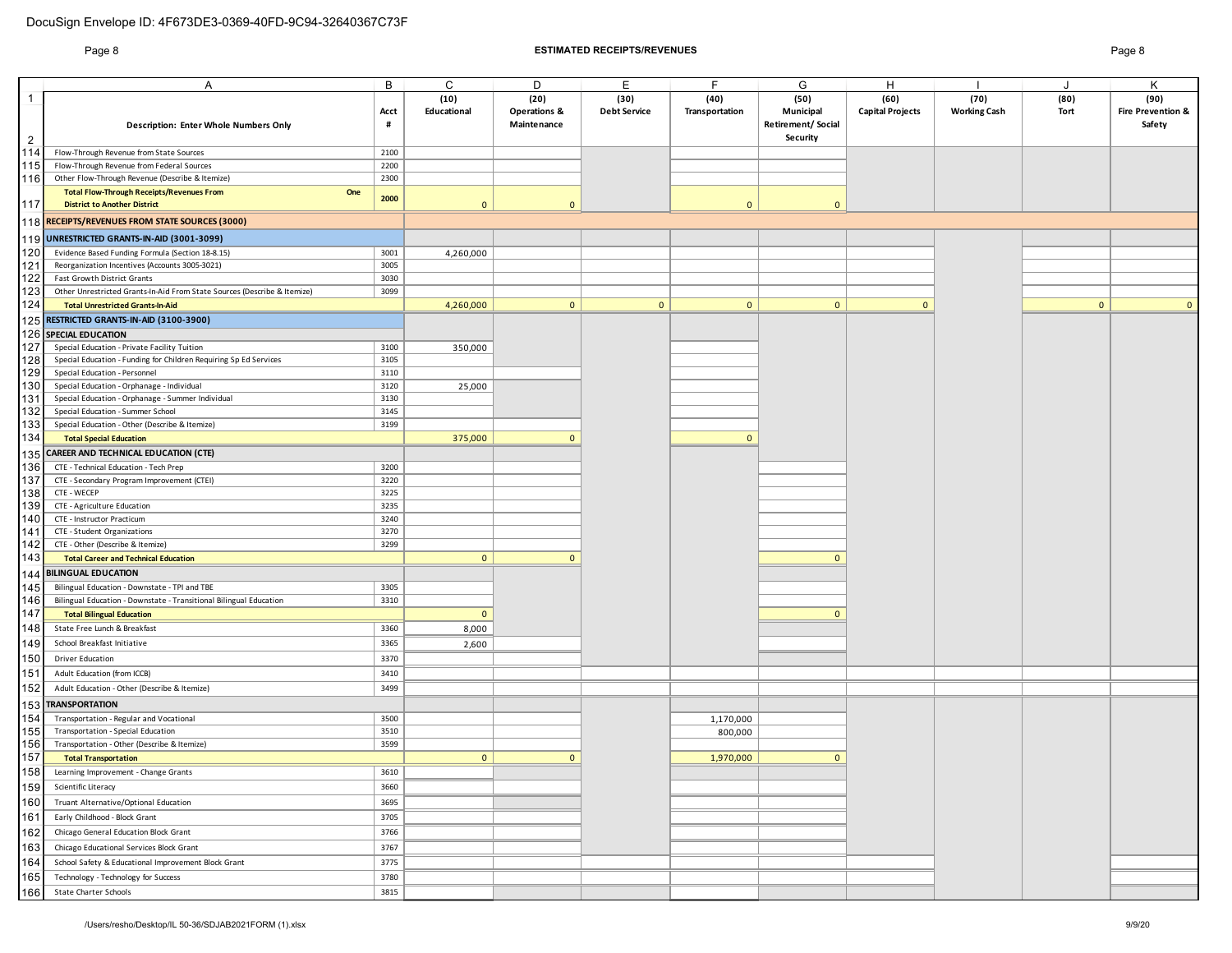ESTIMATED RECEIPTS/REVENUES

| | A | B | C | D | E | F | G | H | I | J | K |
|---|---|---|---|---|---|---|---|---|---|---|---|
| 1-2 | Description: Enter Whole Numbers Only | Acct # | (10) Educational | (20) Operations & Maintenance | (30) Debt Service | (40) Transportation | (50) Municipal Retirement/ Social Security | (60) Capital Projects | (70) Working Cash | (80) Tort | (90) Fire Prevention & Safety |
| 114 | Flow-Through Revenue from State Sources | 2100 | | | | | | | | | |
| 115 | Flow-Through Revenue from Federal Sources | 2200 | | | | | | | | | |
| 116 | Other Flow-Through Revenue (Describe & Itemize) | 2300 | | | | | | | | | |
| 117 | **Total Flow-Through Receipts/Revenues From One District to Another District** | 2000 | 0 | 0 | | 0 | 0 | | | | |
| 118 | **RECEIPTS/REVENUES FROM STATE SOURCES (3000)** | | | | | | | | | | |
| 119 | **UNRESTRICTED GRANTS-IN-AID (3001-3099)** | | | | | | | | | | |
| 120 | Evidence Based Funding Formula (Section 18-8.15) | 3001 | 4,260,000 | | | | | | | | |
| 121 | Reorganization Incentives (Accounts 3005-3021) | 3005 | | | | | | | | | |
| 122 | Fast Growth District Grants | 3030 | | | | | | | | | |
| 123 | Other Unrestricted Grants-In-Aid From State Sources (Describe & Itemize) | 3099 | | | | | | | | | |
| 124 | **Total Unrestricted Grants-In-Aid** | | 4,260,000 | 0 | 0 | 0 | 0 | 0 | | 0 | 0 |
| 125 | **RESTRICTED GRANTS-IN-AID (3100-3900)** | | | | | | | | | | |
| 126 | **SPECIAL EDUCATION** | | | | | | | | | | |
| 127 | Special Education - Private Facility Tuition | 3100 | 350,000 | | | | | | | | |
| 128 | Special Education - Funding for Children Requiring Sp Ed Services | 3105 | | | | | | | | | |
| 129 | Special Education - Personnel | 3110 | | | | | | | | | |
| 130 | Special Education - Orphanage - Individual | 3120 | 25,000 | | | | | | | | |
| 131 | Special Education - Orphanage - Summer Individual | 3130 | | | | | | | | | |
| 132 | Special Education - Summer School | 3145 | | | | | | | | | |
| 133 | Special Education - Other (Describe & Itemize) | 3199 | | | | | | | | | |
| 134 | **Total Special Education** | | 375,000 | 0 | | 0 | | | | | |
| 135 | **CAREER AND TECHNICAL EDUCATION (CTE)** | | | | | | | | | | |
| 136 | CTE - Technical Education - Tech Prep | 3200 | | | | | | | | | |
| 137 | CTE - Secondary Program Improvement (CTEI) | 3220 | | | | | | | | | |
| 138 | CTE - WECEP | 3225 | | | | | | | | | |
| 139 | CTE - Agriculture Education | 3235 | | | | | | | | | |
| 140 | CTE - Instructor Practicum | 3240 | | | | | | | | | |
| 141 | CTE - Student Organizations | 3270 | | | | | | | | | |
| 142 | CTE - Other (Describe & Itemize) | 3299 | | | | | | | | | |
| 143 | **Total Career and Technical Education** | | 0 | 0 | | | 0 | | | | |
| 144 | **BILINGUAL EDUCATION** | | | | | | | | | | |
| 145 | Bilingual Education - Downstate - TPI and TBE | 3305 | | | | | | | | | |
| 146 | Bilingual Education - Downstate - Transitional Bilingual Education | 3310 | | | | | | | | | |
| 147 | **Total Bilingual Education** | | 0 | | | | 0 | | | | |
| 148 | State Free Lunch & Breakfast | 3360 | 8,000 | | | | | | | | |
| 149 | School Breakfast Initiative | 3365 | 2,600 | | | | | | | | |
| 150 | Driver Education | 3370 | | | | | | | | | |
| 151 | Adult Education (from ICCB) | 3410 | | | | | | | | | |
| 152 | Adult Education - Other (Describe & Itemize) | 3499 | | | | | | | | | |
| 153 | **TRANSPORTATION** | | | | | | | | | | |
| 154 | Transportation - Regular and Vocational | 3500 | | | | 1,170,000 | | | | | |
| 155 | Transportation - Special Education | 3510 | | | | 800,000 | | | | | |
| 156 | Transportation - Other (Describe & Itemize) | 3599 | | | | | | | | | |
| 157 | **Total Transportation** | | 0 | 0 | | 1,970,000 | 0 | | | | |
| 158 | Learning Improvement - Change Grants | 3610 | | | | | | | | | |
| 159 | Scientific Literacy | 3660 | | | | | | | | | |
| 160 | Truant Alternative/Optional Education | 3695 | | | | | | | | | |
| 161 | Early Childhood - Block Grant | 3705 | | | | | | | | | |
| 162 | Chicago General Education Block Grant | 3766 | | | | | | | | | |
| 163 | Chicago Educational Services Block Grant | 3767 | | | | | | | | | |
| 164 | School Safety & Educational Improvement Block Grant | 3775 | | | | | | | | | |
| 165 | Technology - Technology for Success | 3780 | | | | | | | | | |
| 166 | State Charter Schools | 3815 | | | | | | | | | |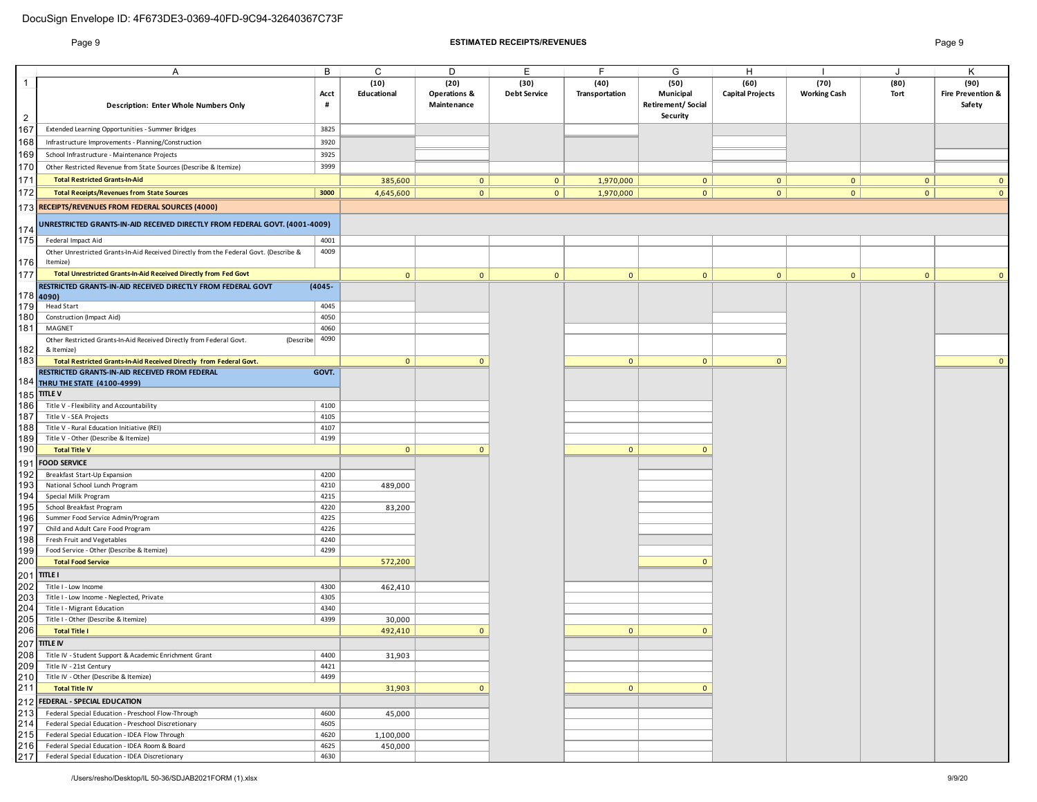ESTIMATED RECEIPTS/REVENUES

| | A | B | C | D | E | F | G | H | I | J | K |
|---|---|---|---|---|---|---|---|---|---|---|---|
| 1 2 | Description: Enter Whole Numbers Only | Acct # | (10) Educational | (20) Operations & Maintenance | (30) Debt Service | (40) Transportation | (50) Municipal Retirement/ Social Security | (60) Capital Projects | (70) Working Cash | (80) Tort | (90) Fire Prevention & Safety |
| 167 | Extended Learning Opportunities - Summer Bridges | 3825 | | | | | | | | | |
| 168 | Infrastructure Improvements - Planning/Construction | 3920 | | | | | | | | | |
| 169 | School Infrastructure - Maintenance Projects | 3925 | | | | | | | | | |
| 170 | Other Restricted Revenue from State Sources (Describe & Itemize) | 3999 | | | | | | | | | |
| 171 | **Total Restricted Grants-In-Aid** | | 385,600 | 0 | 0 | 1,970,000 | 0 | 0 | 0 | 0 | 0 |
| 172 | **Total Receipts/Revenues from State Sources** | **3000** | 4,645,600 | 0 | 0 | 1,970,000 | 0 | 0 | 0 | 0 | 0 |
| 173 | **RECEIPTS/REVENUES FROM FEDERAL SOURCES (4000)** | | | | | | | | | | |
| 174 | **UNRESTRICTED GRANTS-IN-AID RECEIVED DIRECTLY FROM FEDERAL GOVT. (4001-4009)** | | | | | | | | | | |
| 175 | Federal Impact Aid | 4001 | | | | | | | | | |
| 176 | Other Unrestricted Grants-In-Aid Received Directly from the Federal Govt. (Describe & Itemize) | 4009 | | | | | | | | | |
| 177 | **Total Unrestricted Grants-In-Aid Received Directly from Fed Govt** | | 0 | 0 | 0 | 0 | 0 | 0 | 0 | 0 | 0 |
| 178 | **RESTRICTED GRANTS-IN-AID RECEIVED DIRECTLY FROM FEDERAL GOVT (4045-4090)** | | | | | | | | | | |
| 179 | Head Start | 4045 | | | | | | | | | |
| 180 | Construction (Impact Aid) | 4050 | | | | | | | | | |
| 181 | MAGNET | 4060 | | | | | | | | | |
| 182 | Other Restricted Grants-In-Aid Received Directly from Federal Govt. (Describe & Itemize) | 4090 | | | | | | | | | |
| 183 | **Total Restricted Grants-In-Aid Received Directly from Federal Govt.** | | 0 | 0 | | 0 | 0 | 0 | | | 0 |
| 184 | **RESTRICTED GRANTS-IN-AID RECEIVED FROM FEDERAL GOVT. THRU THE STATE (4100-4999)** | | | | | | | | | | |
| 185 | **TITLE V** | | | | | | | | | | |
| 186 | Title V - Flexibility and Accountability | 4100 | | | | | | | | | |
| 187 | Title V - SEA Projects | 4105 | | | | | | | | | |
| 188 | Title V - Rural Education Initiative (REI) | 4107 | | | | | | | | | |
| 189 | Title V - Other (Describe & Itemize) | 4199 | | | | | | | | | |
| 190 | **Total Title V** | | 0 | 0 | | 0 | 0 | | | | |
| 191 | **FOOD SERVICE** | | | | | | | | | | |
| 192 | Breakfast Start-Up Expansion | 4200 | | | | | | | | | |
| 193 | National School Lunch Program | 4210 | 489,000 | | | | | | | | |
| 194 | Special Milk Program | 4215 | | | | | | | | | |
| 195 | School Breakfast Program | 4220 | 83,200 | | | | | | | | |
| 196 | Summer Food Service Admin/Program | 4225 | | | | | | | | | |
| 197 | Child and Adult Care Food Program | 4226 | | | | | | | | | |
| 198 | Fresh Fruit and Vegetables | 4240 | | | | | | | | | |
| 199 | Food Service - Other (Describe & Itemize) | 4299 | | | | | | | | | |
| 200 | **Total Food Service** | | 572,200 | | | | 0 | | | | |
| 201 | **TITLE I** | | | | | | | | | | |
| 202 | Title I - Low Income | 4300 | 462,410 | | | | | | | | |
| 203 | Title I - Low Income - Neglected, Private | 4305 | | | | | | | | | |
| 204 | Title I - Migrant Education | 4340 | | | | | | | | | |
| 205 | Title I - Other (Describe & Itemize) | 4399 | 30,000 | | | | | | | | |
| 206 | **Total Title I** | | 492,410 | 0 | | 0 | 0 | | | | |
| 207 | **TITLE IV** | | | | | | | | | | |
| 208 | Title IV - Student Support & Academic Enrichment Grant | 4400 | 31,903 | | | | | | | | |
| 209 | Title IV - 21st Century | 4421 | | | | | | | | | |
| 210 | Title IV - Other (Describe & Itemize) | 4499 | | | | | | | | | |
| 211 | **Total Title IV** | | 31,903 | 0 | | 0 | 0 | | | | |
| 212 | **FEDERAL - SPECIAL EDUCATION** | | | | | | | | | | |
| 213 | Federal Special Education - Preschool Flow-Through | 4600 | 45,000 | | | | | | | | |
| 214 | Federal Special Education - Preschool Discretionary | 4605 | | | | | | | | | |
| 215 | Federal Special Education - IDEA Flow Through | 4620 | 1,100,000 | | | | | | | | |
| 216 | Federal Special Education - IDEA Room & Board | 4625 | 450,000 | | | | | | | | |
| 217 | Federal Special Education - IDEA Discretionary | 4630 | | | | | | | | | |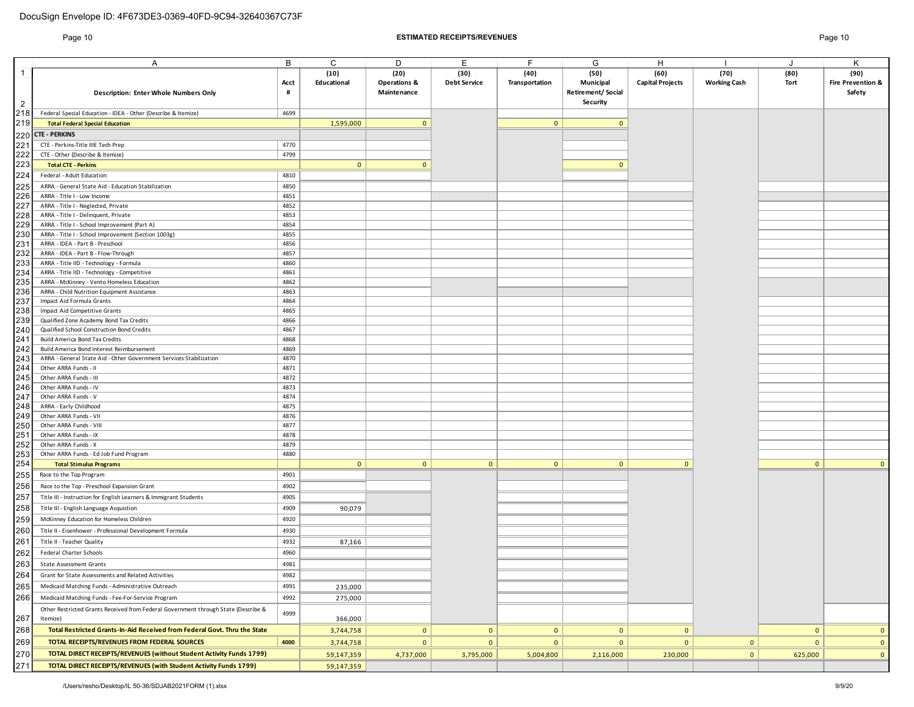DocuSign Envelope ID: 4F673DE3-0369-40FD-9C94-32640367C73F

## ESTIMATED RECEIPTS/REVENUES

| | A | B | C | D | E | F | G | H | I | J | K |
|---|---|---|---|---|---|---|---|---|---|---|---|
| 1 | | | (10) | (20) | (30) | (40) | (50) | (60) | (70) | (80) | (90) |
| 2 | Description: Enter Whole Numbers Only | Acct # | Educational | Operations & Maintenance | Debt Service | Transportation | Municipal Retirement/ Social Security | Capital Projects | Working Cash | Tort | Fire Prevention & Safety |
| 218 | Federal Special Education - IDEA - Other (Describe & Itemize) | 4699 | | | | | | | | | |
| 219 | Total Federal Special Education | | 1,595,000 | 0 | | 0 | 0 | | | | |
| 220 | CTE - PERKINS | | | | | | | | | | |
| 221 | CTE - Perkins-Title IIIE Tech Prep | 4770 | | | | | | | | | |
| 222 | CTE - Other (Describe & Itemize) | 4799 | | | | | | | | | |
| 223 | Total CTE - Perkins | | 0 | 0 | | | 0 | | | | |
| 224 | Federal - Adult Education | 4810 | | | | | | | | | |
| 225 | ARRA - General State Aid - Education Stabilization | 4850 | | | | | | | | | |
| 226 | ARRA - Title I - Low Income | 4851 | | | | | | | | | |
| 227 | ARRA - Title I - Neglected, Private | 4852 | | | | | | | | | |
| 228 | ARRA - Title I - Delinquent, Private | 4853 | | | | | | | | | |
| 229 | ARRA - Title I - School Improvement (Part A) | 4854 | | | | | | | | | |
| 230 | ARRA - Title I - School Improvement (Section 1003g) | 4855 | | | | | | | | | |
| 231 | ARRA - IDEA - Part B - Preschool | 4856 | | | | | | | | | |
| 232 | ARRA - IDEA - Part B - Flow-Through | 4857 | | | | | | | | | |
| 233 | ARRA - Title IID - Technology - Formula | 4860 | | | | | | | | | |
| 234 | ARRA - Title IID - Technology - Competitive | 4861 | | | | | | | | | |
| 235 | ARRA - McKinney - Vento Homeless Education | 4862 | | | | | | | | | |
| 236 | ARRA - Child Nutrition Equipment Assistance | 4863 | | | | | | | | | |
| 237 | Impact Aid Formula Grants | 4864 | | | | | | | | | |
| 238 | Impact Aid Competitive Grants | 4865 | | | | | | | | | |
| 239 | Qualified Zone Academy Bond Tax Credits | 4866 | | | | | | | | | |
| 240 | Qualified School Construction Bond Credits | 4867 | | | | | | | | | |
| 241 | Build America Bond Tax Credits | 4868 | | | | | | | | | |
| 242 | Build America Bond Interest Reimbursement | 4869 | | | | | | | | | |
| 243 | ARRA - General State Aid - Other Government Services Stabilization | 4870 | | | | | | | | | |
| 244 | Other ARRA Funds - II | 4871 | | | | | | | | | |
| 245 | Other ARRA Funds - III | 4872 | | | | | | | | | |
| 246 | Other ARRA Funds - IV | 4873 | | | | | | | | | |
| 247 | Other ARRA Funds - V | 4874 | | | | | | | | | |
| 248 | ARRA - Early Childhood | 4875 | | | | | | | | | |
| 249 | Other ARRA Funds - VII | 4876 | | | | | | | | | |
| 250 | Other ARRA Funds - VIII | 4877 | | | | | | | | | |
| 251 | Other ARRA Funds - IX | 4878 | | | | | | | | | |
| 252 | Other ARRA Funds - X | 4879 | | | | | | | | | |
| 253 | Other ARRA Funds - Ed Job Fund Program | 4880 | | | | | | | | | |
| 254 | Total Stimulus Programs | | 0 | 0 | 0 | 0 | 0 | 0 | | 0 | 0 |
| 255 | Race to the Top Program | 4901 | | | | | | | | | |
| 256 | Race to the Top - Preschool Expansion Grant | 4902 | | | | | | | | | |
| 257 | Title III - Instruction for English Learners & Immigrant Students | 4905 | | | | | | | | | |
| 258 | Title III - English Language Acquistion | 4909 | 90,079 | | | | | | | | |
| 259 | McKinney Education for Homeless Children | 4920 | | | | | | | | | |
| 260 | Title II - Eisenhower - Professional Development Formula | 4930 | | | | | | | | | |
| 261 | Title II - Teacher Quality | 4932 | 87,166 | | | | | | | | |
| 262 | Federal Charter Schools | 4960 | | | | | | | | | |
| 263 | State Assessment Grants | 4981 | | | | | | | | | |
| 264 | Grant for State Assessments and Related Activities | 4982 | | | | | | | | | |
| 265 | Medicaid Matching Funds - Administrative Outreach | 4991 | 235,000 | | | | | | | | |
| 266 | Medicaid Matching Funds - Fee-For-Service Program | 4992 | 275,000 | | | | | | | | |
| 267 | Other Restricted Grants Received from Federal Government through State (Describe & Itemize) | 4999 | 366,000 | | | | | | | | |
| 268 | Total Restricted Grants-In-Aid Received from Federal Govt. Thru the State | | 3,744,758 | 0 | 0 | 0 | 0 | 0 | | 0 | 0 |
| 269 | TOTAL RECEIPTS/REVENUES FROM FEDERAL SOURCES | 4000 | 3,744,758 | 0 | 0 | 0 | 0 | 0 | 0 | 0 | 0 |
| 270 | TOTAL DIRECT RECEIPTS/REVENUES (without Student Activity Funds 1799) | | 59,147,359 | 4,737,000 | 3,795,000 | 5,004,800 | 2,116,000 | 230,000 | 0 | 625,000 | 0 |
| 271 | TOTAL DIRECT RECEIPTS/REVENUES (with Student Activity Funds 1799) | | 59,147,359 | | | | | | | | |

/Users/resho/Desktop/IL 50-36/SDJAB2021FORM (1).xlsx 9/9/20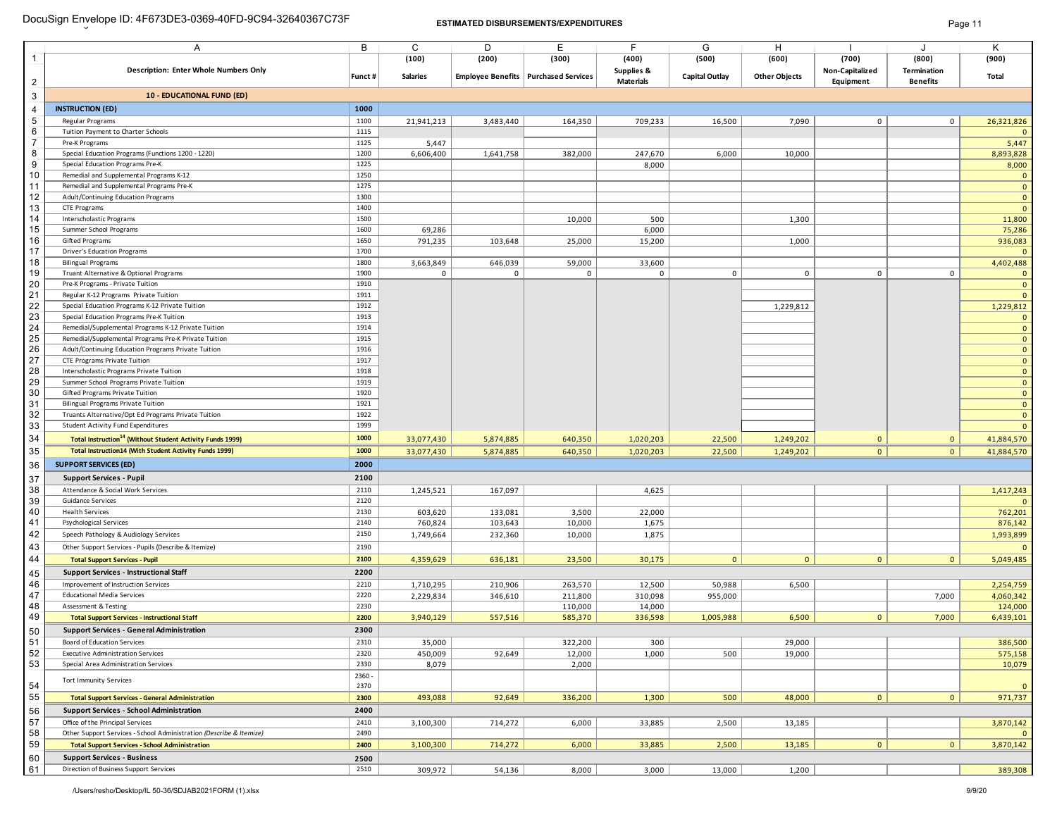## ESTIMATED DISBURSEMENTS/EXPENDITURES

| Description: Enter Whole Numbers Only | Funct # | (100) Salaries | (200) Employee Benefits | (300) Purchased Services | (400) Supplies & Materials | (500) Capital Outlay | (600) Other Objects | (700) Non-Capitalized Equipment | (800) Termination Benefits | (900) Total |
|---|---|---|---|---|---|---|---|---|---|---|
| **10 - EDUCATIONAL FUND (ED)** | | | | | | | | | | |
| **INSTRUCTION (ED)** | **1000** | | | | | | | | | |
| Regular Programs | 1100 | 21,941,213 | 3,483,440 | 164,350 | 709,233 | 16,500 | 7,090 | 0 | 0 | 26,321,826 |
| Tuition Payment to Charter Schools | 1115 | | | | | | | | | 0 |
| Pre-K Programs | 1125 | 5,447 | | | | | | | | 5,447 |
| Special Education Programs (Functions 1200 - 1220) | 1200 | 6,606,400 | 1,641,758 | 382,000 | 247,670 | 6,000 | 10,000 | | | 8,893,828 |
| Special Education Programs Pre-K | 1225 | | | | 8,000 | | | | | 8,000 |
| Remedial and Supplemental Programs K-12 | 1250 | | | | | | | | | 0 |
| Remedial and Supplemental Programs Pre-K | 1275 | | | | | | | | | 0 |
| Adult/Continuing Education Programs | 1300 | | | | | | | | | 0 |
| CTE Programs | 1400 | | | | | | | | | 0 |
| Interscholastic Programs | 1500 | | | 10,000 | 500 | | 1,300 | | | 11,800 |
| Summer School Programs | 1600 | 69,286 | | | 6,000 | | | | | 75,286 |
| Gifted Programs | 1650 | 791,235 | 103,648 | 25,000 | 15,200 | | 1,000 | | | 936,083 |
| Driver's Education Programs | 1700 | | | | | | | | | 0 |
| Bilingual Programs | 1800 | 3,663,849 | 646,039 | 59,000 | 33,600 | | | | | 4,402,488 |
| Truant Alternative & Optional Programs | 1900 | 0 | 0 | 0 | 0 | 0 | 0 | 0 | 0 | 0 |
| Pre-K Programs - Private Tuition | 1910 | | | | | | | | | 0 |
| Regular K-12 Programs Private Tuition | 1911 | | | | | | | | | 0 |
| Special Education Programs K-12 Private Tuition | 1912 | | | | | | 1,229,812 | | | 1,229,812 |
| Special Education Programs Pre-K Tuition | 1913 | | | | | | | | | 0 |
| Remedial/Supplemental Programs K-12 Private Tuition | 1914 | | | | | | | | | 0 |
| Remedial/Supplemental Programs Pre-K Private Tuition | 1915 | | | | | | | | | 0 |
| Adult/Continuing Education Programs Private Tuition | 1916 | | | | | | | | | 0 |
| CTE Programs Private Tuition | 1917 | | | | | | | | | 0 |
| Interscholastic Programs Private Tuition | 1918 | | | | | | | | | 0 |
| Summer School Programs Private Tuition | 1919 | | | | | | | | | 0 |
| Gifted Programs Private Tuition | 1920 | | | | | | | | | 0 |
| Bilingual Programs Private Tuition | 1921 | | | | | | | | | 0 |
| Truants Alternative/Opt Ed Programs Private Tuition | 1922 | | | | | | | | | 0 |
| Student Activity Fund Expenditures | 1999 | | | | | | | | | 0 |
| **Total Instruction[14] (Without Student Activity Funds 1999)** | **1000** | 33,077,430 | 5,874,885 | 640,350 | 1,020,203 | 22,500 | 1,249,202 | 0 | 0 | 41,884,570 |
| **Total Instruction14 (With Student Activity Funds 1999)** | **1000** | 33,077,430 | 5,874,885 | 640,350 | 1,020,203 | 22,500 | 1,249,202 | 0 | 0 | 41,884,570 |
| **SUPPORT SERVICES (ED)** | **2000** | | | | | | | | | |
| **Support Services - Pupil** | **2100** | | | | | | | | | |
| Attendance & Social Work Services | 2110 | 1,245,521 | 167,097 | | 4,625 | | | | | 1,417,243 |
| Guidance Services | 2120 | | | | | | | | | 0 |
| Health Services | 2130 | 603,620 | 133,081 | 3,500 | 22,000 | | | | | 762,201 |
| Psychological Services | 2140 | 760,824 | 103,643 | 10,000 | 1,675 | | | | | 876,142 |
| Speech Pathology & Audiology Services | 2150 | 1,749,664 | 232,360 | 10,000 | 1,875 | | | | | 1,993,899 |
| Other Support Services - Pupils (Describe & Itemize) | 2190 | | | | | | | | | 0 |
| **Total Support Services - Pupil** | **2100** | 4,359,629 | 636,181 | 23,500 | 30,175 | 0 | 0 | 0 | 0 | 5,049,485 |
| **Support Services - Instructional Staff** | **2200** | | | | | | | | | |
| Improvement of Instruction Services | 2210 | 1,710,295 | 210,906 | 263,570 | 12,500 | 50,988 | 6,500 | | | 2,254,759 |
| Educational Media Services | 2220 | 2,229,834 | 346,610 | 211,800 | 310,098 | 955,000 | | | 7,000 | 4,060,342 |
| Assessment & Testing | 2230 | | | 110,000 | 14,000 | | | | | 124,000 |
| **Total Support Services - Instructional Staff** | **2200** | 3,940,129 | 557,516 | 585,370 | 336,598 | 1,005,988 | 6,500 | 0 | 7,000 | 6,439,101 |
| **Support Services - General Administration** | **2300** | | | | | | | | | |
| Board of Education Services | 2310 | 35,000 | | 322,200 | 300 | | 29,000 | | | 386,500 |
| Executive Administration Services | 2320 | 450,009 | 92,649 | 12,000 | 1,000 | 500 | 19,000 | | | 575,158 |
| Special Area Administration Services | 2330 | 8,079 | | 2,000 | | | | | | 10,079 |
| Tort Immunity Services | 2360 - 2370 | | | | | | | | | 0 |
| **Total Support Services - General Administration** | **2300** | 493,088 | 92,649 | 336,200 | 1,300 | 500 | 48,000 | 0 | 0 | 971,737 |
| **Support Services - School Administration** | **2400** | | | | | | | | | |
| Office of the Principal Services | 2410 | 3,100,300 | 714,272 | 6,000 | 33,885 | 2,500 | 13,185 | | | 3,870,142 |
| Other Support Services - School Administration *(Describe & Itemize)* | 2490 | | | | | | | | | 0 |
| **Total Support Services - School Administration** | **2400** | 3,100,300 | 714,272 | 6,000 | 33,885 | 2,500 | 13,185 | 0 | 0 | 3,870,142 |
| **Support Services - Business** | **2500** | | | | | | | | | |
| Direction of Business Support Services | 2510 | 309,972 | 54,136 | 8,000 | 3,000 | 13,000 | 1,200 | | | 389,308 |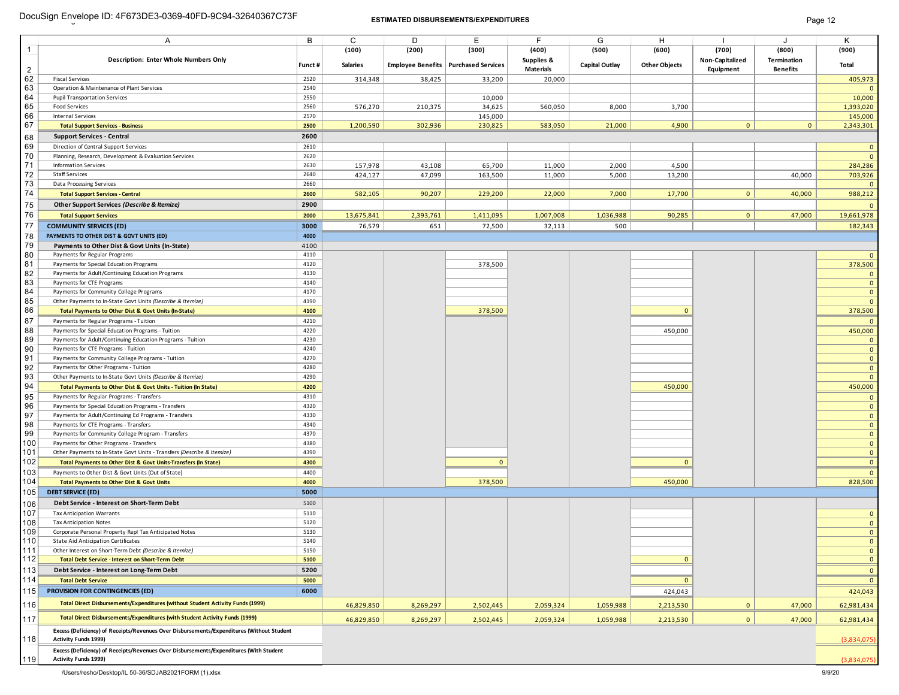DocuSign Envelope ID: 4F673DE3-0369-40FD-9C94-32640367C73F

**ESTIMATED DISBURSEMENTS/EXPENDITURES**

| | A | B | C | D | E | F | G | H | I | J | K |
|---|---|---|---|---|---|---|---|---|---|---|---|
| 1 | | | (100) | (200) | (300) | (400) | (500) | (600) | (700) | (800) | (900) |
| 2 | Description: Enter Whole Numbers Only | Funct # | Salaries | Employee Benefits | Purchased Services | Supplies & Materials | Capital Outlay | Other Objects | Non-Capitalized Equipment | Termination Benefits | Total |
| 62 | Fiscal Services | 2520 | 314,348 | 38,425 | 33,200 | 20,000 | | | | | 405,973 |
| 63 | Operation & Maintenance of Plant Services | 2540 | | | | | | | | | 0 |
| 64 | Pupil Transportation Services | 2550 | | | 10,000 | | | | | | 10,000 |
| 65 | Food Services | 2560 | 576,270 | 210,375 | 34,625 | 560,050 | 8,000 | 3,700 | | | 1,393,020 |
| 66 | Internal Services | 2570 | | | 145,000 | | | | | | 145,000 |
| 67 | **Total Support Services - Business** | 2500 | 1,200,590 | 302,936 | 230,825 | 583,050 | 21,000 | 4,900 | 0 | 0 | 2,343,301 |
| 68 | **Support Services - Central** | 2600 | | | | | | | | | |
| 69 | Direction of Central Support Services | 2610 | | | | | | | | | 0 |
| 70 | Planning, Research, Development & Evaluation Services | 2620 | | | | | | | | | 0 |
| 71 | Information Services | 2630 | 157,978 | 43,108 | 65,700 | 11,000 | 2,000 | 4,500 | | | 284,286 |
| 72 | Staff Services | 2640 | 424,127 | 47,099 | 163,500 | 11,000 | 5,000 | 13,200 | | 40,000 | 703,926 |
| 73 | Data Processing Services | 2660 | | | | | | | | | 0 |
| 74 | **Total Support Services - Central** | 2600 | 582,105 | 90,207 | 229,200 | 22,000 | 7,000 | 17,700 | 0 | 40,000 | 988,212 |
| 75 | **Other Support Services *(Describe & Itemize)*** | 2900 | | | | | | | | | 0 |
| 76 | **Total Support Services** | 2000 | 13,675,841 | 2,393,761 | 1,411,095 | 1,007,008 | 1,036,988 | 90,285 | 0 | 47,000 | 19,661,978 |
| 77 | **COMMUNITY SERVICES (ED)** | 3000 | 76,579 | 651 | 72,500 | 32,113 | 500 | | | | 182,343 |
| 78 | **PAYMENTS TO OTHER DIST & GOVT UNITS (ED)** | 4000 | | | | | | | | | |
| 79 | **Payments to Other Dist & Govt Units (In-State)** | 4100 | | | | | | | | | |
| 80 | Payments for Regular Programs | 4110 | | | | | | | | | 0 |
| 81 | Payments for Special Education Programs | 4120 | | | 378,500 | | | | | | 378,500 |
| 82 | Payments for Adult/Continuing Education Programs | 4130 | | | | | | | | | 0 |
| 83 | Payments for CTE Programs | 4140 | | | | | | | | | 0 |
| 84 | Payments for Community College Programs | 4170 | | | | | | | | | 0 |
| 85 | Other Payments to In-State Govt Units *(Describe & Itemize)* | 4190 | | | | | | | | | 0 |
| 86 | **Total Payments to Other Dist & Govt Units (In-State)** | 4100 | | | 378,500 | | | 0 | | | 378,500 |
| 87 | Payments for Regular Programs - Tuition | 4210 | | | | | | | | | 0 |
| 88 | Payments for Special Education Programs - Tuition | 4220 | | | | | | 450,000 | | | 450,000 |
| 89 | Payments for Adult/Continuing Education Programs - Tuition | 4230 | | | | | | | | | 0 |
| 90 | Payments for CTE Programs - Tuition | 4240 | | | | | | | | | 0 |
| 91 | Payments for Community College Programs - Tuition | 4270 | | | | | | | | | 0 |
| 92 | Payments for Other Programs - Tuition | 4280 | | | | | | | | | 0 |
| 93 | Other Payments to In-State Govt Units *(Describe & Itemize)* | 4290 | | | | | | | | | 0 |
| 94 | **Total Payments to Other Dist & Govt Units - Tuition (In State)** | 4200 | | | | | | 450,000 | | | 450,000 |
| 95 | Payments for Regular Programs - Transfers | 4310 | | | | | | | | | 0 |
| 96 | Payments for Special Education Programs - Transfers | 4320 | | | | | | | | | 0 |
| 97 | Payments for Adult/Continuing Ed Programs - Transfers | 4330 | | | | | | | | | 0 |
| 98 | Payments for CTE Programs - Transfers | 4340 | | | | | | | | | 0 |
| 99 | Payments for Community College Program - Transfers | 4370 | | | | | | | | | 0 |
| 100 | Payments for Other Programs - Transfers | 4380 | | | | | | | | | 0 |
| 101 | Other Payments to In-State Govt Units - Transfers *(Describe & Itemize)* | 4390 | | | | | | | | | 0 |
| 102 | **Total Payments to Other Dist & Govt Units-Transfers (In State)** | 4300 | | | 0 | | | 0 | | | 0 |
| 103 | Payments to Other Dist & Govt Units (Out of State) | 4400 | | | | | | | | | 0 |
| 104 | **Total Payments to Other Dist & Govt Units** | 4000 | | | 378,500 | | | 450,000 | | | 828,500 |
| 105 | **DEBT SERVICE (ED)** | 5000 | | | | | | | | | |
| 106 | **Debt Service - Interest on Short-Term Debt** | 5100 | | | | | | | | | |
| 107 | Tax Anticipation Warrants | 5110 | | | | | | | | | 0 |
| 108 | Tax Anticipation Notes | 5120 | | | | | | | | | 0 |
| 109 | Corporate Personal Property Repl Tax Anticipated Notes | 5130 | | | | | | | | | 0 |
| 110 | State Aid Anticipation Certificates | 5140 | | | | | | | | | 0 |
| 111 | Other Interest on Short-Term Debt *(Describe & Itemize)* | 5150 | | | | | | | | | 0 |
| 112 | **Total Debt Service - Interest on Short-Term Debt** | 5100 | | | | | | 0 | | | 0 |
| 113 | **Debt Service - Interest on Long-Term Debt** | 5200 | | | | | | | | | 0 |
| 114 | **Total Debt Service** | 5000 | | | | | | 0 | | | 0 |
| 115 | **PROVISION FOR CONTINGENCIES (ED)** | 6000 | | | | | | 424,043 | | | 424,043 |
| 116 | **Total Direct Disbursements/Expenditures (without Student Activity Funds (1999)** | | 46,829,850 | 8,269,297 | 2,502,445 | 2,059,324 | 1,059,988 | 2,213,530 | 0 | 47,000 | 62,981,434 |
| 117 | **Total Direct Disbursements/Expenditures (with Student Activity Funds (1999)** | | 46,829,850 | 8,269,297 | 2,502,445 | 2,059,324 | 1,059,988 | 2,213,530 | 0 | 47,000 | 62,981,434 |
| 118 | **Excess (Deficiency) of Receipts/Revenues Over Disbursements/Expenditures (Without Student Activity Funds 1999)** | | | | | | | | | | (3,834,075) |
| 119 | **Excess (Deficiency) of Receipts/Revenues Over Disbursements/Expenditures (With Student Activity Funds 1999)** | | | | | | | | | | (3,834,075) |

/Users/resho/Desktop/IL 50-36/SDJAB2021FORM (1).xlsx    9/9/20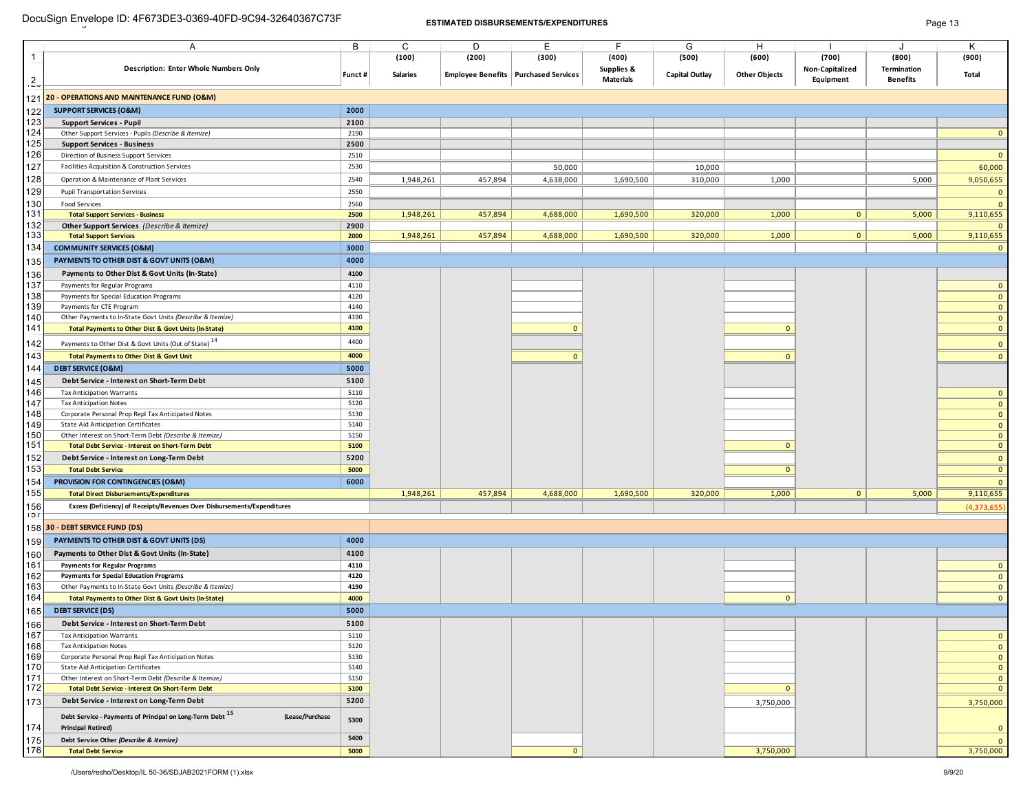DocuSign Envelope ID: 4F673DE3-0369-40FD-9C94-32640367C73F

**ESTIMATED DISBURSEMENTS/EXPENDITURES**

| | A | B | C | D | E | F | G | H | I | J | K |
|---|---|---|---|---|---|---|---|---|---|---|---|
| 1 | | | (100) | (200) | (300) | (400) | (500) | (600) | (700) | (800) | (900) |
| 2 | Description: Enter Whole Numbers Only | Funct # | Salaries | Employee Benefits | Purchased Services | Supplies & Materials | Capital Outlay | Other Objects | Non-Capitalized Equipment | Termination Benefits | Total |
| 121 | **20 - OPERATIONS AND MAINTENANCE FUND (O&M)** | | | | | | | | | | |
| 122 | **SUPPORT SERVICES (O&M)** | **2000** | | | | | | | | | |
| 123 | **Support Services - Pupil** | **2100** | | | | | | | | | |
| 124 | Other Support Services - Pupils *(Describe & Itemize)* | 2190 | | | | | | | | | 0 |
| 125 | **Support Services - Business** | **2500** | | | | | | | | | |
| 126 | Direction of Business Support Services | 2510 | | | | | | | | | 0 |
| 127 | Facilities Acquisition & Construction Services | 2530 | | | 50,000 | | 10,000 | | | | 60,000 |
| 128 | Operation & Maintenance of Plant Services | 2540 | 1,948,261 | 457,894 | 4,638,000 | 1,690,500 | 310,000 | 1,000 | | 5,000 | 9,050,655 |
| 129 | Pupil Transportation Services | 2550 | | | | | | | | | 0 |
| 130 | Food Services | 2560 | | | | | | | | | 0 |
| 131 | **Total Support Services - Business** | **2500** | 1,948,261 | 457,894 | 4,688,000 | 1,690,500 | 320,000 | 1,000 | 0 | 5,000 | 9,110,655 |
| 132 | **Other Support Services** *(Describe & Itemize)* | **2900** | | | | | | | | | 0 |
| 133 | **Total Support Services** | **2000** | 1,948,261 | 457,894 | 4,688,000 | 1,690,500 | 320,000 | 1,000 | 0 | 5,000 | 9,110,655 |
| 134 | **COMMUNITY SERVICES (O&M)** | **3000** | | | | | | | | | 0 |
| 135 | **PAYMENTS TO OTHER DIST & GOVT UNITS (O&M)** | **4000** | | | | | | | | | |
| 136 | **Payments to Other Dist & Govt Units (In-State)** | **4100** | | | | | | | | | |
| 137 | Payments for Regular Programs | 4110 | | | | | | | | | 0 |
| 138 | Payments for Special Education Programs | 4120 | | | | | | | | | 0 |
| 139 | Payments for CTE Program | 4140 | | | | | | | | | 0 |
| 140 | Other Payments to In-State Govt Units *(Describe & Itemize)* | 4190 | | | | | | | | | 0 |
| 141 | **Total Payments to Other Dist & Govt Units (In-State)** | **4100** | | | 0 | | | 0 | | | 0 |
| 142 | Payments to Other Dist & Govt Units (Out of State) [14] | 4400 | | | | | | | | | 0 |
| 143 | **Total Payments to Other Dist & Govt Unit** | **4000** | | | 0 | | | 0 | | | 0 |
| 144 | **DEBT SERVICE (O&M)** | **5000** | | | | | | | | | |
| 145 | **Debt Service - Interest on Short-Term Debt** | **5100** | | | | | | | | | |
| 146 | Tax Anticipation Warrants | 5110 | | | | | | | | | 0 |
| 147 | Tax Anticipation Notes | 5120 | | | | | | | | | 0 |
| 148 | Corporate Personal Prop Repl Tax Anticipated Notes | 5130 | | | | | | | | | 0 |
| 149 | State Aid Anticipation Certificates | 5140 | | | | | | | | | 0 |
| 150 | Other Interest on Short-Term Debt *(Describe & Itemize)* | 5150 | | | | | | | | | 0 |
| 151 | **Total Debt Service - Interest on Short-Term Debt** | **5100** | | | | | | 0 | | | 0 |
| 152 | **Debt Service - Interest on Long-Term Debt** | **5200** | | | | | | | | | 0 |
| 153 | **Total Debt Service** | **5000** | | | | | | 0 | | | 0 |
| 154 | **PROVISION FOR CONTINGENCIES (O&M)** | **6000** | | | | | | | | | 0 |
| 155 | **Total Direct Disbursements/Expenditures** | | 1,948,261 | 457,894 | 4,688,000 | 1,690,500 | 320,000 | 1,000 | 0 | 5,000 | 9,110,655 |
| 156 | **Excess (Deficiency) of Receipts/Revenues Over Disbursements/Expenditures** | | | | | | | | | | (4,373,655) |
| 158 | **30 - DEBT SERVICE FUND (DS)** | | | | | | | | | | |
| 159 | **PAYMENTS TO OTHER DIST & GOVT UNITS (DS)** | **4000** | | | | | | | | | |
| 160 | **Payments to Other Dist & Govt Units (In-State)** | **4100** | | | | | | | | | |
| 161 | **Payments for Regular Programs** | **4110** | | | | | | | | | 0 |
| 162 | **Payments for Special Education Programs** | **4120** | | | | | | | | | 0 |
| 163 | Other Payments to In-State Govt Units *(Describe & Itemize)* | 4190 | | | | | | | | | 0 |
| 164 | **Total Payments to Other Dist & Govt Units (In-State)** | **4000** | | | | | | 0 | | | 0 |
| 165 | **DEBT SERVICE (DS)** | **5000** | | | | | | | | | |
| 166 | **Debt Service - Interest on Short-Term Debt** | **5100** | | | | | | | | | |
| 167 | Tax Anticipation Warrants | 5110 | | | | | | | | | 0 |
| 168 | Tax Anticipation Notes | 5120 | | | | | | | | | 0 |
| 169 | Corporate Personal Prop Repl Tax Anticipation Notes | 5130 | | | | | | | | | 0 |
| 170 | State Aid Anticipation Certificates | 5140 | | | | | | | | | 0 |
| 171 | Other Interest on Short-Term Debt *(Describe & Itemize)* | 5150 | | | | | | | | | 0 |
| 172 | **Total Debt Service - Interest On Short-Term Debt** | **5100** | | | | | | 0 | | | 0 |
| 173 | **Debt Service - Interest on Long-Term Debt** | **5200** | | | | | | 3,750,000 | | | 3,750,000 |
| 174 | **Debt Service - Payments of Principal on Long-Term Debt [15] (Lease/Purchase Principal Retired)** | **5300** | | | | | | | | | 0 |
| 175 | **Debt Service Other *(Describe & Itemize)*** | **5400** | | | | | | | | | 0 |
| 176 | **Total Debt Service** | **5000** | | | 0 | | | 3,750,000 | | | 3,750,000 |

/Users/resho/Desktop/IL 50-36/SDJAB2021FORM (1).xlsx 9/9/20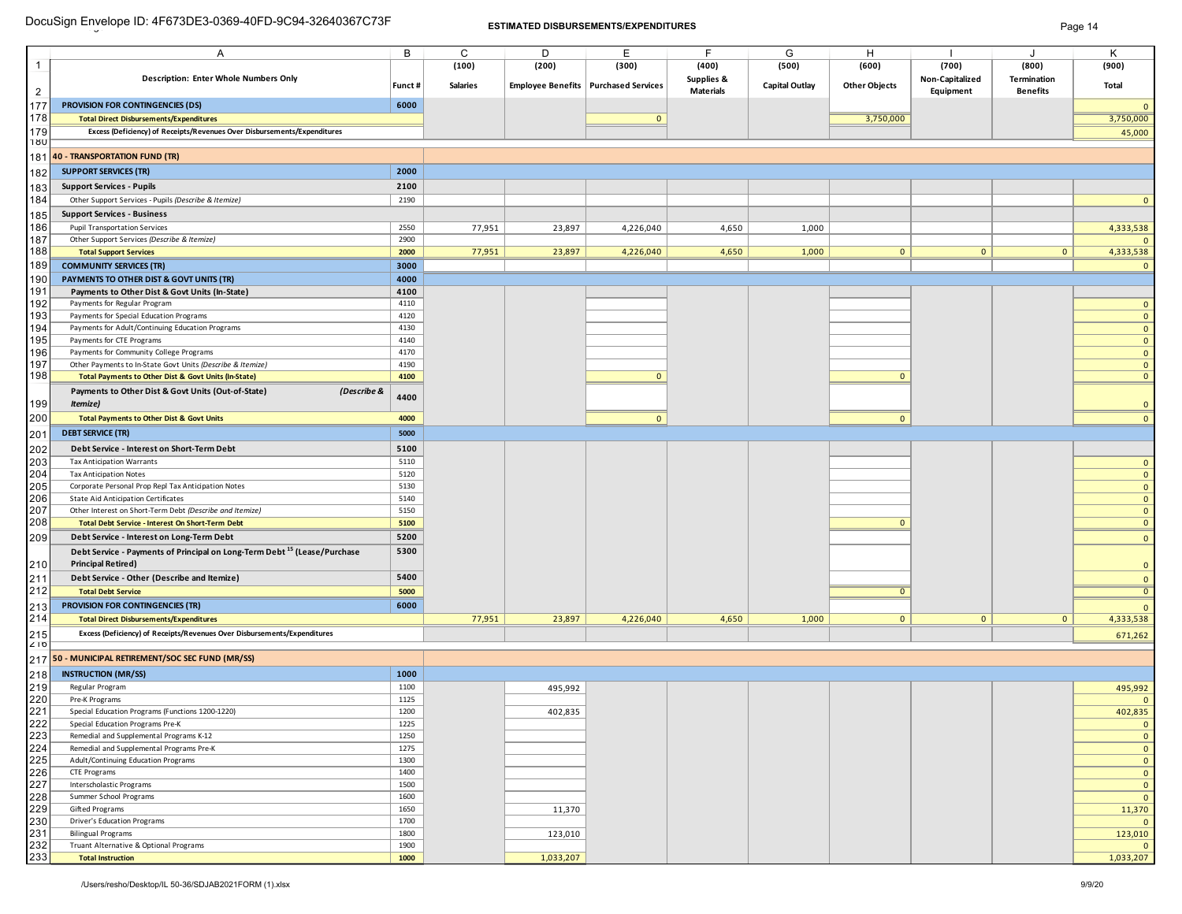ESTIMATED DISBURSEMENTS/EXPENDITURES

| | A | B | C | D | E | F | G | H | I | J | K |
|---|---|---|---|---|---|---|---|---|---|---|---|
| 1 | | | (100) | (200) | (300) | (400) | (500) | (600) | (700) | (800) | (900) |
| 2 | Description: Enter Whole Numbers Only | Funct # | Salaries | Employee Benefits | Purchased Services | Supplies & Materials | Capital Outlay | Other Objects | Non-Capitalized Equipment | Termination Benefits | Total |
| 177 | **PROVISION FOR CONTINGENCIES (DS)** | 6000 | | | | | | | | | 0 |
| 178 | **Total Direct Disbursements/Expenditures** | | | | 0 | | | 3,750,000 | | | 3,750,000 |
| 179 | **Excess (Deficiency) of Receipts/Revenues Over Disbursements/Expenditures** | | | | | | | | | | 45,000 |
| 180 | | | | | | | | | | | |
| 181 | **40 - TRANSPORTATION FUND (TR)** | | | | | | | | | | |
| 182 | **SUPPORT SERVICES (TR)** | 2000 | | | | | | | | | |
| 183 | **Support Services - Pupils** | 2100 | | | | | | | | | |
| 184 | Other Support Services - Pupils *(Describe & Itemize)* | 2190 | | | | | | | | | 0 |
| 185 | **Support Services - Business** | | | | | | | | | | |
| 186 | Pupil Transportation Services | 2550 | 77,951 | 23,897 | 4,226,040 | 4,650 | 1,000 | | | | 4,333,538 |
| 187 | Other Support Services *(Describe & Itemize)* | 2900 | | | | | | | | | 0 |
| 188 | **Total Support Services** | 2000 | 77,951 | 23,897 | 4,226,040 | 4,650 | 1,000 | 0 | 0 | 0 | 4,333,538 |
| 189 | **COMMUNITY SERVICES (TR)** | 3000 | | | | | | | | | 0 |
| 190 | **PAYMENTS TO OTHER DIST & GOVT UNITS (TR)** | 4000 | | | | | | | | | |
| 191 | **Payments to Other Dist & Govt Units (In-State)** | 4100 | | | | | | | | | |
| 192 | Payments for Regular Program | 4110 | | | | | | | | | 0 |
| 193 | Payments for Special Education Programs | 4120 | | | | | | | | | 0 |
| 194 | Payments for Adult/Continuing Education Programs | 4130 | | | | | | | | | 0 |
| 195 | Payments for CTE Programs | 4140 | | | | | | | | | 0 |
| 196 | Payments for Community College Programs | 4170 | | | | | | | | | 0 |
| 197 | Other Payments to In-State Govt Units *(Describe & Itemize)* | 4190 | | | | | | | | | 0 |
| 198 | **Total Payments to Other Dist & Govt Units (In-State)** | 4100 | | | 0 | | | 0 | | | 0 |
| 199 | **Payments to Other Dist & Govt Units (Out-of-State)** *(Describe & Itemize)* | 4400 | | | | | | | | | 0 |
| 200 | **Total Payments to Other Dist & Govt Units** | 4000 | | | 0 | | | 0 | | | 0 |
| 201 | **DEBT SERVICE (TR)** | 5000 | | | | | | | | | |
| 202 | **Debt Service - Interest on Short-Term Debt** | 5100 | | | | | | | | | |
| 203 | Tax Anticipation Warrants | 5110 | | | | | | | | | 0 |
| 204 | Tax Anticipation Notes | 5120 | | | | | | | | | 0 |
| 205 | Corporate Personal Prop Repl Tax Anticipation Notes | 5130 | | | | | | | | | 0 |
| 206 | State Aid Anticipation Certificates | 5140 | | | | | | | | | 0 |
| 207 | Other Interest on Short-Term Debt *(Describe and Itemize)* | 5150 | | | | | | | | | 0 |
| 208 | **Total Debt Service - Interest On Short-Term Debt** | 5100 | | | | | | 0 | | | 0 |
| 209 | **Debt Service - Interest on Long-Term Debt** | 5200 | | | | | | | | | 0 |
| 210 | **Debt Service - Payments of Principal on Long-Term Debt [15] (Lease/Purchase Principal Retired)** | 5300 | | | | | | | | | 0 |
| 211 | **Debt Service - Other (Describe and Itemize)** | 5400 | | | | | | | | | 0 |
| 212 | **Total Debt Service** | 5000 | | | | | | 0 | | | 0 |
| 213 | **PROVISION FOR CONTINGENCIES (TR)** | 6000 | | | | | | | | | 0 |
| 214 | **Total Direct Disbursements/Expenditures** | | 77,951 | 23,897 | 4,226,040 | 4,650 | 1,000 | 0 | 0 | 0 | 4,333,538 |
| 215 | **Excess (Deficiency) of Receipts/Revenues Over Disbursements/Expenditures** | | | | | | | | | | 671,262 |
| 216 | | | | | | | | | | | |
| 217 | **50 - MUNICIPAL RETIREMENT/SOC SEC FUND (MR/SS)** | | | | | | | | | | |
| 218 | **INSTRUCTION (MR/SS)** | 1000 | | | | | | | | | |
| 219 | Regular Program | 1100 | | 495,992 | | | | | | | 495,992 |
| 220 | Pre-K Programs | 1125 | | | | | | | | | 0 |
| 221 | Special Education Programs (Functions 1200-1220) | 1200 | | 402,835 | | | | | | | 402,835 |
| 222 | Special Education Programs Pre-K | 1225 | | | | | | | | | 0 |
| 223 | Remedial and Supplemental Programs K-12 | 1250 | | | | | | | | | 0 |
| 224 | Remedial and Supplemental Programs Pre-K | 1275 | | | | | | | | | 0 |
| 225 | Adult/Continuing Education Programs | 1300 | | | | | | | | | 0 |
| 226 | CTE Programs | 1400 | | | | | | | | | 0 |
| 227 | Interscholastic Programs | 1500 | | | | | | | | | 0 |
| 228 | Summer School Programs | 1600 | | | | | | | | | 0 |
| 229 | Gifted Programs | 1650 | | 11,370 | | | | | | | 11,370 |
| 230 | Driver's Education Programs | 1700 | | | | | | | | | 0 |
| 231 | Bilingual Programs | 1800 | | 123,010 | | | | | | | 123,010 |
| 232 | Truant Alternative & Optional Programs | 1900 | | | | | | | | | 0 |
| 233 | **Total Instruction** | 1000 | | 1,033,207 | | | | | | | 1,033,207 |

/Users/resho/Desktop/IL 50-36/SDJAB2021FORM (1).xlsx 9/9/20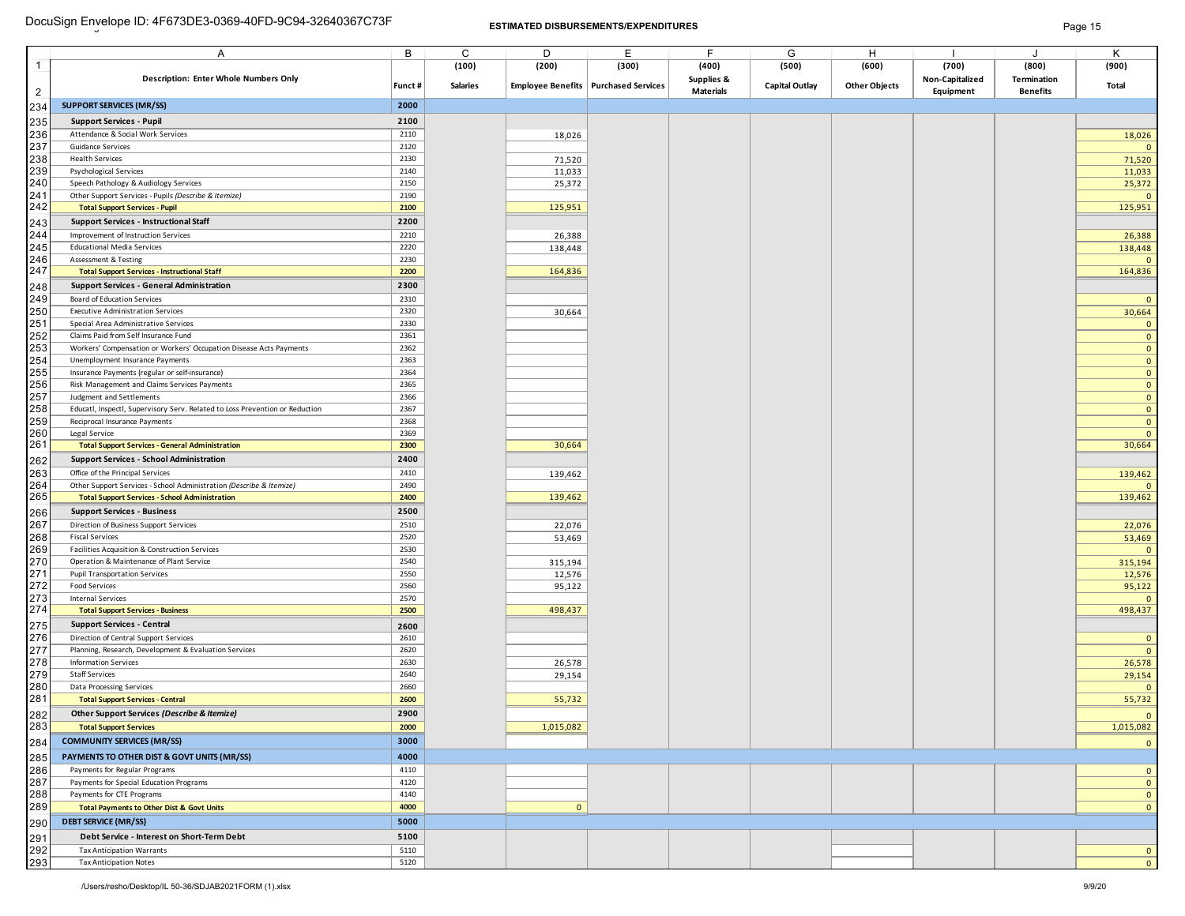**ESTIMATED DISBURSEMENTS/EXPENDITURES**

| | A | B | C | D | E | F | G | H | I | J | K |
|---|---|---|---|---|---|---|---|---|---|---|---|
| 1 | | | (100) | (200) | (300) | (400) | (500) | (600) | (700) | (800) | (900) |
| 2 | Description: Enter Whole Numbers Only | Funct # | Salaries | Employee Benefits | Purchased Services | Supplies & Materials | Capital Outlay | Other Objects | Non-Capitalized Equipment | Termination Benefits | Total |
| 234 | SUPPORT SERVICES (MR/SS) | 2000 | | | | | | | | | |
| 235 | Support Services - Pupil | 2100 | | | | | | | | | |
| 236 | Attendance & Social Work Services | 2110 | | 18,026 | | | | | | | 18,026 |
| 237 | Guidance Services | 2120 | | | | | | | | | 0 |
| 238 | Health Services | 2130 | | 71,520 | | | | | | | 71,520 |
| 239 | Psychological Services | 2140 | | 11,033 | | | | | | | 11,033 |
| 240 | Speech Pathology & Audiology Services | 2150 | | 25,372 | | | | | | | 25,372 |
| 241 | Other Support Services - Pupils *(Describe & Itemize)* | 2190 | | | | | | | | | 0 |
| 242 | Total Support Services - Pupil | 2100 | | 125,951 | | | | | | | 125,951 |
| 243 | Support Services - Instructional Staff | 2200 | | | | | | | | | |
| 244 | Improvement of Instruction Services | 2210 | | 26,388 | | | | | | | 26,388 |
| 245 | Educational Media Services | 2220 | | 138,448 | | | | | | | 138,448 |
| 246 | Assessment & Testing | 2230 | | | | | | | | | 0 |
| 247 | Total Support Services - Instructional Staff | 2200 | | 164,836 | | | | | | | 164,836 |
| 248 | Support Services - General Administration | 2300 | | | | | | | | | |
| 249 | Board of Education Services | 2310 | | | | | | | | | 0 |
| 250 | Executive Administration Services | 2320 | | 30,664 | | | | | | | 30,664 |
| 251 | Special Area Administrative Services | 2330 | | | | | | | | | 0 |
| 252 | Claims Paid from Self Insurance Fund | 2361 | | | | | | | | | 0 |
| 253 | Workers' Compensation or Workers' Occupation Disease Acts Payments | 2362 | | | | | | | | | 0 |
| 254 | Unemployment Insurance Payments | 2363 | | | | | | | | | 0 |
| 255 | Insurance Payments (regular or self-insurance) | 2364 | | | | | | | | | 0 |
| 256 | Risk Management and Claims Services Payments | 2365 | | | | | | | | | 0 |
| 257 | Judgment and Settlements | 2366 | | | | | | | | | 0 |
| 258 | Educatl, Inspectl, Supervisory Serv. Related to Loss Prevention or Reduction | 2367 | | | | | | | | | 0 |
| 259 | Reciprocal Insurance Payments | 2368 | | | | | | | | | 0 |
| 260 | Legal Service | 2369 | | | | | | | | | 0 |
| 261 | Total Support Services - General Administration | 2300 | | 30,664 | | | | | | | 30,664 |
| 262 | Support Services - School Administration | 2400 | | | | | | | | | |
| 263 | Office of the Principal Services | 2410 | | 139,462 | | | | | | | 139,462 |
| 264 | Other Support Services - School Administration *(Describe & Itemize)* | 2490 | | | | | | | | | 0 |
| 265 | Total Support Services - School Administration | 2400 | | 139,462 | | | | | | | 139,462 |
| 266 | Support Services - Business | 2500 | | | | | | | | | |
| 267 | Direction of Business Support Services | 2510 | | 22,076 | | | | | | | 22,076 |
| 268 | Fiscal Services | 2520 | | 53,469 | | | | | | | 53,469 |
| 269 | Facilities Acquisition & Construction Services | 2530 | | | | | | | | | 0 |
| 270 | Operation & Maintenance of Plant Service | 2540 | | 315,194 | | | | | | | 315,194 |
| 271 | Pupil Transportation Services | 2550 | | 12,576 | | | | | | | 12,576 |
| 272 | Food Services | 2560 | | 95,122 | | | | | | | 95,122 |
| 273 | Internal Services | 2570 | | | | | | | | | 0 |
| 274 | Total Support Services - Business | 2500 | | 498,437 | | | | | | | 498,437 |
| 275 | Support Services - Central | 2600 | | | | | | | | | |
| 276 | Direction of Central Support Services | 2610 | | | | | | | | | 0 |
| 277 | Planning, Research, Development & Evaluation Services | 2620 | | | | | | | | | 0 |
| 278 | Information Services | 2630 | | 26,578 | | | | | | | 26,578 |
| 279 | Staff Services | 2640 | | 29,154 | | | | | | | 29,154 |
| 280 | Data Processing Services | 2660 | | | | | | | | | 0 |
| 281 | Total Support Services - Central | 2600 | | 55,732 | | | | | | | 55,732 |
| 282 | Other Support Services *(Describe & Itemize)* | 2900 | | | | | | | | | 0 |
| 283 | Total Support Services | 2000 | | 1,015,082 | | | | | | | 1,015,082 |
| 284 | COMMUNITY SERVICES (MR/SS) | 3000 | | | | | | | | | 0 |
| 285 | PAYMENTS TO OTHER DIST & GOVT UNITS (MR/SS) | 4000 | | | | | | | | | |
| 286 | Payments for Regular Programs | 4110 | | | | | | | | | 0 |
| 287 | Payments for Special Education Programs | 4120 | | | | | | | | | 0 |
| 288 | Payments for CTE Programs | 4140 | | | | | | | | | 0 |
| 289 | Total Payments to Other Dist & Govt Units | 4000 | | 0 | | | | | | | 0 |
| 290 | DEBT SERVICE (MR/SS) | 5000 | | | | | | | | | |
| 291 | Debt Service - Interest on Short-Term Debt | 5100 | | | | | | | | | |
| 292 | Tax Anticipation Warrants | 5110 | | | | | | | | | 0 |
| 293 | Tax Anticipation Notes | 5120 | | | | | | | | | 0 |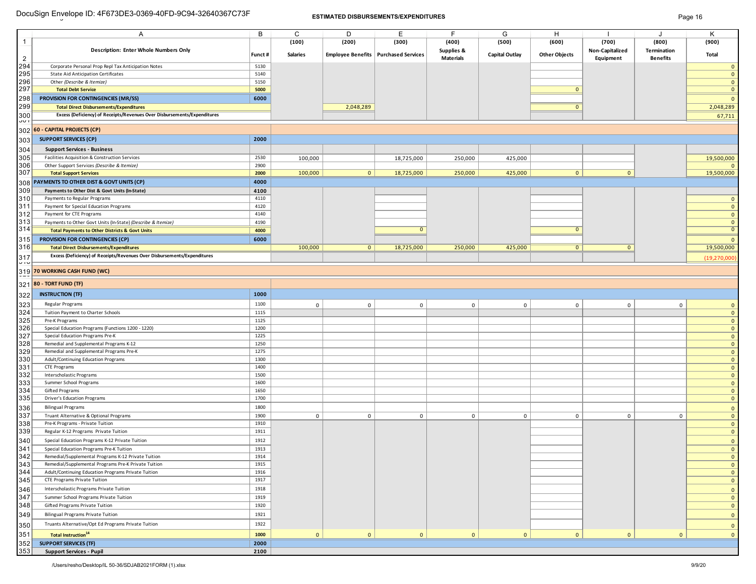DocuSign Envelope ID: 4F673DE3-0369-40FD-9C94-32640367C73F

**ESTIMATED DISBURSEMENTS/EXPENDITURES**

| | A | B | C | D | E | F | G | H | I | J | K |
|---|---|---|---|---|---|---|---|---|---|---|---|
| 1 | | | (100) | (200) | (300) | (400) | (500) | (600) | (700) | (800) | (900) |
| 2 | Description: Enter Whole Numbers Only | Funct # | Salaries | Employee Benefits | Purchased Services | Supplies & Materials | Capital Outlay | Other Objects | Non-Capitalized Equipment | Termination Benefits | Total |
| 294 | Corporate Personal Prop Repl Tax Anticipation Notes | 5130 | | | | | | | | | 0 |
| 295 | State Aid Anticipation Certificates | 5140 | | | | | | | | | 0 |
| 296 | Other *(Describe & Itemize)* | 5150 | | | | | | | | | 0 |
| 297 | **Total Debt Service** | **5000** | | | | | | 0 | | | 0 |
| 298 | **PROVISION FOR CONTINGENCIES (MR/SS)** | **6000** | | | | | | | | | 0 |
| 299 | **Total Direct Disbursements/Expenditures** | | | 2,048,289 | | | | 0 | | | 2,048,289 |
| 300 | **Excess (Deficiency) of Receipts/Revenues Over Disbursements/Expenditures** | | | | | | | | | | 67,711 |
| 302 | **60 - CAPITAL PROJECTS (CP)** | | | | | | | | | | |
| 303 | **SUPPORT SERVICES (CP)** | **2000** | | | | | | | | | |
| 304 | **Support Services - Business** | | | | | | | | | | |
| 305 | Facilities Acquisition & Construction Services | 2530 | 100,000 | | 18,725,000 | 250,000 | 425,000 | | | | 19,500,000 |
| 306 | Other Support Services *(Describe & Itemize)* | 2900 | | | | | | | | | 0 |
| 307 | **Total Support Services** | **2000** | 100,000 | 0 | 18,725,000 | 250,000 | 425,000 | 0 | 0 | | 19,500,000 |
| 308 | **PAYMENTS TO OTHER DIST & GOVT UNITS (CP)** | **4000** | | | | | | | | | |
| 309 | **Payments to Other Dist & Govt Units (In-State)** | **4100** | | | | | | | | | |
| 310 | Payments to Regular Programs | 4110 | | | | | | | | | 0 |
| 311 | Payment for Special Education Programs | 4120 | | | | | | | | | 0 |
| 312 | Payment for CTE Programs | 4140 | | | | | | | | | 0 |
| 313 | Payments to Other Govt Units (In-State) *(Describe & Itemize)* | 4190 | | | | | | | | | 0 |
| 314 | **Total Payments to Other Districts & Govt Units** | **4000** | | | 0 | | | 0 | | | 0 |
| 315 | **PROVISION FOR CONTINGENCIES (CP)** | **6000** | | | | | | | | | 0 |
| 316 | **Total Direct Disbursements/Expenditures** | | 100,000 | 0 | 18,725,000 | 250,000 | 425,000 | 0 | 0 | | 19,500,000 |
| 317 | **Excess (Deficiency) of Receipts/Revenues Over Disbursements/Expenditures** | | | | | | | | | | (19,270,000) |
| 319 | **70 WORKING CASH FUND (WC)** | | | | | | | | | | |
| 321 | **80 - TORT FUND (TF)** | | | | | | | | | | |
| 322 | **INSTRUCTION (TF)** | **1000** | | | | | | | | | |
| 323 | Regular Programs | 1100 | 0 | 0 | 0 | 0 | 0 | 0 | 0 | 0 | 0 |
| 324 | Tuition Payment to Charter Schools | 1115 | | | | | | | | | 0 |
| 325 | Pre-K Programs | 1125 | | | | | | | | | 0 |
| 326 | Special Education Programs (Functions 1200 - 1220) | 1200 | | | | | | | | | 0 |
| 327 | Special Education Programs Pre-K | 1225 | | | | | | | | | 0 |
| 328 | Remedial and Supplemental Programs K-12 | 1250 | | | | | | | | | 0 |
| 329 | Remedial and Supplemental Programs Pre-K | 1275 | | | | | | | | | 0 |
| 330 | Adult/Continuing Education Programs | 1300 | | | | | | | | | 0 |
| 331 | CTE Programs | 1400 | | | | | | | | | 0 |
| 332 | Interscholastic Programs | 1500 | | | | | | | | | 0 |
| 333 | Summer School Programs | 1600 | | | | | | | | | 0 |
| 334 | Gifted Programs | 1650 | | | | | | | | | 0 |
| 335 | Driver's Education Programs | 1700 | | | | | | | | | 0 |
| 336 | Bilingual Programs | 1800 | | | | | | | | | 0 |
| 337 | Truant Alternative & Optional Programs | 1900 | 0 | 0 | 0 | 0 | 0 | 0 | 0 | 0 | 0 |
| 338 | Pre-K Programs - Private Tuition | 1910 | | | | | | | | | 0 |
| 339 | Regular K-12 Programs Private Tuition | 1911 | | | | | | | | | 0 |
| 340 | Special Education Programs K-12 Private Tuition | 1912 | | | | | | | | | 0 |
| 341 | Special Education Programs Pre-K Tuition | 1913 | | | | | | | | | 0 |
| 342 | Remedial/Supplemental Programs K-12 Private Tuition | 1914 | | | | | | | | | 0 |
| 343 | Remedial/Supplemental Programs Pre-K Private Tuition | 1915 | | | | | | | | | 0 |
| 344 | Adult/Continuing Education Programs Private Tuition | 1916 | | | | | | | | | 0 |
| 345 | CTE Programs Private Tuition | 1917 | | | | | | | | | 0 |
| 346 | Interscholastic Programs Private Tuition | 1918 | | | | | | | | | 0 |
| 347 | Summer School Programs Private Tuition | 1919 | | | | | | | | | 0 |
| 348 | Gifted Programs Private Tuition | 1920 | | | | | | | | | 0 |
| 349 | Bilingual Programs Private Tuition | 1921 | | | | | | | | | 0 |
| 350 | Truants Alternative/Opt Ed Programs Private Tuition | 1922 | | | | | | | | | 0 |
| 351 | **Total Instruction**[14] | **1000** | 0 | 0 | 0 | 0 | 0 | 0 | 0 | 0 | 0 |
| 352 | **SUPPORT SERVICES (TF)** | **2000** | | | | | | | | | |
| 353 | **Support Services - Pupil** | **2100** | | | | | | | | | |

/Users/resho/Desktop/IL 50-36/SDJAB2021FORM (1).xlsx

9/9/20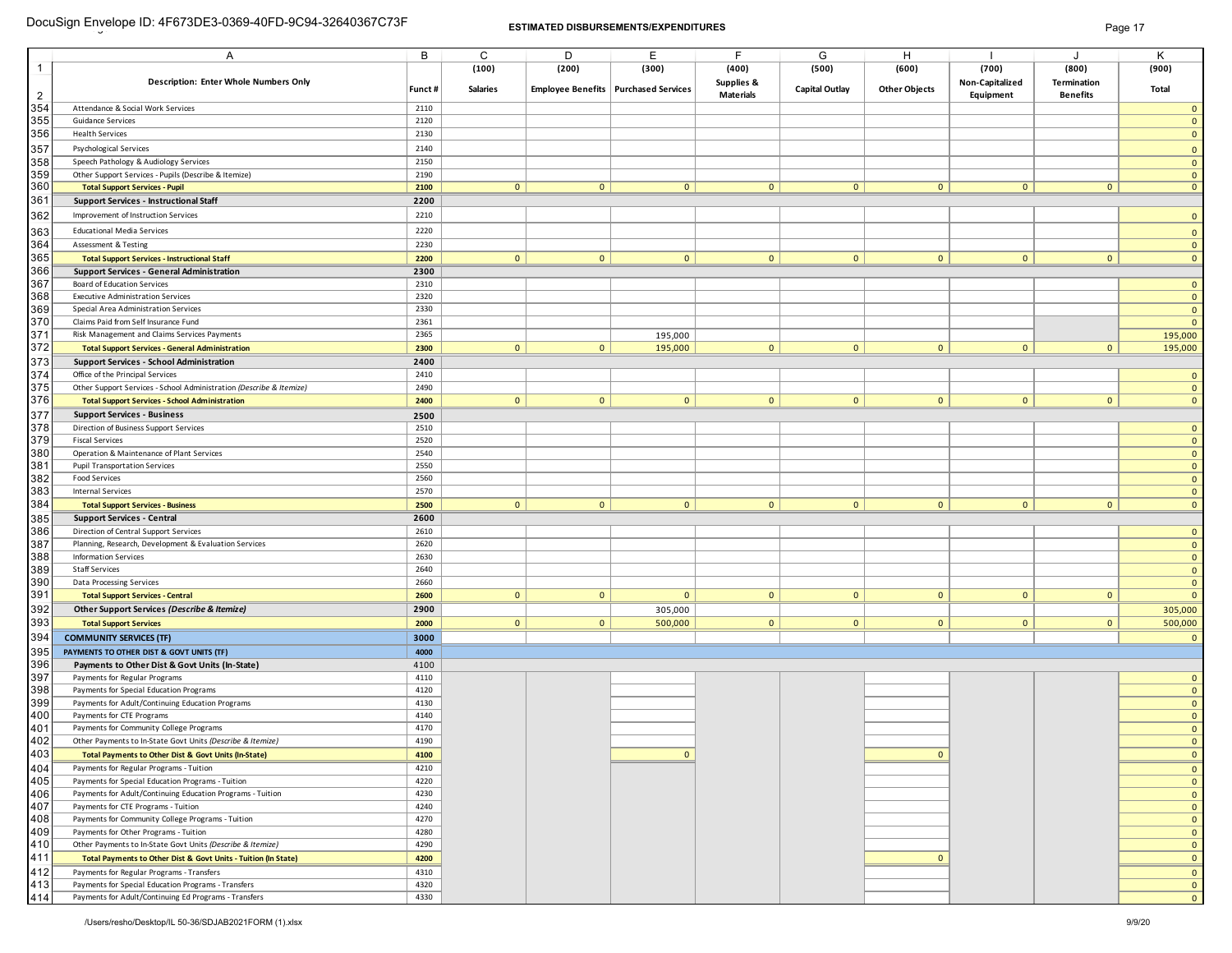## ESTIMATED DISBURSEMENTS/EXPENDITURES

| | A | B | C | D | E | F | G | H | I | J | K |
|---|---|---|---|---|---|---|---|---|---|---|---|
| 1 | | | (100) | (200) | (300) | (400) | (500) | (600) | (700) | (800) | (900) |
| 2 | Description: Enter Whole Numbers Only | Funct # | Salaries | Employee Benefits | Purchased Services | Supplies & Materials | Capital Outlay | Other Objects | Non-Capitalized Equipment | Termination Benefits | Total |
| 354 | Attendance & Social Work Services | 2110 | | | | | | | | | 0 |
| 355 | Guidance Services | 2120 | | | | | | | | | 0 |
| 356 | Health Services | 2130 | | | | | | | | | 0 |
| 357 | Psychological Services | 2140 | | | | | | | | | 0 |
| 358 | Speech Pathology & Audiology Services | 2150 | | | | | | | | | 0 |
| 359 | Other Support Services - Pupils (Describe & Itemize) | 2190 | | | | | | | | | 0 |
| 360 | **Total Support Services - Pupil** | **2100** | 0 | 0 | 0 | 0 | 0 | 0 | 0 | 0 | 0 |
| 361 | **Support Services - Instructional Staff** | **2200** | | | | | | | | | |
| 362 | Improvement of Instruction Services | 2210 | | | | | | | | | 0 |
| 363 | Educational Media Services | 2220 | | | | | | | | | 0 |
| 364 | Assessment & Testing | 2230 | | | | | | | | | 0 |
| 365 | **Total Support Services - Instructional Staff** | **2200** | 0 | 0 | 0 | 0 | 0 | 0 | 0 | 0 | 0 |
| 366 | **Support Services - General Administration** | **2300** | | | | | | | | | |
| 367 | Board of Education Services | 2310 | | | | | | | | | 0 |
| 368 | Executive Administration Services | 2320 | | | | | | | | | 0 |
| 369 | Special Area Administration Services | 2330 | | | | | | | | | 0 |
| 370 | Claims Paid from Self Insurance Fund | 2361 | | | | | | | | | 0 |
| 371 | Risk Management and Claims Services Payments | 2365 | | | 195,000 | | | | | | 195,000 |
| 372 | **Total Support Services - General Administration** | **2300** | 0 | 0 | 195,000 | 0 | 0 | 0 | 0 | 0 | 195,000 |
| 373 | **Support Services - School Administration** | **2400** | | | | | | | | | |
| 374 | Office of the Principal Services | 2410 | | | | | | | | | 0 |
| 375 | Other Support Services - School Administration *(Describe & Itemize)* | 2490 | | | | | | | | | 0 |
| 376 | **Total Support Services - School Administration** | **2400** | 0 | 0 | 0 | 0 | 0 | 0 | 0 | 0 | 0 |
| 377 | **Support Services - Business** | **2500** | | | | | | | | | |
| 378 | Direction of Business Support Services | 2510 | | | | | | | | | 0 |
| 379 | Fiscal Services | 2520 | | | | | | | | | 0 |
| 380 | Operation & Maintenance of Plant Services | 2540 | | | | | | | | | 0 |
| 381 | Pupil Transportation Services | 2550 | | | | | | | | | 0 |
| 382 | Food Services | 2560 | | | | | | | | | 0 |
| 383 | Internal Services | 2570 | | | | | | | | | 0 |
| 384 | **Total Support Services - Business** | **2500** | 0 | 0 | 0 | 0 | 0 | 0 | 0 | 0 | 0 |
| 385 | **Support Services - Central** | **2600** | | | | | | | | | |
| 386 | Direction of Central Support Services | 2610 | | | | | | | | | 0 |
| 387 | Planning, Research, Development & Evaluation Services | 2620 | | | | | | | | | 0 |
| 388 | Information Services | 2630 | | | | | | | | | 0 |
| 389 | Staff Services | 2640 | | | | | | | | | 0 |
| 390 | Data Processing Services | 2660 | | | | | | | | | 0 |
| 391 | **Total Support Services - Central** | **2600** | 0 | 0 | 0 | 0 | 0 | 0 | 0 | 0 | 0 |
| 392 | **Other Support Services *(Describe & Itemize)*** | **2900** | | | 305,000 | | | | | | 305,000 |
| 393 | **Total Support Services** | **2000** | 0 | 0 | 500,000 | 0 | 0 | 0 | 0 | 0 | 500,000 |
| 394 | **COMMUNITY SERVICES (TF)** | **3000** | | | | | | | | | 0 |
| 395 | **PAYMENTS TO OTHER DIST & GOVT UNITS (TF)** | **4000** | | | | | | | | | |
| 396 | **Payments to Other Dist & Govt Units (In-State)** | 4100 | | | | | | | | | |
| 397 | Payments for Regular Programs | 4110 | | | | | | | | | 0 |
| 398 | Payments for Special Education Programs | 4120 | | | | | | | | | 0 |
| 399 | Payments for Adult/Continuing Education Programs | 4130 | | | | | | | | | 0 |
| 400 | Payments for CTE Programs | 4140 | | | | | | | | | 0 |
| 401 | Payments for Community College Programs | 4170 | | | | | | | | | 0 |
| 402 | Other Payments to In-State Govt Units *(Describe & Itemize)* | 4190 | | | | | | | | | 0 |
| 403 | **Total Payments to Other Dist & Govt Units (In-State)** | **4100** | | | 0 | | | 0 | | | 0 |
| 404 | Payments for Regular Programs - Tuition | 4210 | | | | | | | | | 0 |
| 405 | Payments for Special Education Programs - Tuition | 4220 | | | | | | | | | 0 |
| 406 | Payments for Adult/Continuing Education Programs - Tuition | 4230 | | | | | | | | | 0 |
| 407 | Payments for CTE Programs - Tuition | 4240 | | | | | | | | | 0 |
| 408 | Payments for Community College Programs - Tuition | 4270 | | | | | | | | | 0 |
| 409 | Payments for Other Programs - Tuition | 4280 | | | | | | | | | 0 |
| 410 | Other Payments to In-State Govt Units *(Describe & Itemize)* | 4290 | | | | | | | | | 0 |
| 411 | **Total Payments to Other Dist & Govt Units - Tuition (In State)** | **4200** | | | | | | 0 | | | 0 |
| 412 | Payments for Regular Programs - Transfers | 4310 | | | | | | | | | 0 |
| 413 | Payments for Special Education Programs - Transfers | 4320 | | | | | | | | | 0 |
| 414 | Payments for Adult/Continuing Ed Programs - Transfers | 4330 | | | | | | | | | 0 |

/Users/resho/Desktop/IL 50-36/SDJAB2021FORM (1).xlsx 9/9/20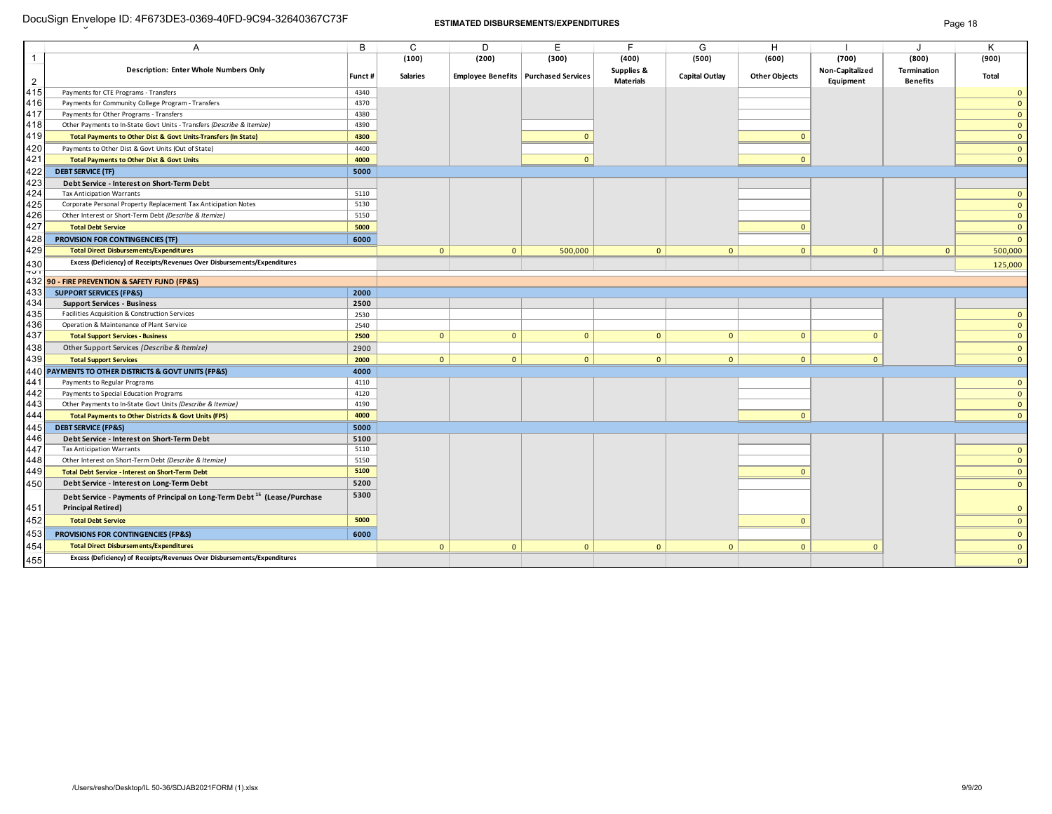# ESTIMATED DISBURSEMENTS/EXPENDITURES

| | A | B | C | D | E | F | G | H | I | J | K |
|---|---|---|---|---|---|---|---|---|---|---|---|
| 1 | | | (100) | (200) | (300) | (400) | (500) | (600) | (700) | (800) | (900) |
| 2 | Description: Enter Whole Numbers Only | Funct # | Salaries | Employee Benefits | Purchased Services | Supplies & Materials | Capital Outlay | Other Objects | Non-Capitalized Equipment | Termination Benefits | Total |
| 415 | Payments for CTE Programs - Transfers | 4340 | | | | | | | | | 0 |
| 416 | Payments for Community College Program - Transfers | 4370 | | | | | | | | | 0 |
| 417 | Payments for Other Programs - Transfers | 4380 | | | | | | | | | 0 |
| 418 | Other Payments to In-State Govt Units - Transfers *(Describe & Itemize)* | 4390 | | | | | | | | | 0 |
| 419 | **Total Payments to Other Dist & Govt Units-Transfers (In State)** | 4300 | | | 0 | | | 0 | | | 0 |
| 420 | Payments to Other Dist & Govt Units (Out of State) | 4400 | | | | | | | | | 0 |
| 421 | **Total Payments to Other Dist & Govt Units** | 4000 | | | 0 | | | 0 | | | 0 |
| 422 | **DEBT SERVICE (TF)** | 5000 | | | | | | | | | |
| 423 | **Debt Service - Interest on Short-Term Debt** | | | | | | | | | | |
| 424 | Tax Anticipation Warrants | 5110 | | | | | | | | | 0 |
| 425 | Corporate Personal Property Replacement Tax Anticipation Notes | 5130 | | | | | | | | | 0 |
| 426 | Other Interest or Short-Term Debt *(Describe & Itemize)* | 5150 | | | | | | | | | 0 |
| 427 | **Total Debt Service** | 5000 | | | | | | 0 | | | 0 |
| 428 | **PROVISION FOR CONTINGENCIES (TF)** | 6000 | | | | | | | | | 0 |
| 429 | **Total Direct Disbursements/Expenditures** | | 0 | 0 | 500,000 | 0 | 0 | 0 | 0 | 0 | 500,000 |
| 430 | **Excess (Deficiency) of Receipts/Revenues Over Disbursements/Expenditures** | | | | | | | | | | 125,000 |
| 432 | **90 - FIRE PREVENTION & SAFETY FUND (FP&S)** | | | | | | | | | | |
| 433 | **SUPPORT SERVICES (FP&S)** | 2000 | | | | | | | | | |
| 434 | **Support Services - Business** | 2500 | | | | | | | | | |
| 435 | Facilities Acquisition & Construction Services | 2530 | | | | | | | | | 0 |
| 436 | Operation & Maintenance of Plant Service | 2540 | | | | | | | | | 0 |
| 437 | **Total Support Services - Business** | 2500 | 0 | 0 | 0 | 0 | 0 | 0 | 0 | | 0 |
| 438 | Other Support Services *(Describe & Itemize)* | 2900 | | | | | | | | | 0 |
| 439 | **Total Support Services** | 2000 | 0 | 0 | 0 | 0 | 0 | 0 | 0 | | 0 |
| 440 | **PAYMENTS TO OTHER DISTRICTS & GOVT UNITS (FP&S)** | 4000 | | | | | | | | | |
| 441 | Payments to Regular Programs | 4110 | | | | | | | | | 0 |
| 442 | Payments to Special Education Programs | 4120 | | | | | | | | | 0 |
| 443 | Other Payments to In-State Govt Units *(Describe & Itemize)* | 4190 | | | | | | | | | 0 |
| 444 | **Total Payments to Other Districts & Govt Units (FPS)** | 4000 | | | | | | 0 | | | 0 |
| 445 | **DEBT SERVICE (FP&S)** | 5000 | | | | | | | | | |
| 446 | **Debt Service - Interest on Short-Term Debt** | 5100 | | | | | | | | | |
| 447 | Tax Anticipation Warrants | 5110 | | | | | | | | | 0 |
| 448 | Other Interest on Short-Term Debt *(Describe & Itemize)* | 5150 | | | | | | | | | 0 |
| 449 | **Total Debt Service - Interest on Short-Term Debt** | 5100 | | | | | | 0 | | | 0 |
| 450 | **Debt Service - Interest on Long-Term Debt** | 5200 | | | | | | | | | 0 |
| 451 | **Debt Service - Payments of Principal on Long-Term Debt [15] (Lease/Purchase Principal Retired)** | 5300 | | | | | | | | | 0 |
| 452 | **Total Debt Service** | 5000 | | | | | | 0 | | | 0 |
| 453 | **PROVISIONS FOR CONTINGENCIES (FP&S)** | 6000 | | | | | | | | | 0 |
| 454 | **Total Direct Disbursements/Expenditures** | | 0 | 0 | 0 | 0 | 0 | 0 | 0 | | 0 |
| 455 | **Excess (Deficiency) of Receipts/Revenues Over Disbursements/Expenditures** | | | | | | | | | | 0 |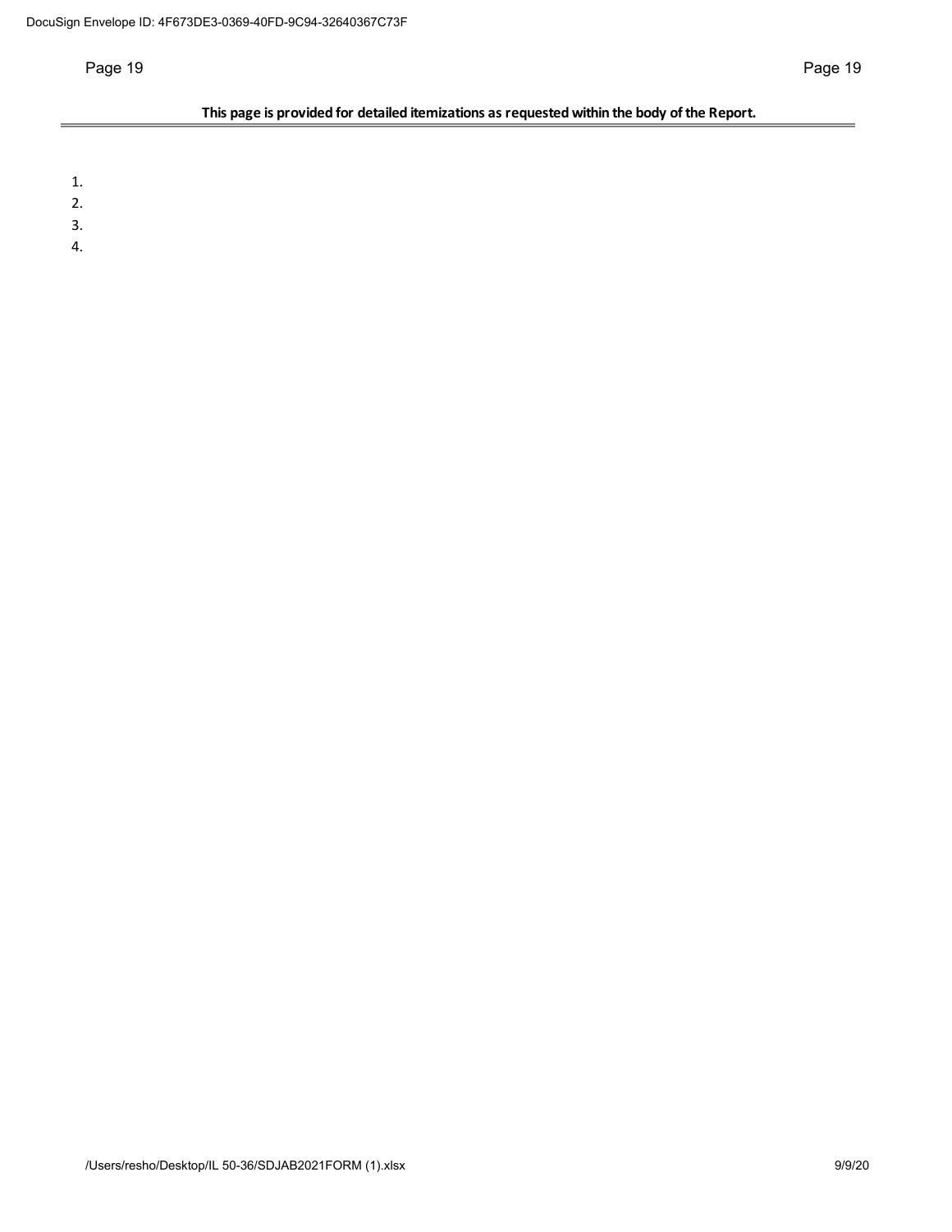**This page is provided for detailed itemizations as requested within the body of the Report.**

1.
2.
3.
4.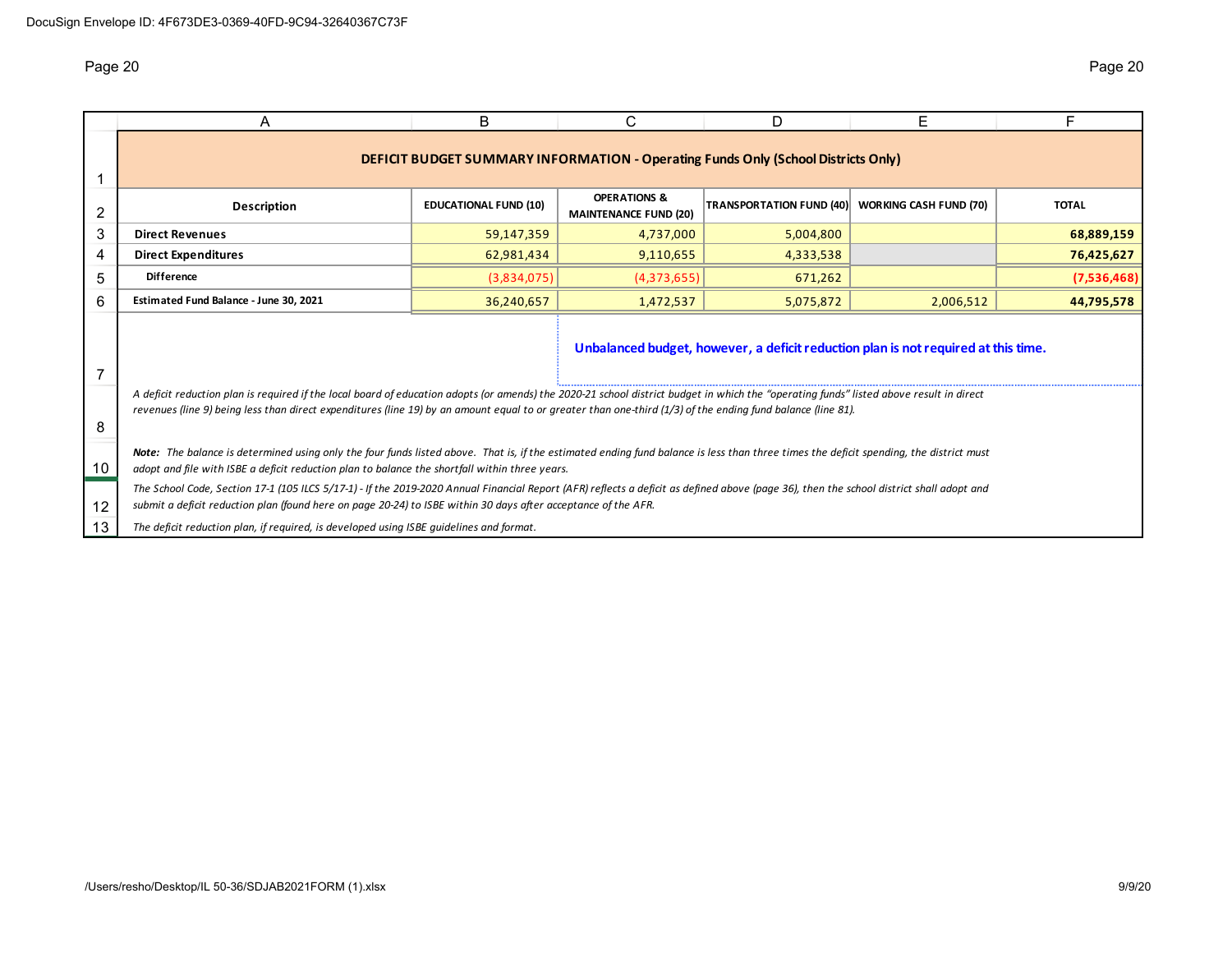## DEFICIT BUDGET SUMMARY INFORMATION - Operating Funds Only (School Districts Only)

| Description | EDUCATIONAL FUND (10) | OPERATIONS & MAINTENANCE FUND (20) | TRANSPORTATION FUND (40) | WORKING CASH FUND (70) | TOTAL |
|---|---|---|---|---|---|
| **Direct Revenues** | 59,147,359 | 4,737,000 | 5,004,800 | | **68,889,159** |
| **Direct Expenditures** | 62,981,434 | 9,110,655 | 4,333,538 | | **76,425,627** |
| **Difference** | (3,834,075) | (4,373,655) | 671,262 | | **(7,536,468)** |
| **Estimated Fund Balance - June 30, 2021** | 36,240,657 | 1,472,537 | 5,075,872 | 2,006,512 | **44,795,578** |

**Unbalanced budget, however, a deficit reduction plan is not required at this time.**

*A deficit reduction plan is required if the local board of education adopts (or amends) the 2020-21 school district budget in which the "operating funds" listed above result in direct revenues (line 9) being less than direct expenditures (line 19) by an amount equal to or greater than one-third (1/3) of the ending fund balance (line 81).*

***Note:** The balance is determined using only the four funds listed above. That is, if the estimated ending fund balance is less than three times the deficit spending, the district must adopt and file with ISBE a deficit reduction plan to balance the shortfall within three years.*

*The School Code, Section 17-1 (105 ILCS 5/17-1) - If the 2019-2020 Annual Financial Report (AFR) reflects a deficit as defined above (page 36), then the school district shall adopt and submit a deficit reduction plan (found here on page 20-24) to ISBE within 30 days after acceptance of the AFR.*

*The deficit reduction plan, if required, is developed using ISBE guidelines and format.*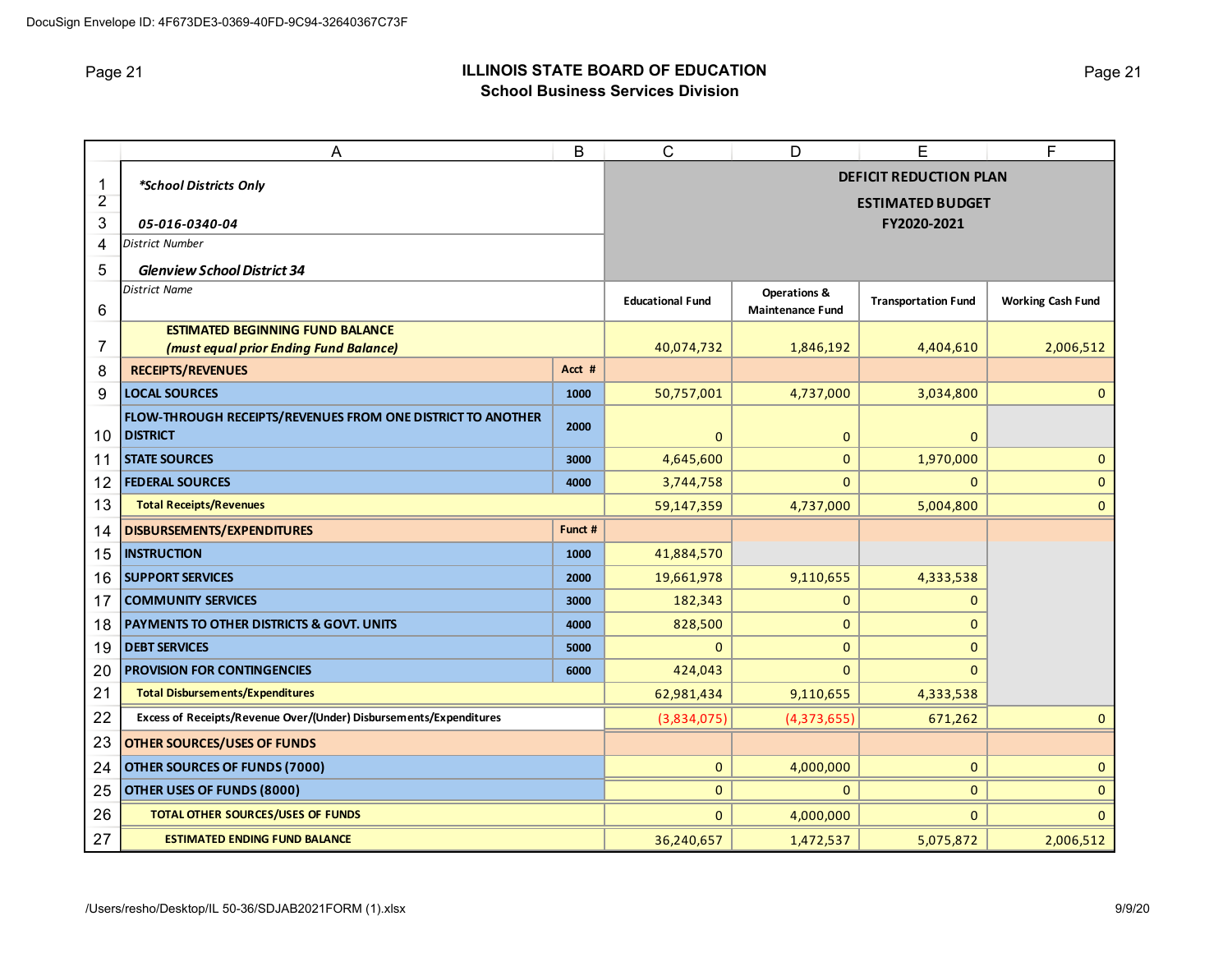ILLINOIS STATE BOARD OF EDUCATION

School Business Services Division

| | A | B | C | D | E | F |
|---|---|---|---|---|---|---|
| 1 | *School Districts Only* | | DEFICIT REDUCTION PLAN | | | |
| 2 | | | ESTIMATED BUDGET | | | |
| 3 | *05-016-0340-04* | | FY2020-2021 | | | |
| 4 | District Number | | | | | |
| 5 | *Glenview School District 34* | | | | | |
| 6 | District Name | | Educational Fund | Operations & Maintenance Fund | Transportation Fund | Working Cash Fund |
| 7 | **ESTIMATED BEGINNING FUND BALANCE** *(must equal prior Ending Fund Balance)* | | 40,074,732 | 1,846,192 | 4,404,610 | 2,006,512 |
| 8 | **RECEIPTS/REVENUES** | Acct # | | | | |
| 9 | **LOCAL SOURCES** | 1000 | 50,757,001 | 4,737,000 | 3,034,800 | 0 |
| 10 | **FLOW-THROUGH RECEIPTS/REVENUES FROM ONE DISTRICT TO ANOTHER DISTRICT** | 2000 | 0 | 0 | 0 | |
| 11 | **STATE SOURCES** | 3000 | 4,645,600 | 0 | 1,970,000 | 0 |
| 12 | **FEDERAL SOURCES** | 4000 | 3,744,758 | 0 | 0 | 0 |
| 13 | **Total Receipts/Revenues** | | 59,147,359 | 4,737,000 | 5,004,800 | 0 |
| 14 | **DISBURSEMENTS/EXPENDITURES** | Funct # | | | | |
| 15 | **INSTRUCTION** | 1000 | 41,884,570 | | | |
| 16 | **SUPPORT SERVICES** | 2000 | 19,661,978 | 9,110,655 | 4,333,538 | |
| 17 | **COMMUNITY SERVICES** | 3000 | 182,343 | 0 | 0 | |
| 18 | **PAYMENTS TO OTHER DISTRICTS & GOVT. UNITS** | 4000 | 828,500 | 0 | 0 | |
| 19 | **DEBT SERVICES** | 5000 | 0 | 0 | 0 | |
| 20 | **PROVISION FOR CONTINGENCIES** | 6000 | 424,043 | 0 | 0 | |
| 21 | **Total Disbursements/Expenditures** | | 62,981,434 | 9,110,655 | 4,333,538 | |
| 22 | Excess of Receipts/Revenue Over/(Under) Disbursements/Expenditures | | (3,834,075) | (4,373,655) | 671,262 | 0 |
| 23 | **OTHER SOURCES/USES OF FUNDS** | | | | | |
| 24 | **OTHER SOURCES OF FUNDS (7000)** | | 0 | 4,000,000 | 0 | 0 |
| 25 | **OTHER USES OF FUNDS (8000)** | | 0 | 0 | 0 | 0 |
| 26 | **TOTAL OTHER SOURCES/USES OF FUNDS** | | 0 | 4,000,000 | 0 | 0 |
| 27 | **ESTIMATED ENDING FUND BALANCE** | | 36,240,657 | 1,472,537 | 5,075,872 | 2,006,512 |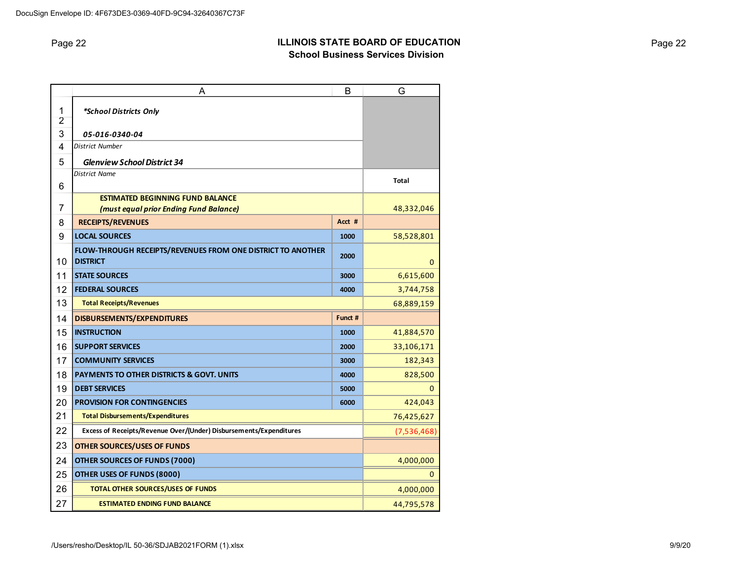# ILLINOIS STATE BOARD OF EDUCATION
## School Business Services Division

| | A | B | G |
|---|---|---|---|
| 1 | *\*School Districts Only* | | |
| 2 | | | |
| 3 | ***05-016-0340-04*** | | |
| 4 | *District Number* | | |
| 5 | ***Glenview School District 34*** | | |
| 6 | *District Name* | | **Total** |
| 7 | **ESTIMATED BEGINNING FUND BALANCE** ***(must equal prior Ending Fund Balance)*** | | 48,332,046 |
| 8 | **RECEIPTS/REVENUES** | **Acct #** | |
| 9 | **LOCAL SOURCES** | **1000** | 58,528,801 |
| 10 | **FLOW-THROUGH RECEIPTS/REVENUES FROM ONE DISTRICT TO ANOTHER DISTRICT** | **2000** | 0 |
| 11 | **STATE SOURCES** | **3000** | 6,615,600 |
| 12 | **FEDERAL SOURCES** | **4000** | 3,744,758 |
| 13 | **Total Receipts/Revenues** | | 68,889,159 |
| 14 | **DISBURSEMENTS/EXPENDITURES** | **Funct #** | |
| 15 | **INSTRUCTION** | **1000** | 41,884,570 |
| 16 | **SUPPORT SERVICES** | **2000** | 33,106,171 |
| 17 | **COMMUNITY SERVICES** | **3000** | 182,343 |
| 18 | **PAYMENTS TO OTHER DISTRICTS & GOVT. UNITS** | **4000** | 828,500 |
| 19 | **DEBT SERVICES** | **5000** | 0 |
| 20 | **PROVISION FOR CONTINGENCIES** | **6000** | 424,043 |
| 21 | **Total Disbursements/Expenditures** | | 76,425,627 |
| 22 | **Excess of Receipts/Revenue Over/(Under) Disbursements/Expenditures** | | (7,536,468) |
| 23 | **OTHER SOURCES/USES OF FUNDS** | | |
| 24 | **OTHER SOURCES OF FUNDS (7000)** | | 4,000,000 |
| 25 | **OTHER USES OF FUNDS (8000)** | | 0 |
| 26 | **TOTAL OTHER SOURCES/USES OF FUNDS** | | 4,000,000 |
| 27 | **ESTIMATED ENDING FUND BALANCE** | | 44,795,578 |

/Users/resho/Desktop/IL 50-36/SDJAB2021FORM (1).xlsx

9/9/20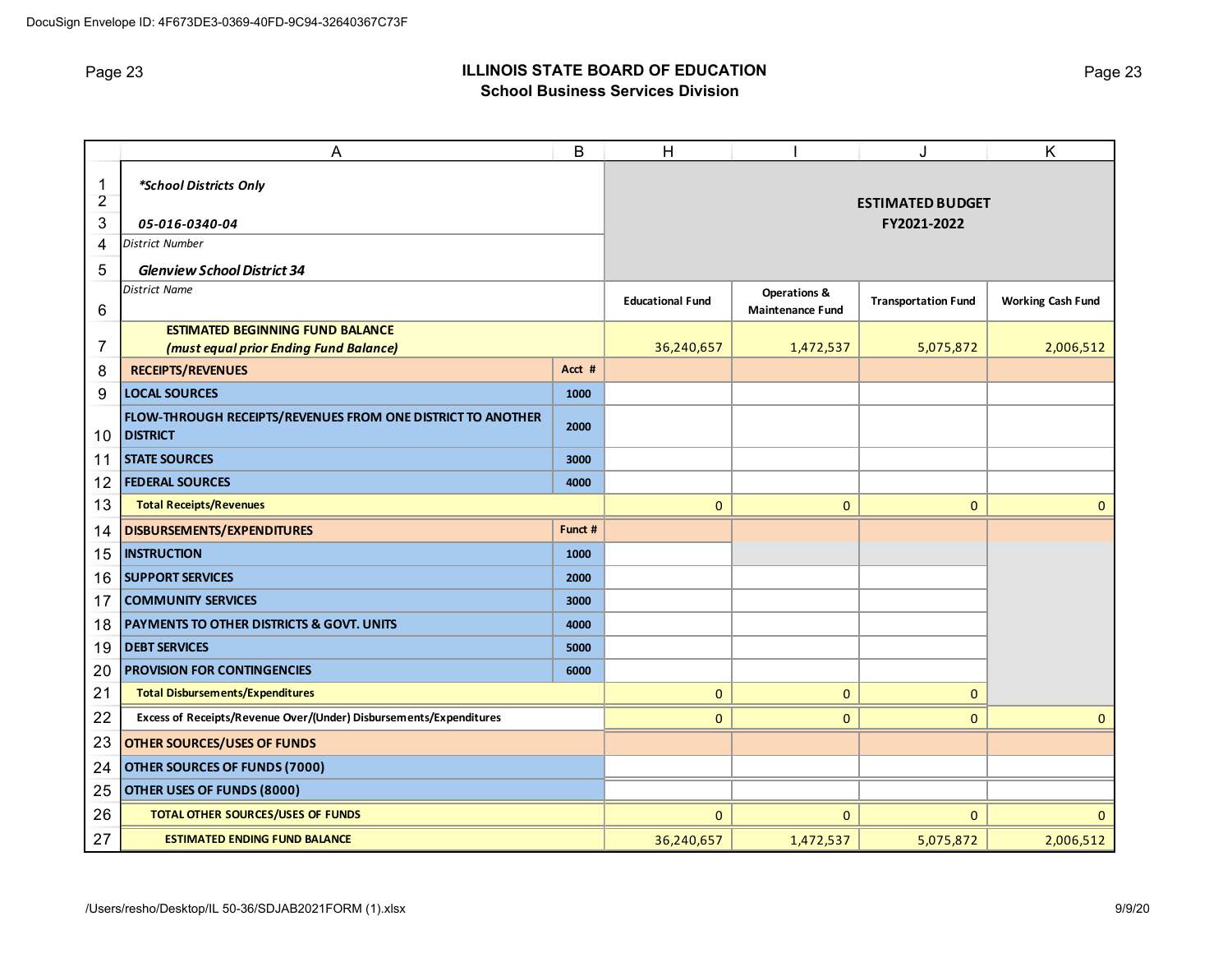## ILLINOIS STATE BOARD OF EDUCATION
### School Business Services Division

| | A | B | H | I | J | K |
|---|---|---|---|---|---|---|
| 1 | ***School Districts Only** | | **ESTIMATED BUDGET FY2021-2022** | | | |
| 2 | | | | | | |
| 3 | ***05-016-0340-04*** | | | | | |
| 4 | *District Number* | | | | | |
| 5 | ***Glenview School District 34*** | | | | | |
| 6 | *District Name* | | **Educational Fund** | **Operations & Maintenance Fund** | **Transportation Fund** | **Working Cash Fund** |
| 7 | **ESTIMATED BEGINNING FUND BALANCE** ***(must equal prior Ending Fund Balance)*** | | 36,240,657 | 1,472,537 | 5,075,872 | 2,006,512 |
| 8 | **RECEIPTS/REVENUES** | **Acct #** | | | | |
| 9 | **LOCAL SOURCES** | **1000** | | | | |
| 10 | **FLOW-THROUGH RECEIPTS/REVENUES FROM ONE DISTRICT TO ANOTHER DISTRICT** | **2000** | | | | |
| 11 | **STATE SOURCES** | **3000** | | | | |
| 12 | **FEDERAL SOURCES** | **4000** | | | | |
| 13 | **Total Receipts/Revenues** | | 0 | 0 | 0 | 0 |
| 14 | **DISBURSEMENTS/EXPENDITURES** | **Funct #** | | | | |
| 15 | **INSTRUCTION** | **1000** | | | | |
| 16 | **SUPPORT SERVICES** | **2000** | | | | |
| 17 | **COMMUNITY SERVICES** | **3000** | | | | |
| 18 | **PAYMENTS TO OTHER DISTRICTS & GOVT. UNITS** | **4000** | | | | |
| 19 | **DEBT SERVICES** | **5000** | | | | |
| 20 | **PROVISION FOR CONTINGENCIES** | **6000** | | | | |
| 21 | **Total Disbursements/Expenditures** | | 0 | 0 | 0 | |
| 22 | **Excess of Receipts/Revenue Over/(Under) Disbursements/Expenditures** | | 0 | 0 | 0 | 0 |
| 23 | **OTHER SOURCES/USES OF FUNDS** | | | | | |
| 24 | **OTHER SOURCES OF FUNDS (7000)** | | | | | |
| 25 | **OTHER USES OF FUNDS (8000)** | | | | | |
| 26 | **TOTAL OTHER SOURCES/USES OF FUNDS** | | 0 | 0 | 0 | 0 |
| 27 | **ESTIMATED ENDING FUND BALANCE** | | 36,240,657 | 1,472,537 | 5,075,872 | 2,006,512 |

/Users/resho/Desktop/IL 50-36/SDJAB2021FORM (1).xlsx

9/9/20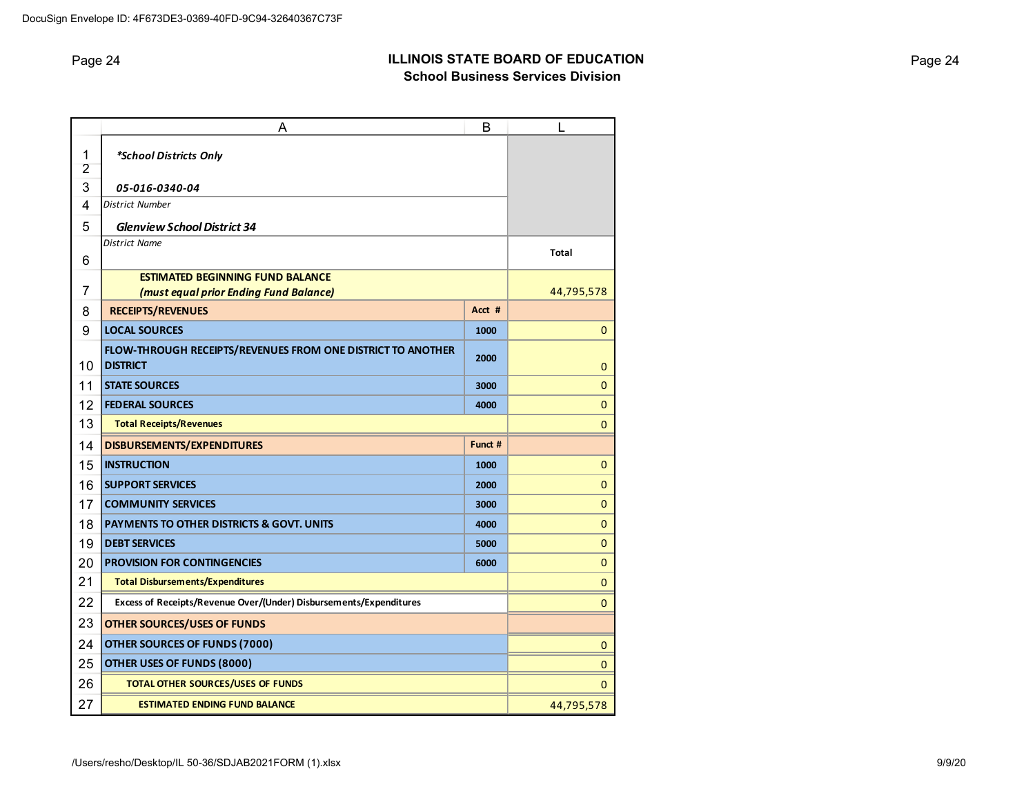# ILLINOIS STATE BOARD OF EDUCATION
## School Business Services Division

| | A | B | L |
|---|---|---|---|
| 1 | *School Districts Only | | |
| 2 | | | |
| 3 | 05-016-0340-04 | | |
| 4 | District Number | | |
| 5 | Glenview School District 34 | | |
| 6 | District Name | | Total |
| 7 | **ESTIMATED BEGINNING FUND BALANCE** *(must equal prior Ending Fund Balance)* | | 44,795,578 |
| 8 | **RECEIPTS/REVENUES** | **Acct #** | |
| 9 | **LOCAL SOURCES** | 1000 | 0 |
| 10 | **FLOW-THROUGH RECEIPTS/REVENUES FROM ONE DISTRICT TO ANOTHER DISTRICT** | 2000 | 0 |
| 11 | **STATE SOURCES** | 3000 | 0 |
| 12 | **FEDERAL SOURCES** | 4000 | 0 |
| 13 | **Total Receipts/Revenues** | | 0 |
| 14 | **DISBURSEMENTS/EXPENDITURES** | **Funct #** | |
| 15 | **INSTRUCTION** | 1000 | 0 |
| 16 | **SUPPORT SERVICES** | 2000 | 0 |
| 17 | **COMMUNITY SERVICES** | 3000 | 0 |
| 18 | **PAYMENTS TO OTHER DISTRICTS & GOVT. UNITS** | 4000 | 0 |
| 19 | **DEBT SERVICES** | 5000 | 0 |
| 20 | **PROVISION FOR CONTINGENCIES** | 6000 | 0 |
| 21 | **Total Disbursements/Expenditures** | | 0 |
| 22 | **Excess of Receipts/Revenue Over/(Under) Disbursements/Expenditures** | | 0 |
| 23 | **OTHER SOURCES/USES OF FUNDS** | | |
| 24 | **OTHER SOURCES OF FUNDS (7000)** | | 0 |
| 25 | **OTHER USES OF FUNDS (8000)** | | 0 |
| 26 | **TOTAL OTHER SOURCES/USES OF FUNDS** | | 0 |
| 27 | **ESTIMATED ENDING FUND BALANCE** | | 44,795,578 |

/Users/resho/Desktop/IL 50-36/SDJAB2021FORM (1).xlsx

9/9/20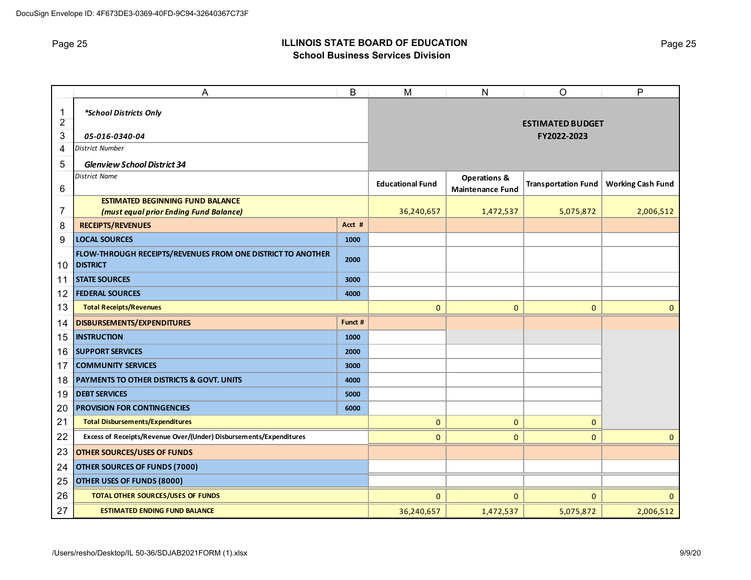## ILLINOIS STATE BOARD OF EDUCATION
### School Business Services Division

| | A | B | M | N | O | P |
|---|---|---|---|---|---|---|
| 1 | *\*School Districts Only* | | | | | |
| 2 | | | **ESTIMATED BUDGET FY2022-2023** | | | |
| 3 | ***05-016-0340-04*** | | | | | |
| 4 | *District Number* | | | | | |
| 5 | ***Glenview School District 34*** | | | | | |
| 6 | *District Name* | | **Educational Fund** | **Operations & Maintenance Fund** | **Transportation Fund** | **Working Cash Fund** |
| 7 | **ESTIMATED BEGINNING FUND BALANCE** ***(must equal prior Ending Fund Balance)*** | | 36,240,657 | 1,472,537 | 5,075,872 | 2,006,512 |
| 8 | **RECEIPTS/REVENUES** | **Acct #** | | | | |
| 9 | **LOCAL SOURCES** | **1000** | | | | |
| 10 | **FLOW-THROUGH RECEIPTS/REVENUES FROM ONE DISTRICT TO ANOTHER DISTRICT** | **2000** | | | | |
| 11 | **STATE SOURCES** | **3000** | | | | |
| 12 | **FEDERAL SOURCES** | **4000** | | | | |
| 13 | **Total Receipts/Revenues** | | 0 | 0 | 0 | 0 |
| 14 | **DISBURSEMENTS/EXPENDITURES** | **Funct #** | | | | |
| 15 | **INSTRUCTION** | **1000** | | | | |
| 16 | **SUPPORT SERVICES** | **2000** | | | | |
| 17 | **COMMUNITY SERVICES** | **3000** | | | | |
| 18 | **PAYMENTS TO OTHER DISTRICTS & GOVT. UNITS** | **4000** | | | | |
| 19 | **DEBT SERVICES** | **5000** | | | | |
| 20 | **PROVISION FOR CONTINGENCIES** | **6000** | | | | |
| 21 | **Total Disbursements/Expenditures** | | 0 | 0 | 0 | |
| 22 | **Excess of Receipts/Revenue Over/(Under) Disbursements/Expenditures** | | 0 | 0 | 0 | 0 |
| 23 | **OTHER SOURCES/USES OF FUNDS** | | | | | |
| 24 | **OTHER SOURCES OF FUNDS (7000)** | | | | | |
| 25 | **OTHER USES OF FUNDS (8000)** | | | | | |
| 26 | **TOTAL OTHER SOURCES/USES OF FUNDS** | | 0 | 0 | 0 | 0 |
| 27 | **ESTIMATED ENDING FUND BALANCE** | | 36,240,657 | 1,472,537 | 5,075,872 | 2,006,512 |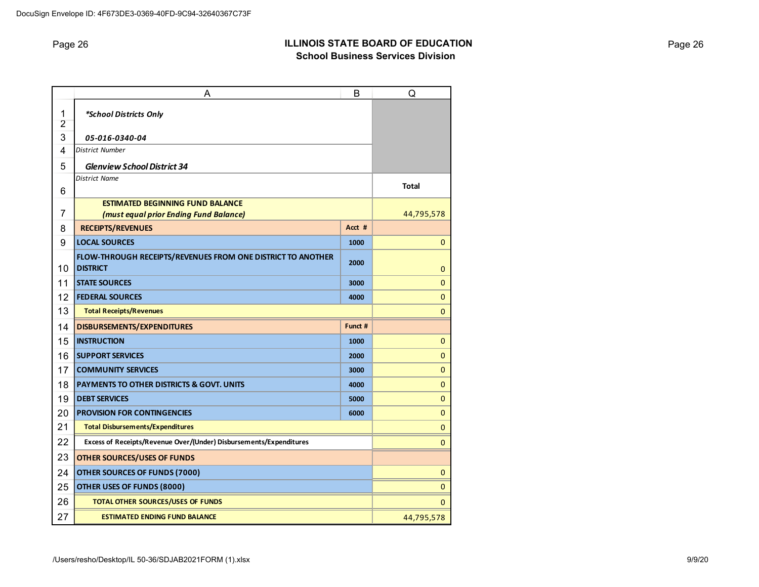**ILLINOIS STATE BOARD OF EDUCATION**
**School Business Services Division**

| | A | B | Q |
|---|---|---|---|
| 1 | *\*School Districts Only* | | |
| 2 | | | |
| 3 | *05-016-0340-04* | | |
| 4 | District Number | | |
| 5 | *Glenview School District 34* | | |
| 6 | District Name | | Total |
| 7 | ESTIMATED BEGINNING FUND BALANCE *(must equal prior Ending Fund Balance)* | | 44,795,578 |
| 8 | RECEIPTS/REVENUES | Acct # | |
| 9 | LOCAL SOURCES | 1000 | 0 |
| 10 | FLOW-THROUGH RECEIPTS/REVENUES FROM ONE DISTRICT TO ANOTHER DISTRICT | 2000 | 0 |
| 11 | STATE SOURCES | 3000 | 0 |
| 12 | FEDERAL SOURCES | 4000 | 0 |
| 13 | Total Receipts/Revenues | | 0 |
| 14 | DISBURSEMENTS/EXPENDITURES | Funct # | |
| 15 | INSTRUCTION | 1000 | 0 |
| 16 | SUPPORT SERVICES | 2000 | 0 |
| 17 | COMMUNITY SERVICES | 3000 | 0 |
| 18 | PAYMENTS TO OTHER DISTRICTS & GOVT. UNITS | 4000 | 0 |
| 19 | DEBT SERVICES | 5000 | 0 |
| 20 | PROVISION FOR CONTINGENCIES | 6000 | 0 |
| 21 | Total Disbursements/Expenditures | | 0 |
| 22 | Excess of Receipts/Revenue Over/(Under) Disbursements/Expenditures | | 0 |
| 23 | OTHER SOURCES/USES OF FUNDS | | |
| 24 | OTHER SOURCES OF FUNDS (7000) | | 0 |
| 25 | OTHER USES OF FUNDS (8000) | | 0 |
| 26 | TOTAL OTHER SOURCES/USES OF FUNDS | | 0 |
| 27 | ESTIMATED ENDING FUND BALANCE | | 44,795,578 |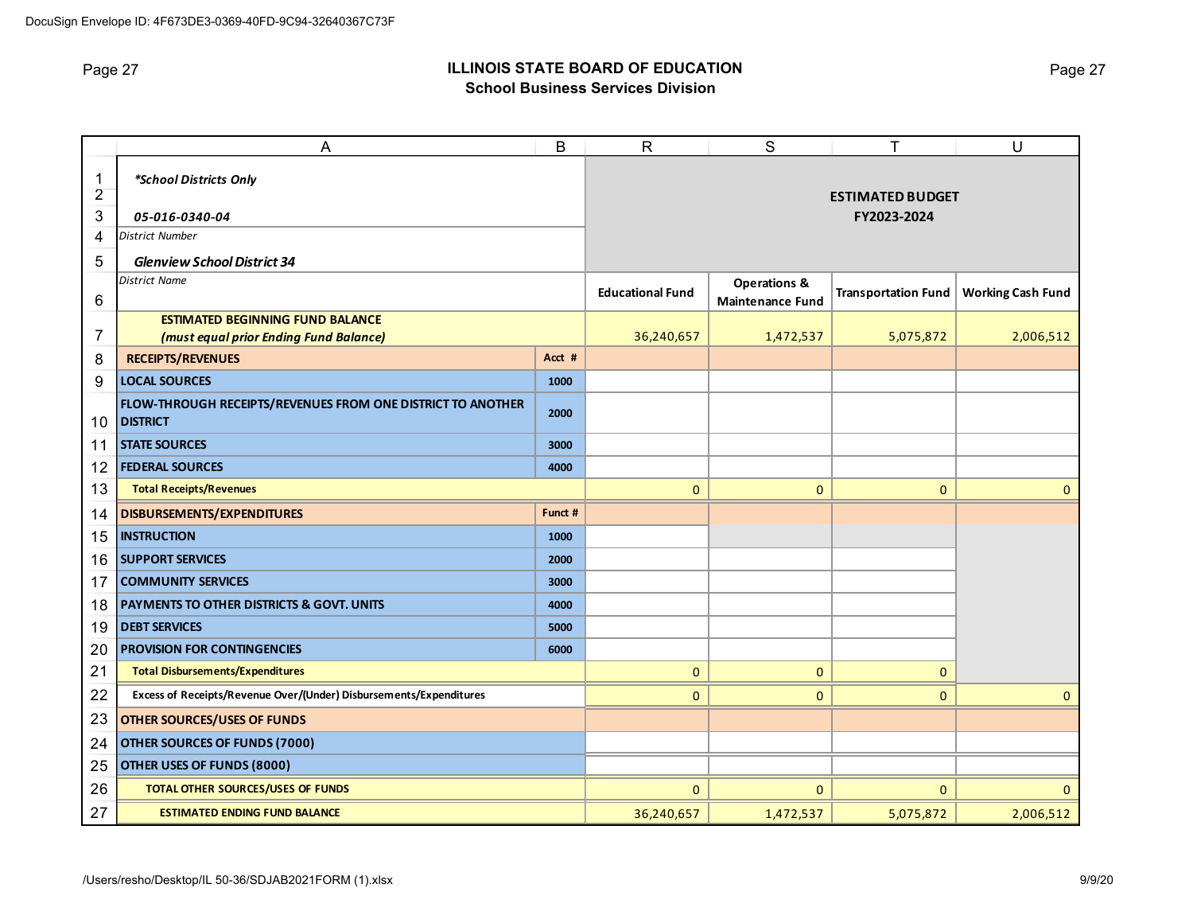# ILLINOIS STATE BOARD OF EDUCATION
## School Business Services Division

| | A | B | R | S | T | U |
|---|---|---|---|---|---|---|
| 1 | *\*School Districts Only* | | **ESTIMATED BUDGET FY2023-2024** | | | |
| 2 | | | | | | |
| 3 | ***05-016-0340-04*** | | | | | |
| 4 | *District Number* | | | | | |
| 5 | ***Glenview School District 34*** | | | | | |
| 6 | *District Name* | | **Educational Fund** | **Operations & Maintenance Fund** | **Transportation Fund** | **Working Cash Fund** |
| 7 | **ESTIMATED BEGINNING FUND BALANCE** ***(must equal prior Ending Fund Balance)*** | | 36,240,657 | 1,472,537 | 5,075,872 | 2,006,512 |
| 8 | **RECEIPTS/REVENUES** | **Acct #** | | | | |
| 9 | **LOCAL SOURCES** | **1000** | | | | |
| 10 | **FLOW-THROUGH RECEIPTS/REVENUES FROM ONE DISTRICT TO ANOTHER DISTRICT** | **2000** | | | | |
| 11 | **STATE SOURCES** | **3000** | | | | |
| 12 | **FEDERAL SOURCES** | **4000** | | | | |
| 13 | **Total Receipts/Revenues** | | 0 | 0 | 0 | 0 |
| 14 | **DISBURSEMENTS/EXPENDITURES** | **Funct #** | | | | |
| 15 | **INSTRUCTION** | **1000** | | | | |
| 16 | **SUPPORT SERVICES** | **2000** | | | | |
| 17 | **COMMUNITY SERVICES** | **3000** | | | | |
| 18 | **PAYMENTS TO OTHER DISTRICTS & GOVT. UNITS** | **4000** | | | | |
| 19 | **DEBT SERVICES** | **5000** | | | | |
| 20 | **PROVISION FOR CONTINGENCIES** | **6000** | | | | |
| 21 | **Total Disbursements/Expenditures** | | 0 | 0 | 0 | |
| 22 | **Excess of Receipts/Revenue Over/(Under) Disbursements/Expenditures** | | 0 | 0 | 0 | 0 |
| 23 | **OTHER SOURCES/USES OF FUNDS** | | | | | |
| 24 | **OTHER SOURCES OF FUNDS (7000)** | | | | | |
| 25 | **OTHER USES OF FUNDS (8000)** | | | | | |
| 26 | **TOTAL OTHER SOURCES/USES OF FUNDS** | | 0 | 0 | 0 | 0 |
| 27 | **ESTIMATED ENDING FUND BALANCE** | | 36,240,657 | 1,472,537 | 5,075,872 | 2,006,512 |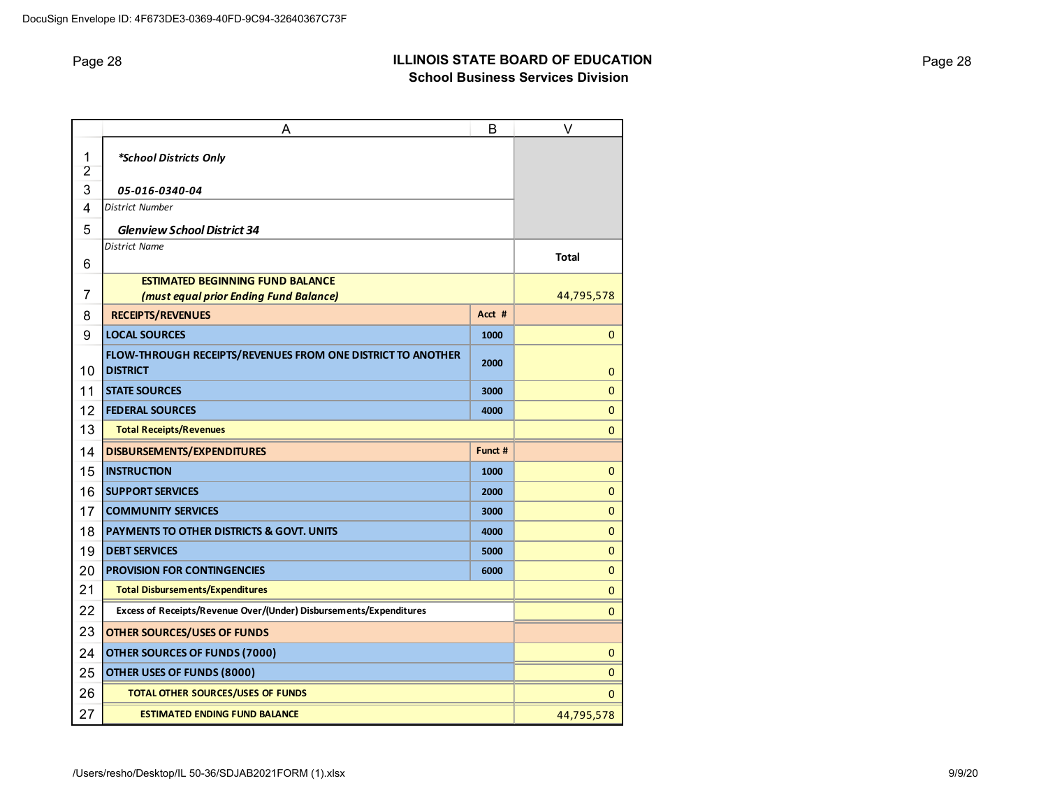## ILLINOIS STATE BOARD OF EDUCATION
### School Business Services Division

| | A | B | V |
|---|---|---|---|
| 1 | *\*School Districts Only* | | |
| 2 | | | |
| 3 | ***05-016-0340-04*** | | |
| 4 | *District Number* | | |
| 5 | ***Glenview School District 34*** | | |
| 6 | *District Name* | | **Total** |
| 7 | **ESTIMATED BEGINNING FUND BALANCE** ***(must equal prior Ending Fund Balance)*** | | 44,795,578 |
| 8 | **RECEIPTS/REVENUES** | **Acct #** | |
| 9 | **LOCAL SOURCES** | **1000** | 0 |
| 10 | **FLOW-THROUGH RECEIPTS/REVENUES FROM ONE DISTRICT TO ANOTHER DISTRICT** | **2000** | 0 |
| 11 | **STATE SOURCES** | **3000** | 0 |
| 12 | **FEDERAL SOURCES** | **4000** | 0 |
| 13 | **Total Receipts/Revenues** | | 0 |
| 14 | **DISBURSEMENTS/EXPENDITURES** | **Funct #** | |
| 15 | **INSTRUCTION** | **1000** | 0 |
| 16 | **SUPPORT SERVICES** | **2000** | 0 |
| 17 | **COMMUNITY SERVICES** | **3000** | 0 |
| 18 | **PAYMENTS TO OTHER DISTRICTS & GOVT. UNITS** | **4000** | 0 |
| 19 | **DEBT SERVICES** | **5000** | 0 |
| 20 | **PROVISION FOR CONTINGENCIES** | **6000** | 0 |
| 21 | **Total Disbursements/Expenditures** | | 0 |
| 22 | **Excess of Receipts/Revenue Over/(Under) Disbursements/Expenditures** | | 0 |
| 23 | **OTHER SOURCES/USES OF FUNDS** | | |
| 24 | **OTHER SOURCES OF FUNDS (7000)** | | 0 |
| 25 | **OTHER USES OF FUNDS (8000)** | | 0 |
| 26 | **TOTAL OTHER SOURCES/USES OF FUNDS** | | 0 |
| 27 | **ESTIMATED ENDING FUND BALANCE** | | 44,795,578 |

/Users/resho/Desktop/IL 50-36/SDJAB2021FORM (1).xlsx 9/9/20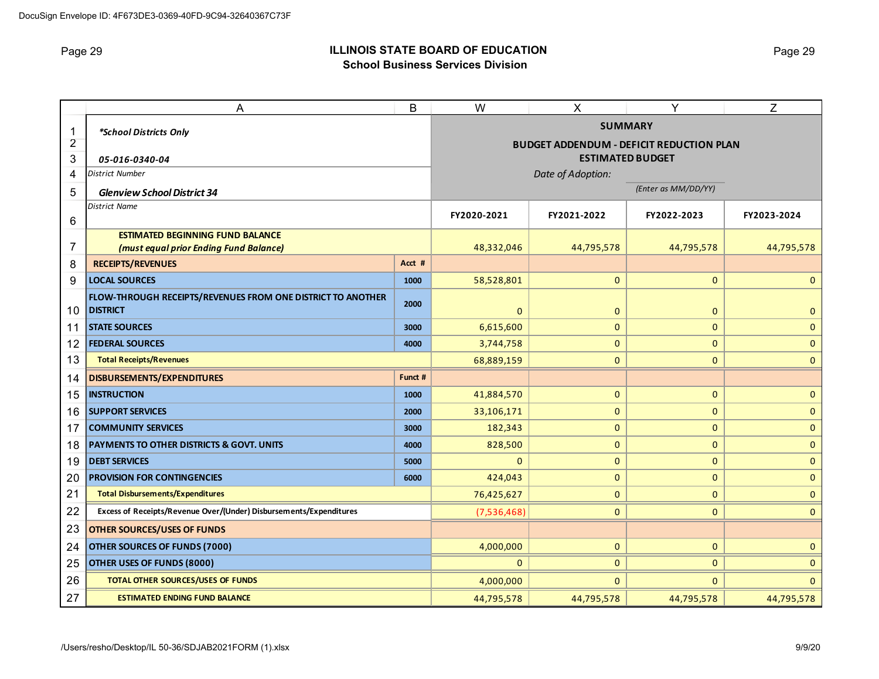ILLINOIS STATE BOARD OF EDUCATION
School Business Services Division

| | A | B | W | X | Y | Z |
|---|---|---|---|---|---|---|
| 1 | *School Districts Only | | SUMMARY | | | |
| 2 | | | BUDGET ADDENDUM - DEFICIT REDUCTION PLAN | | | |
| 3 | 05-016-0340-04 | | ESTIMATED BUDGET | | | |
| 4 | District Number | | Date of Adoption: | | | |
| 5 | Glenview School District 34 | | | | (Enter as MM/DD/YY) | |
| 6 | District Name | | FY2020-2021 | FY2021-2022 | FY2022-2023 | FY2023-2024 |
| 7 | ESTIMATED BEGINNING FUND BALANCE *(must equal prior Ending Fund Balance)* | | 48,332,046 | 44,795,578 | 44,795,578 | 44,795,578 |
| 8 | RECEIPTS/REVENUES | Acct # | | | | |
| 9 | LOCAL SOURCES | 1000 | 58,528,801 | 0 | 0 | 0 |
| 10 | FLOW-THROUGH RECEIPTS/REVENUES FROM ONE DISTRICT TO ANOTHER DISTRICT | 2000 | 0 | 0 | 0 | 0 |
| 11 | STATE SOURCES | 3000 | 6,615,600 | 0 | 0 | 0 |
| 12 | FEDERAL SOURCES | 4000 | 3,744,758 | 0 | 0 | 0 |
| 13 | Total Receipts/Revenues | | 68,889,159 | 0 | 0 | 0 |
| 14 | DISBURSEMENTS/EXPENDITURES | Funct # | | | | |
| 15 | INSTRUCTION | 1000 | 41,884,570 | 0 | 0 | 0 |
| 16 | SUPPORT SERVICES | 2000 | 33,106,171 | 0 | 0 | 0 |
| 17 | COMMUNITY SERVICES | 3000 | 182,343 | 0 | 0 | 0 |
| 18 | PAYMENTS TO OTHER DISTRICTS & GOVT. UNITS | 4000 | 828,500 | 0 | 0 | 0 |
| 19 | DEBT SERVICES | 5000 | 0 | 0 | 0 | 0 |
| 20 | PROVISION FOR CONTINGENCIES | 6000 | 424,043 | 0 | 0 | 0 |
| 21 | Total Disbursements/Expenditures | | 76,425,627 | 0 | 0 | 0 |
| 22 | Excess of Receipts/Revenue Over/(Under) Disbursements/Expenditures | | (7,536,468) | 0 | 0 | 0 |
| 23 | OTHER SOURCES/USES OF FUNDS | | | | | |
| 24 | OTHER SOURCES OF FUNDS (7000) | | 4,000,000 | 0 | 0 | 0 |
| 25 | OTHER USES OF FUNDS (8000) | | 0 | 0 | 0 | 0 |
| 26 | TOTAL OTHER SOURCES/USES OF FUNDS | | 4,000,000 | 0 | 0 | 0 |
| 27 | ESTIMATED ENDING FUND BALANCE | | 44,795,578 | 44,795,578 | 44,795,578 | 44,795,578 |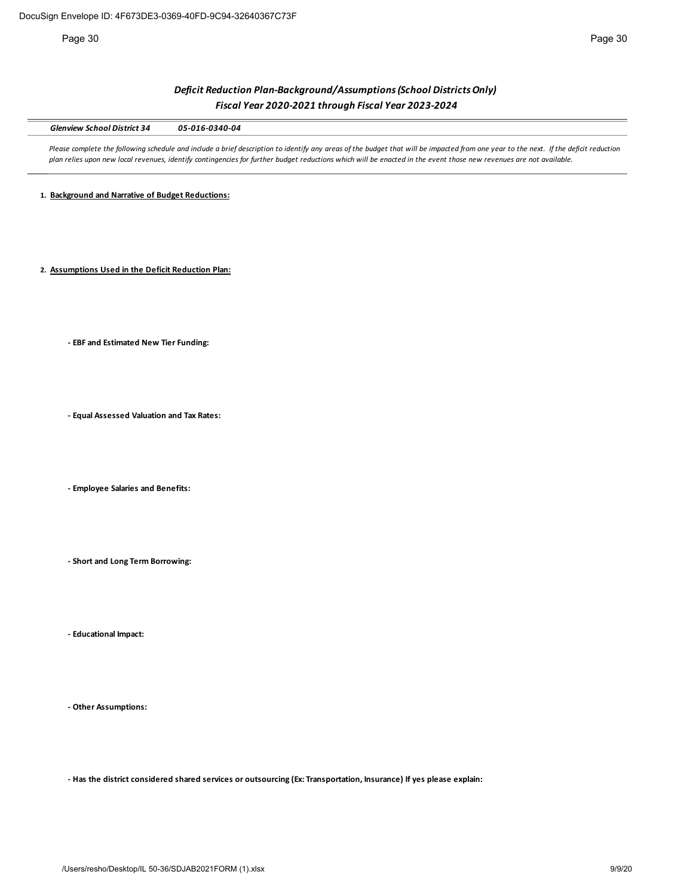## *Deficit Reduction Plan-Background/Assumptions (School Districts Only)*
## *Fiscal Year 2020-2021 through Fiscal Year 2023-2024*

***Glenview School District 34*** ***05-016-0340-04***

*Please complete the following schedule and include a brief description to identify any areas of the budget that will be impacted from one year to the next. If the deficit reduction plan relies upon new local revenues, identify contingencies for further budget reductions which will be enacted in the event those new revenues are not available.*

1. **Background and Narrative of Budget Reductions:**

2. **Assumptions Used in the Deficit Reduction Plan:**

**- EBF and Estimated New Tier Funding:**

**- Equal Assessed Valuation and Tax Rates:**

**- Employee Salaries and Benefits:**

**- Short and Long Term Borrowing:**

**- Educational Impact:**

**- Other Assumptions:**

**- Has the district considered shared services or outsourcing (Ex: Transportation, Insurance) If yes please explain:**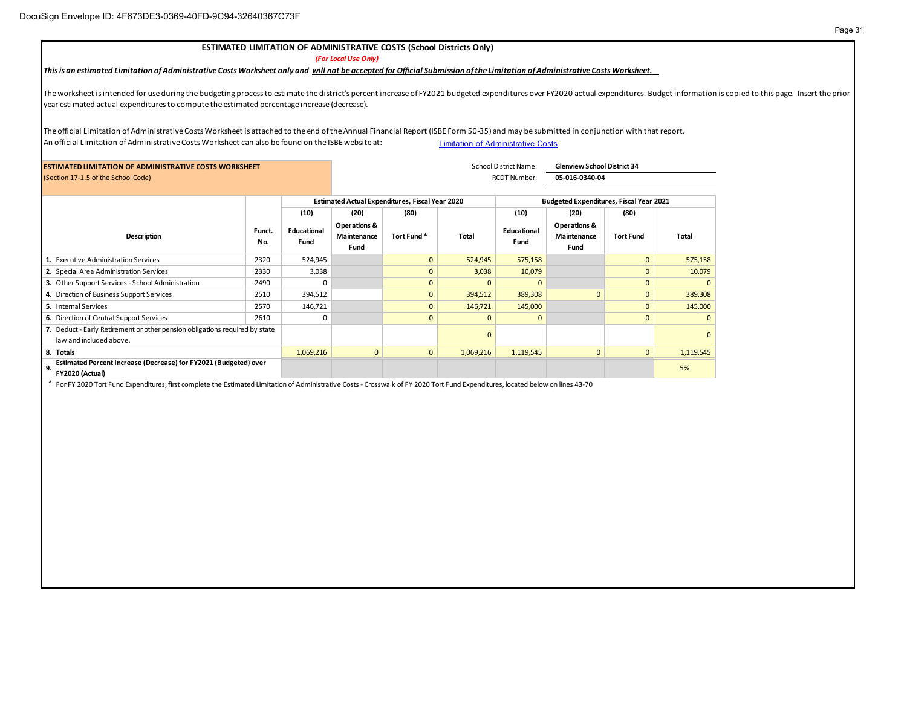DocuSign Envelope ID: 4F673DE3-0369-40FD-9C94-32640367C73F

## ESTIMATED LIMITATION OF ADMINISTRATIVE COSTS (School Districts Only)

*(For Local Use Only)*

***This is an estimated Limitation of Administrative Costs Worksheet only and will not be accepted for Official Submission of the Limitation of Administrative Costs Worksheet.***

The worksheet is intended for use during the budgeting process to estimate the district's percent increase of FY2021 budgeted expenditures over FY2020 actual expenditures. Budget information is copied to this page. Insert the prior year estimated actual expenditures to compute the estimated percentage increase (decrease).

The official Limitation of Administrative Costs Worksheet is attached to the end of the Annual Financial Report (ISBE Form 50-35) and may be submitted in conjunction with that report.
An official Limitation of Administrative Costs Worksheet can also be found on the ISBE website at: Limitation of Administrative Costs

**ESTIMATED LIMITATION OF ADMINISTRATIVE COSTS WORKSHEET**
(Section 17-1.5 of the School Code)

School District Name: **Glenview School District 34**
RCDT Number: **05-016-0340-04**

| Description | Funct. No. | Estimated Actual Expenditures, Fiscal Year 2020 | | | | Budgeted Expenditures, Fiscal Year 2021 | | | |
|---|---|---|---|---|---|---|---|---|---|
| | | (10) Educational Fund | (20) Operations & Maintenance Fund | (80) Tort Fund * | Total | (10) Educational Fund | (20) Operations & Maintenance Fund | (80) Tort Fund | Total |
| 1. Executive Administration Services | 2320 | 524,945 | | 0 | 524,945 | 575,158 | | 0 | 575,158 |
| 2. Special Area Administration Services | 2330 | 3,038 | | 0 | 3,038 | 10,079 | | 0 | 10,079 |
| 3. Other Support Services - School Administration | 2490 | 0 | | 0 | 0 | 0 | | 0 | 0 |
| 4. Direction of Business Support Services | 2510 | 394,512 | | 0 | 394,512 | 389,308 | 0 | 0 | 389,308 |
| 5. Internal Services | 2570 | 146,721 | | 0 | 146,721 | 145,000 | | 0 | 145,000 |
| 6. Direction of Central Support Services | 2610 | 0 | | 0 | 0 | 0 | | 0 | 0 |
| 7. Deduct - Early Retirement or other pension obligations required by state law and included above. | | | | | 0 | | | | 0 |
| 8. Totals | | 1,069,216 | 0 | 0 | 1,069,216 | 1,119,545 | 0 | 0 | 1,119,545 |
| 9. Estimated Percent Increase (Decrease) for FY2021 (Budgeted) over FY2020 (Actual) | | | | | | | | | 5% |

\* For FY 2020 Tort Fund Expenditures, first complete the Estimated Limitation of Administrative Costs - Crosswalk of FY 2020 Tort Fund Expenditures, located below on lines 43-70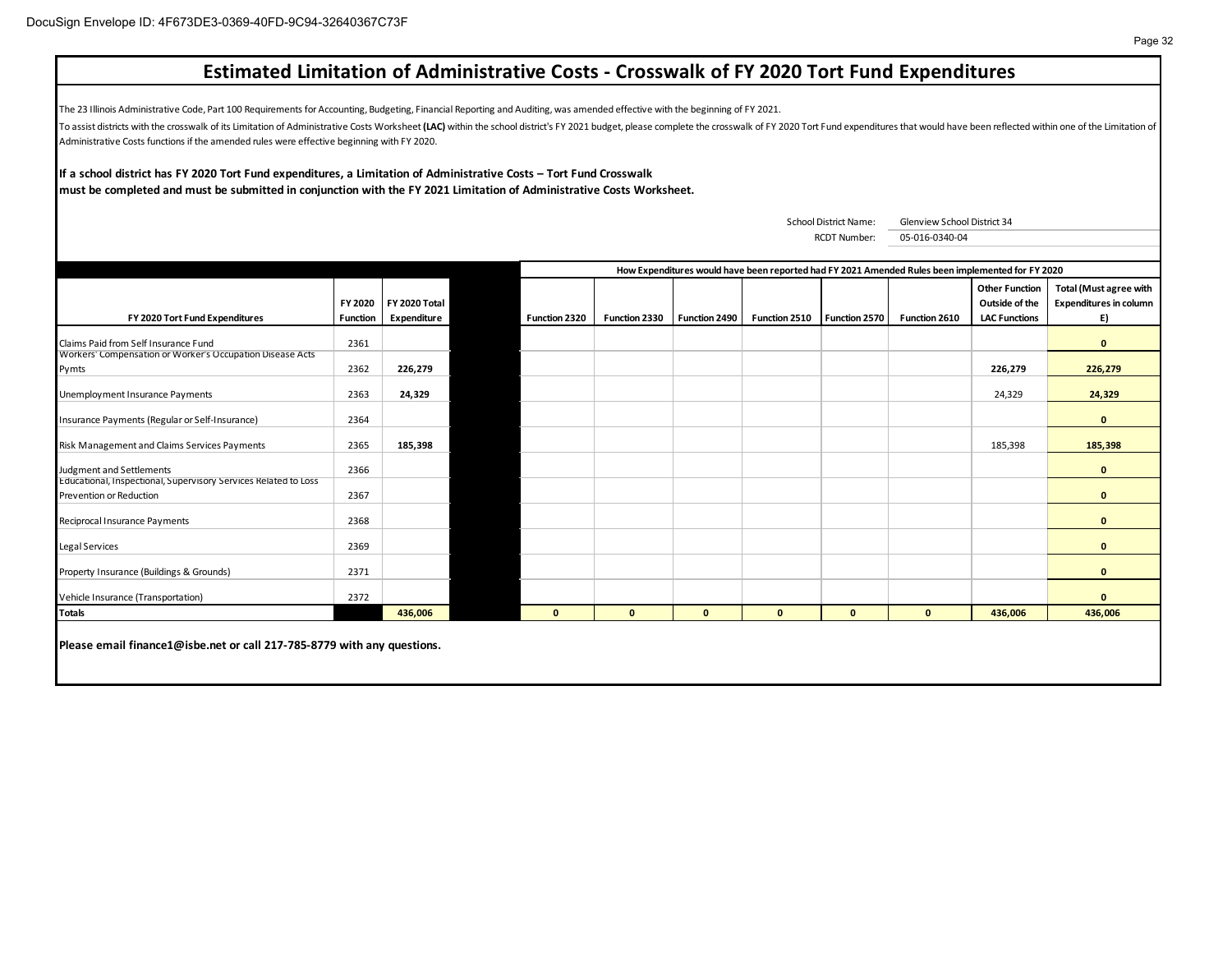DocuSign Envelope ID: 4F673DE3-0369-40FD-9C94-32640367C73F

# Estimated Limitation of Administrative Costs - Crosswalk of FY 2020 Tort Fund Expenditures

The 23 Illinois Administrative Code, Part 100 Requirements for Accounting, Budgeting, Financial Reporting and Auditing, was amended effective with the beginning of FY 2021.

To assist districts with the crosswalk of its Limitation of Administrative Costs Worksheet **(LAC)** within the school district's FY 2021 budget, please complete the crosswalk of FY 2020 Tort Fund expenditures that would have been reflected within one of the Limitation of Administrative Costs functions if the amended rules were effective beginning with FY 2020.

**If a school district has FY 2020 Tort Fund expenditures, a Limitation of Administrative Costs – Tort Fund Crosswalk must be completed and must be submitted in conjunction with the FY 2021 Limitation of Administrative Costs Worksheet.**

School District Name: Glenview School District 34

RCDT Number: 05-016-0340-04

| | | | | How Expenditures would have been reported had FY 2021 Amended Rules been implemented for FY 2020 | | | | | | | |
|---|---|---|---|---|---|---|---|---|---|---|---|
| FY 2020 Tort Fund Expenditures | FY 2020 Function | FY 2020 Total Expenditure | | Function 2320 | Function 2330 | Function 2490 | Function 2510 | Function 2570 | Function 2610 | Other Function Outside of the LAC Functions | Total (Must agree with Expenditures in column E) |
| Claims Paid from Self Insurance Fund | 2361 | | | | | | | | | | 0 |
| Workers' Compensation or Worker's Occupation Disease Acts Pymts | 2362 | 226,279 | | | | | | | | 226,279 | 226,279 |
| Unemployment Insurance Payments | 2363 | 24,329 | | | | | | | | 24,329 | 24,329 |
| Insurance Payments (Regular or Self-Insurance) | 2364 | | | | | | | | | | 0 |
| Risk Management and Claims Services Payments | 2365 | 185,398 | | | | | | | | 185,398 | 185,398 |
| Judgment and Settlements | 2366 | | | | | | | | | | 0 |
| Educational, Inspectional, Supervisory Services Related to Loss Prevention or Reduction | 2367 | | | | | | | | | | 0 |
| Reciprocal Insurance Payments | 2368 | | | | | | | | | | 0 |
| Legal Services | 2369 | | | | | | | | | | 0 |
| Property Insurance (Buildings & Grounds) | 2371 | | | | | | | | | | 0 |
| Vehicle Insurance (Transportation) | 2372 | | | | | | | | | | 0 |
| **Totals** | | **436,006** | | **0** | **0** | **0** | **0** | **0** | **0** | **436,006** | **436,006** |

**Please email finance1@isbe.net or call 217-785-8779 with any questions.**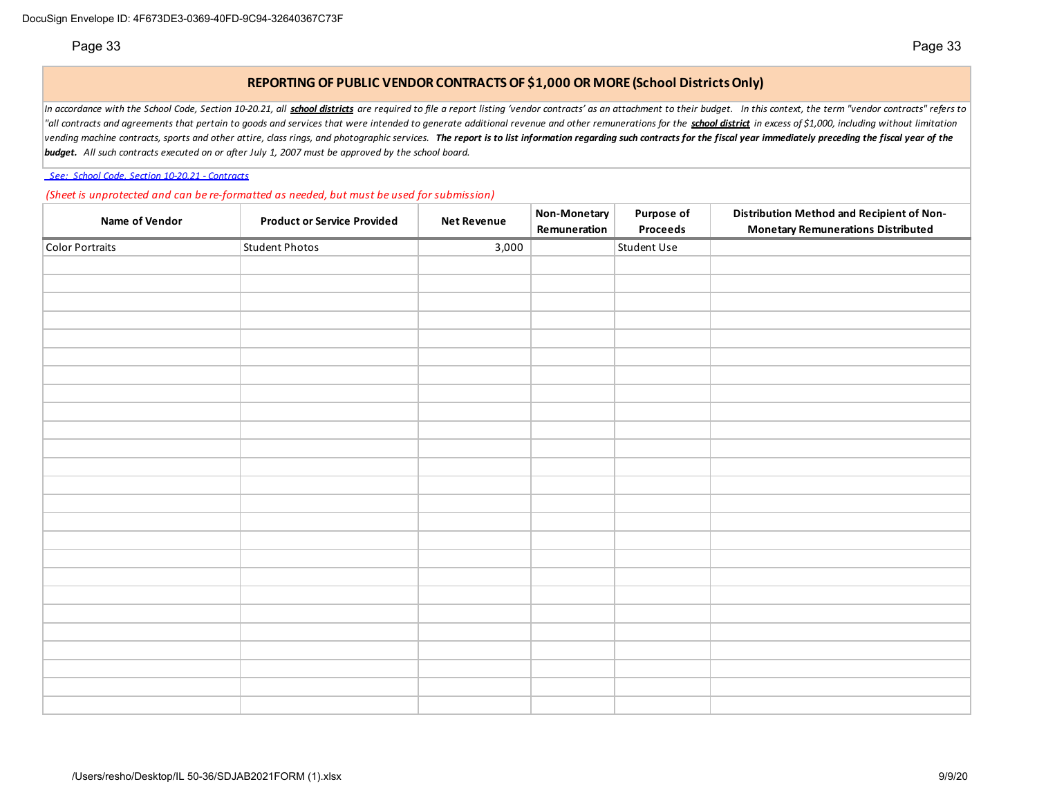## REPORTING OF PUBLIC VENDOR CONTRACTS OF $1,000 OR MORE (School Districts Only)

*In accordance with the School Code, Section 10-20.21, all **school districts** are required to file a report listing 'vendor contracts' as an attachment to their budget. In this context, the term "vendor contracts" refers to "all contracts and agreements that pertain to goods and services that were intended to generate additional revenue and other remunerations for the **school district** in excess of $1,000, including without limitation vending machine contracts, sports and other attire, class rings, and photographic services. **The report is to list information regarding such contracts for the fiscal year immediately preceding the fiscal year of the budget.** All such contracts executed on or after July 1, 2007 must be approved by the school board.*

*See: School Code, Section 10-20.21 - Contracts*

*(Sheet is unprotected and can be re-formatted as needed, but must be used for submission)*

| Name of Vendor | Product or Service Provided | Net Revenue | Non-Monetary Remuneration | Purpose of Proceeds | Distribution Method and Recipient of Non-Monetary Remunerations Distributed |
|---|---|---|---|---|---|
| Color Portraits | Student Photos | 3,000 | | Student Use | |
| | | | | | |
| | | | | | |
| | | | | | |
| | | | | | |
| | | | | | |
| | | | | | |
| | | | | | |
| | | | | | |
| | | | | | |
| | | | | | |
| | | | | | |
| | | | | | |
| | | | | | |
| | | | | | |
| | | | | | |
| | | | | | |
| | | | | | |
| | | | | | |
| | | | | | |
| | | | | | |
| | | | | | |
| | | | | | |
| | | | | | |
| | | | | | |
| | | | | | |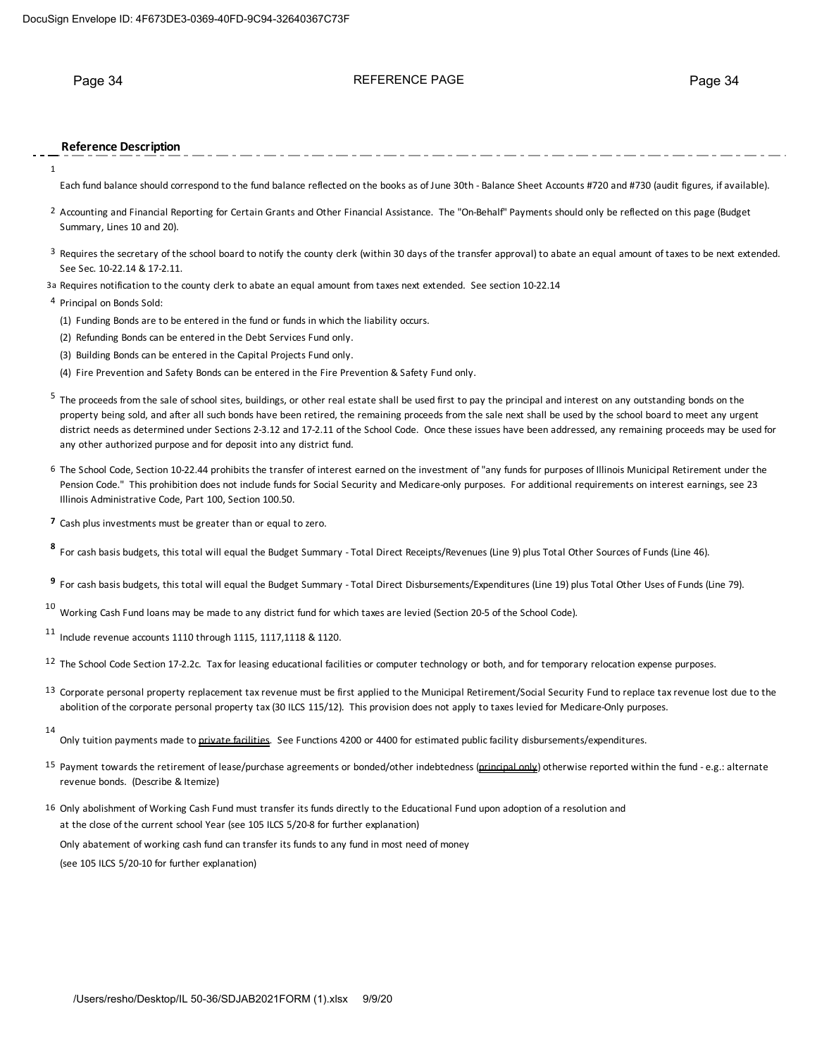REFERENCE PAGE

**Reference Description**

1 Each fund balance should correspond to the fund balance reflected on the books as of June 30th - Balance Sheet Accounts #720 and #730 (audit figures, if available).

2 Accounting and Financial Reporting for Certain Grants and Other Financial Assistance. The "On-Behalf" Payments should only be reflected on this page (Budget Summary, Lines 10 and 20).

3 Requires the secretary of the school board to notify the county clerk (within 30 days of the transfer approval) to abate an equal amount of taxes to be next extended. See Sec. 10-22.14 & 17-2.11.

3a Requires notification to the county clerk to abate an equal amount from taxes next extended. See section 10-22.14

4 Principal on Bonds Sold:

(1) Funding Bonds are to be entered in the fund or funds in which the liability occurs.

(2) Refunding Bonds can be entered in the Debt Services Fund only.

(3) Building Bonds can be entered in the Capital Projects Fund only.

(4) Fire Prevention and Safety Bonds can be entered in the Fire Prevention & Safety Fund only.

5 The proceeds from the sale of school sites, buildings, or other real estate shall be used first to pay the principal and interest on any outstanding bonds on the property being sold, and after all such bonds have been retired, the remaining proceeds from the sale next shall be used by the school board to meet any urgent district needs as determined under Sections 2-3.12 and 17-2.11 of the School Code. Once these issues have been addressed, any remaining proceeds may be used for any other authorized purpose and for deposit into any district fund.

6 The School Code, Section 10-22.44 prohibits the transfer of interest earned on the investment of "any funds for purposes of Illinois Municipal Retirement under the Pension Code." This prohibition does not include funds for Social Security and Medicare-only purposes. For additional requirements on interest earnings, see 23 Illinois Administrative Code, Part 100, Section 100.50.

**7** Cash plus investments must be greater than or equal to zero.

**8** For cash basis budgets, this total will equal the Budget Summary - Total Direct Receipts/Revenues (Line 9) plus Total Other Sources of Funds (Line 46).

**9** For cash basis budgets, this total will equal the Budget Summary - Total Direct Disbursements/Expenditures (Line 19) plus Total Other Uses of Funds (Line 79).

10 Working Cash Fund loans may be made to any district fund for which taxes are levied (Section 20-5 of the School Code).

11 Include revenue accounts 1110 through 1115, 1117,1118 & 1120.

12 The School Code Section 17-2.2c. Tax for leasing educational facilities or computer technology or both, and for temporary relocation expense purposes.

13 Corporate personal property replacement tax revenue must be first applied to the Municipal Retirement/Social Security Fund to replace tax revenue lost due to the abolition of the corporate personal property tax (30 ILCS 115/12). This provision does not apply to taxes levied for Medicare-Only purposes.

14 Only tuition payments made to <u>private facilities</u>. See Functions 4200 or 4400 for estimated public facility disbursements/expenditures.

15 Payment towards the retirement of lease/purchase agreements or bonded/other indebtedness (<u>principal only</u>) otherwise reported within the fund - e.g.: alternate revenue bonds. (Describe & Itemize)

16 Only abolishment of Working Cash Fund must transfer its funds directly to the Educational Fund upon adoption of a resolution and at the close of the current school Year (see 105 ILCS 5/20-8 for further explanation)

Only abatement of working cash fund can transfer its funds to any fund in most need of money

(see 105 ILCS 5/20-10 for further explanation)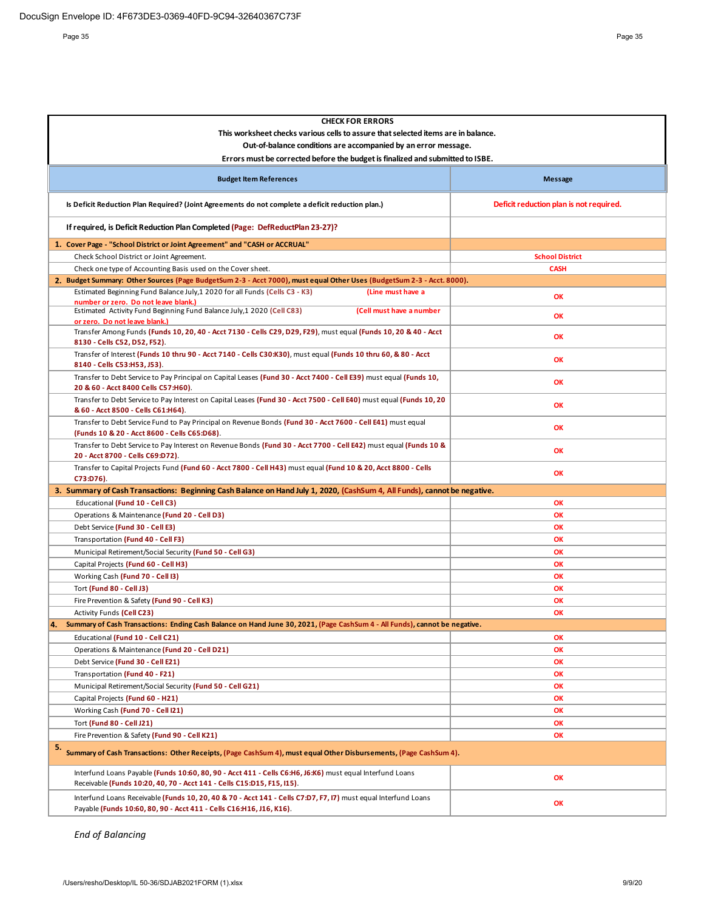DocuSign Envelope ID: 4F673DE3-0369-40FD-9C94-32640367C73F

**CHECK FOR ERRORS**

**This worksheet checks various cells to assure that selected items are in balance.**

**Out-of-balance conditions are accompanied by an error message.**

**Errors must be corrected before the budget is finalized and submitted to ISBE.**

| Budget Item References | Message |
|---|---|
| **Is Deficit Reduction Plan Required? (Joint Agreements do not complete a deficit reduction plan.)** | Deficit reduction plan is not required. |
| **If required, is Deficit Reduction Plan Completed (Page: DefReductPlan 23-27)?** | |
| **1. Cover Page - "School District or Joint Agreement" and "CASH or ACCRUAL"** | |
| Check School District or Joint Agreement. | School District |
| Check one type of Accounting Basis used on the Cover sheet. | CASH |
| **2. Budget Summary: Other Sources (Page BudgetSum 2-3 - Acct 7000), must equal Other Uses (BudgetSum 2-3 - Acct. 8000).** | |
| Estimated Beginning Fund Balance July,1 2020 for all Funds (Cells C3 - K3) (Line must have a number or zero. Do not leave blank.) | OK |
| Estimated Activity Fund Beginning Fund Balance July,1 2020 (Cell C83) (Cell must have a number or zero. Do not leave blank.) | OK |
| Transfer Among Funds (Funds 10, 20, 40 - Acct 7130 - Cells C29, D29, F29), must equal (Funds 10, 20 & 40 - Acct 8130 - Cells C52, D52, F52). | OK |
| Transfer of Interest (Funds 10 thru 90 - Acct 7140 - Cells C30:K30), must equal (Funds 10 thru 60, & 80 - Acct 8140 - Cells C53:H53, J53). | OK |
| Transfer to Debt Service to Pay Principal on Capital Leases (Fund 30 - Acct 7400 - Cell E39) must equal (Funds 10, 20 & 60 - Acct 8400 Cells C57:H60). | OK |
| Transfer to Debt Service to Pay Interest on Capital Leases (Fund 30 - Acct 7500 - Cell E40) must equal (Funds 10, 20 & 60 - Acct 8500 - Cells C61:H64). | OK |
| Transfer to Debt Service Fund to Pay Principal on Revenue Bonds (Fund 30 - Acct 7600 - Cell E41) must equal (Funds 10 & 20 - Acct 8600 - Cells C65:D68). | OK |
| Transfer to Debt Service to Pay Interest on Revenue Bonds (Fund 30 - Acct 7700 - Cell E42) must equal (Funds 10 & 20 - Acct 8700 - Cells C69:D72). | OK |
| Transfer to Capital Projects Fund (Fund 60 - Acct 7800 - Cell H43) must equal (Fund 10 & 20, Acct 8800 - Cells C73:D76). | OK |
| **3. Summary of Cash Transactions: Beginning Cash Balance on Hand July 1, 2020, (CashSum 4, All Funds), cannot be negative.** | |
| Educational (Fund 10 - Cell C3) | OK |
| Operations & Maintenance (Fund 20 - Cell D3) | OK |
| Debt Service (Fund 30 - Cell E3) | OK |
| Transportation (Fund 40 - Cell F3) | OK |
| Municipal Retirement/Social Security (Fund 50 - Cell G3) | OK |
| Capital Projects (Fund 60 - Cell H3) | OK |
| Working Cash (Fund 70 - Cell I3) | OK |
| Tort (Fund 80 - Cell J3) | OK |
| Fire Prevention & Safety (Fund 90 - Cell K3) | OK |
| Activity Funds (Cell C23) | OK |
| **4. Summary of Cash Transactions: Ending Cash Balance on Hand June 30, 2021, (Page CashSum 4 - All Funds), cannot be negative.** | |
| Educational (Fund 10 - Cell C21) | OK |
| Operations & Maintenance (Fund 20 - Cell D21) | OK |
| Debt Service (Fund 30 - Cell E21) | OK |
| Transportation (Fund 40 - F21) | OK |
| Municipal Retirement/Social Security (Fund 50 - Cell G21) | OK |
| Capital Projects (Fund 60 - H21) | OK |
| Working Cash (Fund 70 - Cell I21) | OK |
| Tort (Fund 80 - Cell J21) | OK |
| Fire Prevention & Safety (Fund 90 - Cell K21) | OK |
| **5. Summary of Cash Transactions: Other Receipts, (Page CashSum 4), must equal Other Disbursements, (Page CashSum 4).** | |
| Interfund Loans Payable (Funds 10:60, 80, 90 - Acct 411 - Cells C6:H6, J6:K6) must equal Interfund Loans Receivable (Funds 10:20, 40, 70 - Acct 141 - Cells C15:D15, F15, I15). | OK |
| Interfund Loans Receivable (Funds 10, 20, 40 & 70 - Acct 141 - Cells C7:D7, F7, I7) must equal Interfund Loans Payable (Funds 10:60, 80, 90 - Acct 411 - Cells C16:H16, J16, K16). | OK |

*End of Balancing*

/Users/resho/Desktop/IL 50-36/SDJAB2021FORM (1).xlsx 9/9/20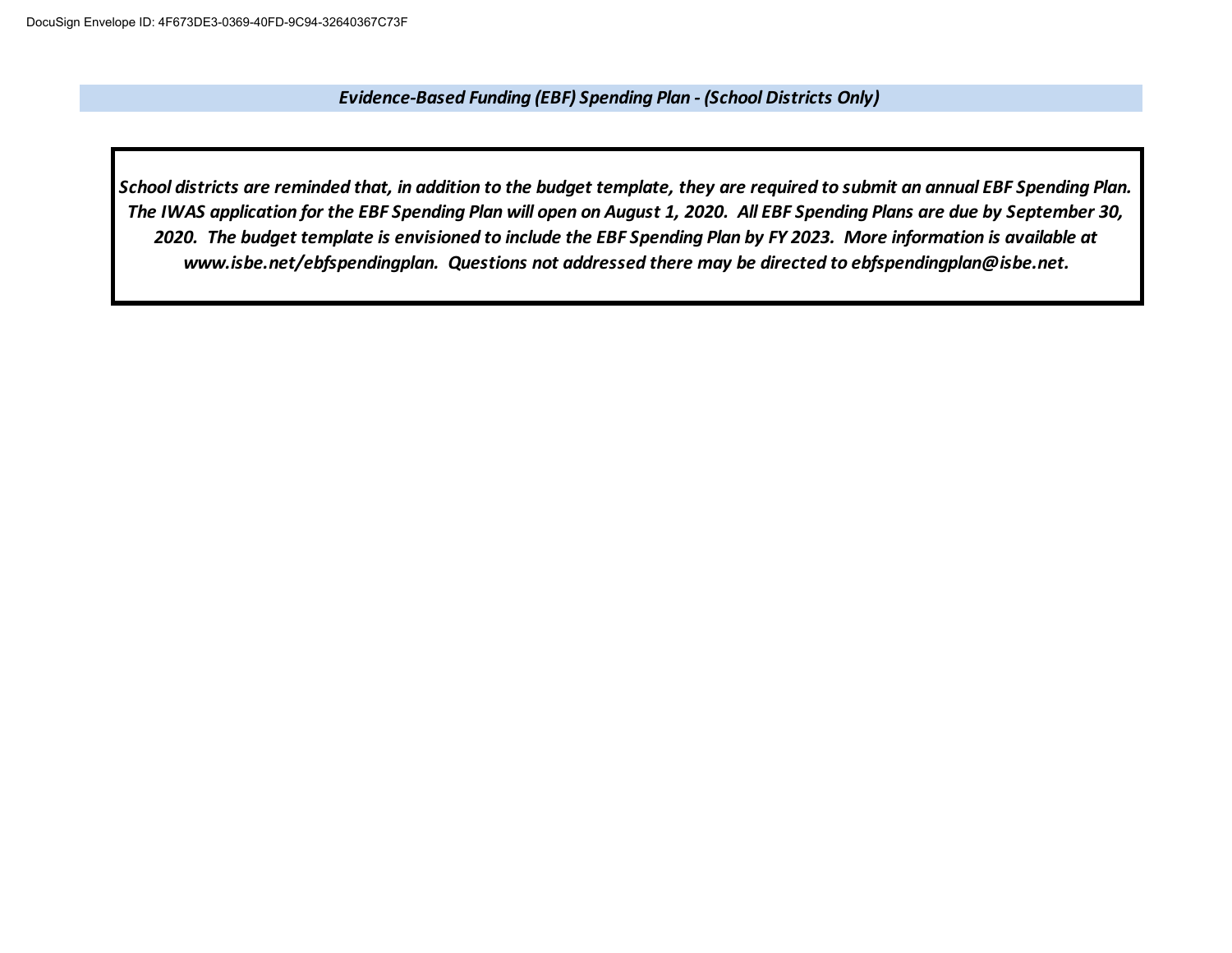## *Evidence-Based Funding (EBF) Spending Plan - (School Districts Only)*

***School districts are reminded that, in addition to the budget template, they are required to submit an annual EBF Spending Plan. The IWAS application for the EBF Spending Plan will open on August 1, 2020. All EBF Spending Plans are due by September 30, 2020. The budget template is envisioned to include the EBF Spending Plan by FY 2023. More information is available at www.isbe.net/ebfspendingplan. Questions not addressed there may be directed to ebfspendingplan@isbe.net.***